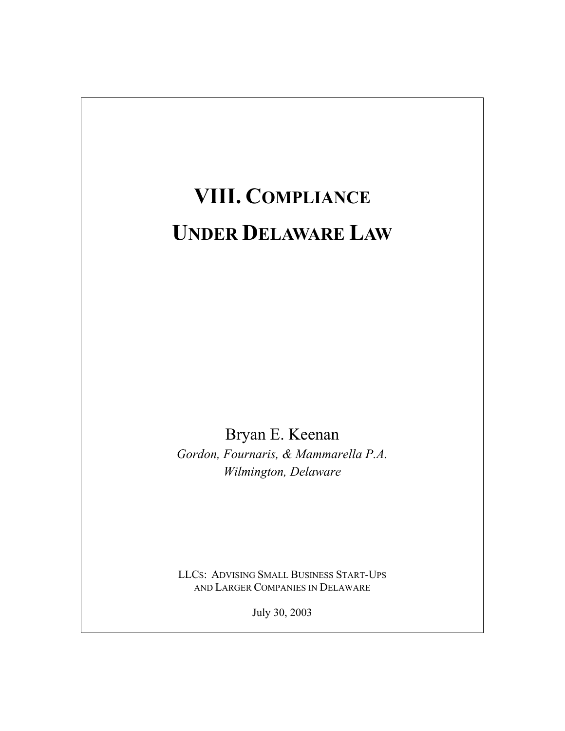# VIII. COMPLIANCE UNDER DELAWARE LAW

Bryan E. Keenan

*Gordon, Fournaris, & Mammarella P.A.*

*Wilmington, Delaware*

LLCS: ADVISING SMALL BUSINESS START-UPS AND LARGER COMPANIES IN DELAWARE

July 30, 2003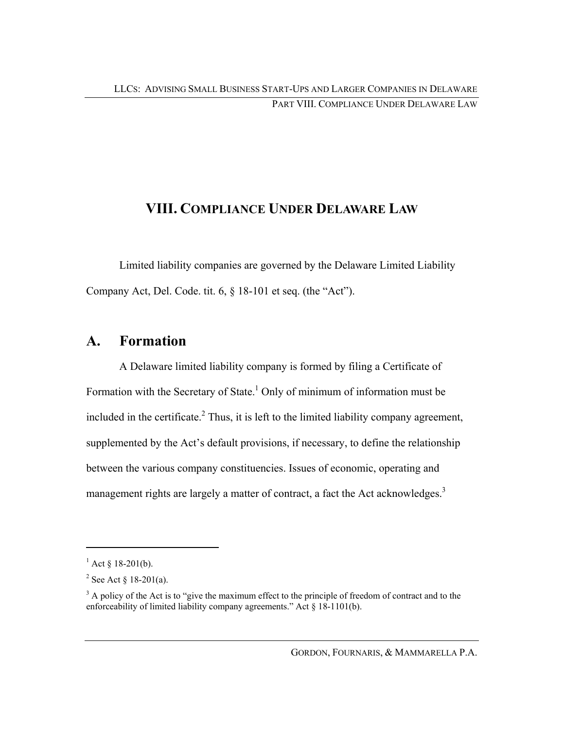# VIII. COMPLIANCE UNDER DELAWARE LAW

Limited liability companies are governed by the Delaware Limited Liability Company Act, Del. Code. tit. 6, § 18-101 et seq. (the "Act").

## A. Formation

A Delaware limited liability company is formed by filing a Certificate of Formation with the Secretary of State.[1] Only of minimum of information must be included in the certificate.[2] Thus, it is left to the limited liability company agreement, supplemented by the Act's default provisions, if necessary, to define the relationship between the various company constituencies. Issues of economic, operating and management rights are largely a matter of contract, a fact the Act acknowledges.[3]

---

[1] Act § 18-201(b).

[2] See Act § 18-201(a).

[3] A policy of the Act is to "give the maximum effect to the principle of freedom of contract and to the enforceability of limited liability company agreements." Act § 18-1101(b).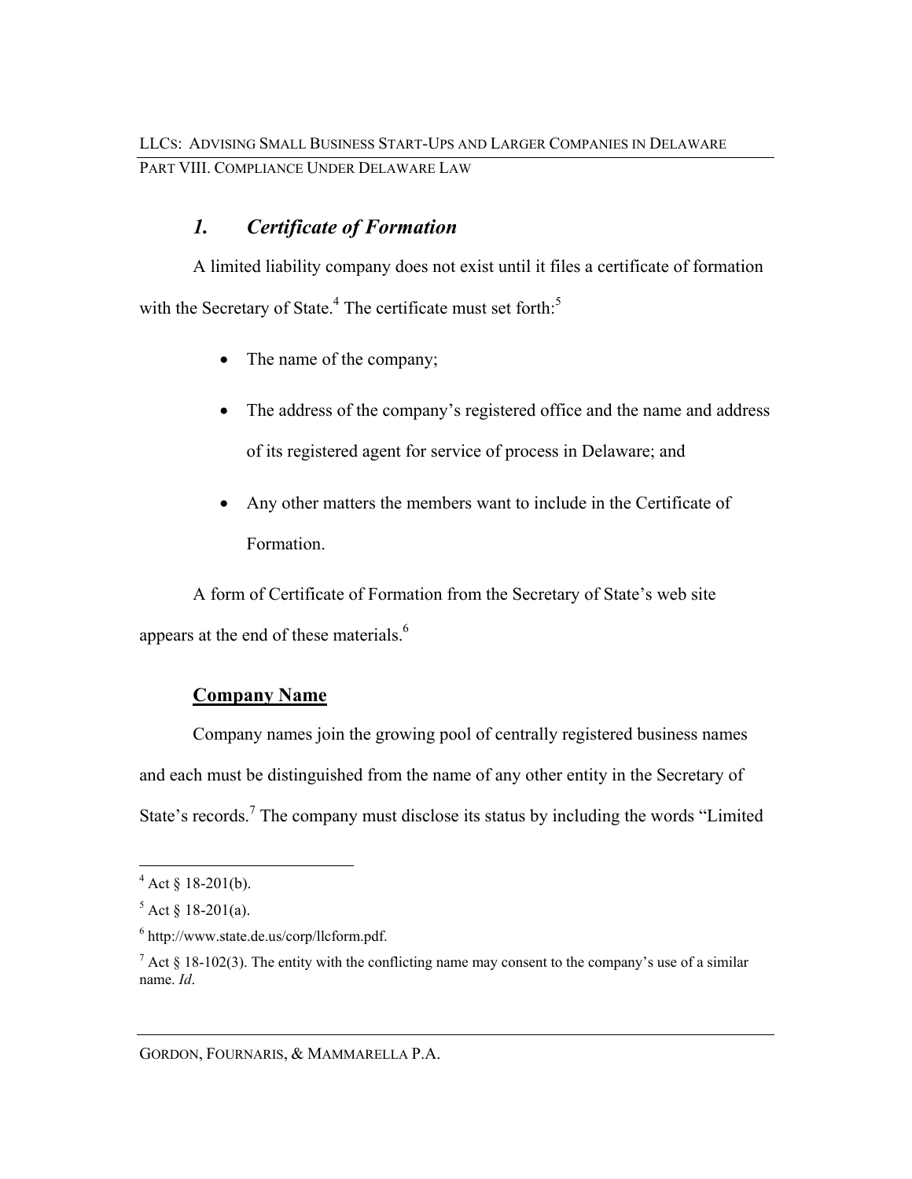### *1. Certificate of Formation*

A limited liability company does not exist until it files a certificate of formation with the Secretary of State.[4] The certificate must set forth:[5]

- The name of the company;
- The address of the company's registered office and the name and address of its registered agent for service of process in Delaware; and
- Any other matters the members want to include in the Certificate of Formation.

A form of Certificate of Formation from the Secretary of State's web site appears at the end of these materials.[6]

**Company Name**

Company names join the growing pool of centrally registered business names and each must be distinguished from the name of any other entity in the Secretary of State's records.[7] The company must disclose its status by including the words "Limited

---

[4] Act § 18-201(b).

[5] Act § 18-201(a).

[6] http://www.state.de.us/corp/llcform.pdf.

[7] Act § 18-102(3). The entity with the conflicting name may consent to the company's use of a similar name. *Id*.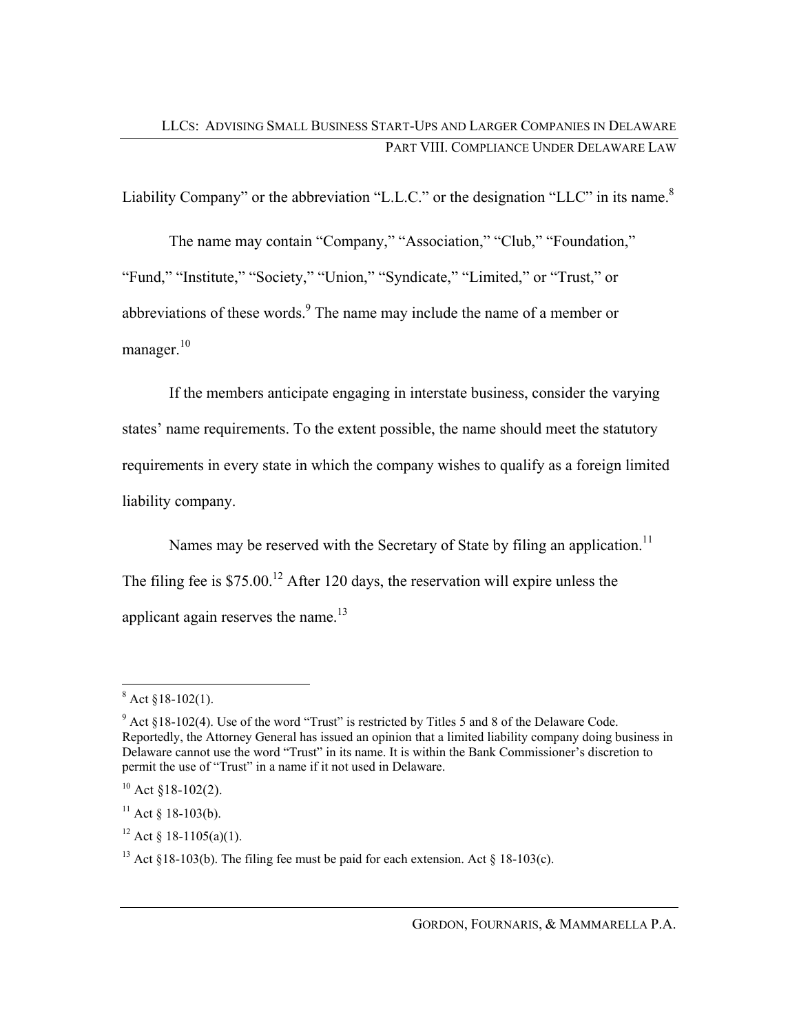Liability Company" or the abbreviation "L.L.C." or the designation "LLC" in its name.[8]

The name may contain "Company," "Association," "Club," "Foundation," "Fund," "Institute," "Society," "Union," "Syndicate," "Limited," or "Trust," or abbreviations of these words.[9] The name may include the name of a member or manager.[10]

If the members anticipate engaging in interstate business, consider the varying states' name requirements. To the extent possible, the name should meet the statutory requirements in every state in which the company wishes to qualify as a foreign limited liability company.

Names may be reserved with the Secretary of State by filing an application.[11] The filing fee is $75.00.[12] After 120 days, the reservation will expire unless the applicant again reserves the name.[13]

---

[8] Act §18-102(1).

[9] Act §18-102(4). Use of the word "Trust" is restricted by Titles 5 and 8 of the Delaware Code. Reportedly, the Attorney General has issued an opinion that a limited liability company doing business in Delaware cannot use the word "Trust" in its name. It is within the Bank Commissioner's discretion to permit the use of "Trust" in a name if it not used in Delaware.

[10] Act §18-102(2).

[11] Act § 18-103(b).

[12] Act § 18-1105(a)(1).

[13] Act §18-103(b). The filing fee must be paid for each extension. Act § 18-103(c).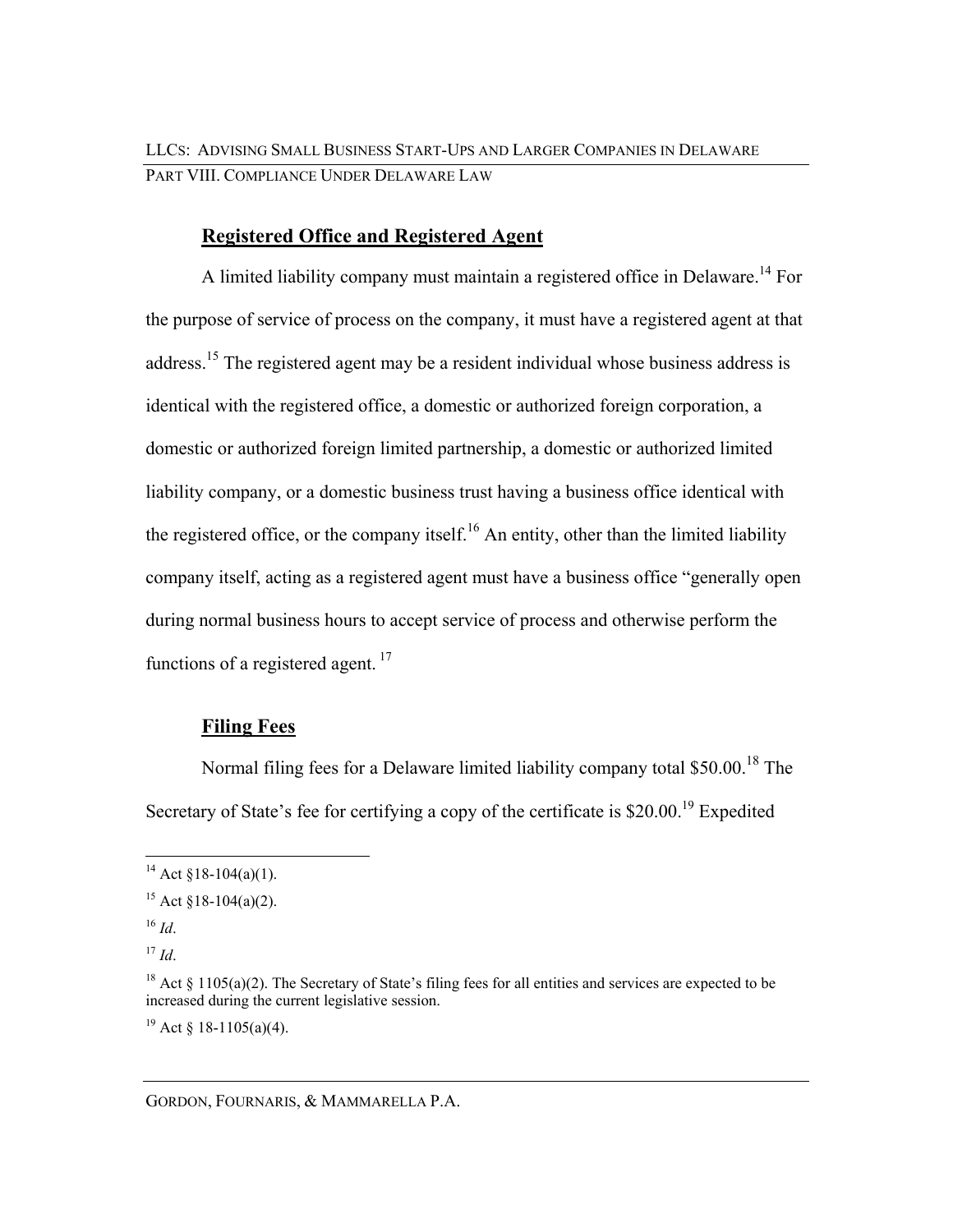## Registered Office and Registered Agent

A limited liability company must maintain a registered office in Delaware.[14] For the purpose of service of process on the company, it must have a registered agent at that address.[15] The registered agent may be a resident individual whose business address is identical with the registered office, a domestic or authorized foreign corporation, a domestic or authorized foreign limited partnership, a domestic or authorized limited liability company, or a domestic business trust having a business office identical with the registered office, or the company itself.[16] An entity, other than the limited liability company itself, acting as a registered agent must have a business office "generally open during normal business hours to accept service of process and otherwise perform the functions of a registered agent.[17]

## Filing Fees

Normal filing fees for a Delaware limited liability company total $50.00.[18] The Secretary of State's fee for certifying a copy of the certificate is $20.00.[19] Expedited

---

[14] Act §18-104(a)(1).

[15] Act §18-104(a)(2).

[16] *Id*.

[17] *Id*.

[18] Act § 1105(a)(2). The Secretary of State's filing fees for all entities and services are expected to be increased during the current legislative session.

[19] Act § 18-1105(a)(4).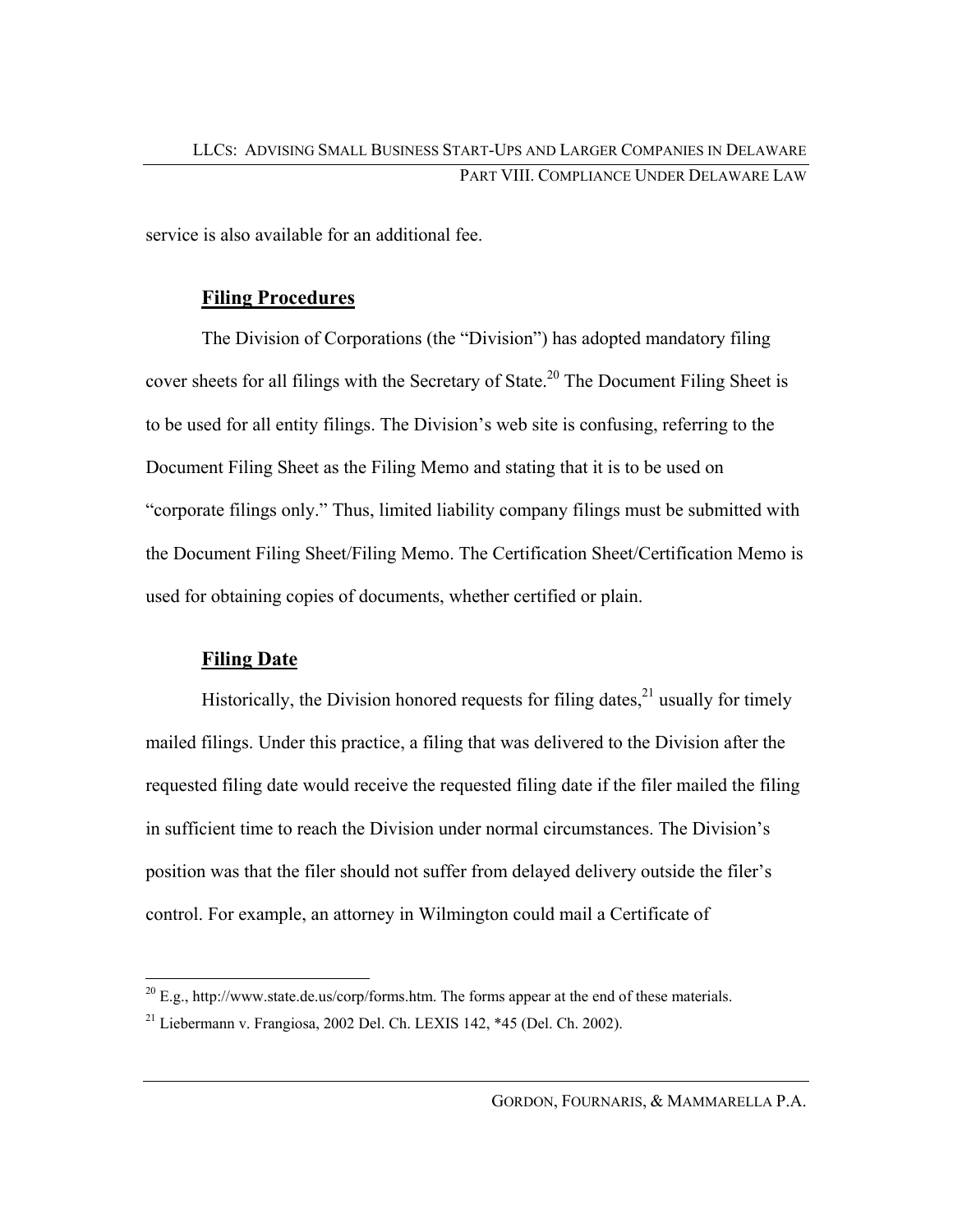service is also available for an additional fee.

## Filing Procedures

The Division of Corporations (the "Division") has adopted mandatory filing cover sheets for all filings with the Secretary of State.[20] The Document Filing Sheet is to be used for all entity filings. The Division's web site is confusing, referring to the Document Filing Sheet as the Filing Memo and stating that it is to be used on "corporate filings only." Thus, limited liability company filings must be submitted with the Document Filing Sheet/Filing Memo. The Certification Sheet/Certification Memo is used for obtaining copies of documents, whether certified or plain.

## Filing Date

Historically, the Division honored requests for filing dates,[21] usually for timely mailed filings. Under this practice, a filing that was delivered to the Division after the requested filing date would receive the requested filing date if the filer mailed the filing in sufficient time to reach the Division under normal circumstances. The Division's position was that the filer should not suffer from delayed delivery outside the filer's control. For example, an attorney in Wilmington could mail a Certificate of

---

[20] E.g., http://www.state.de.us/corp/forms.htm. The forms appear at the end of these materials.

[21] Liebermann v. Frangiosa, 2002 Del. Ch. LEXIS 142, *45 (Del. Ch. 2002).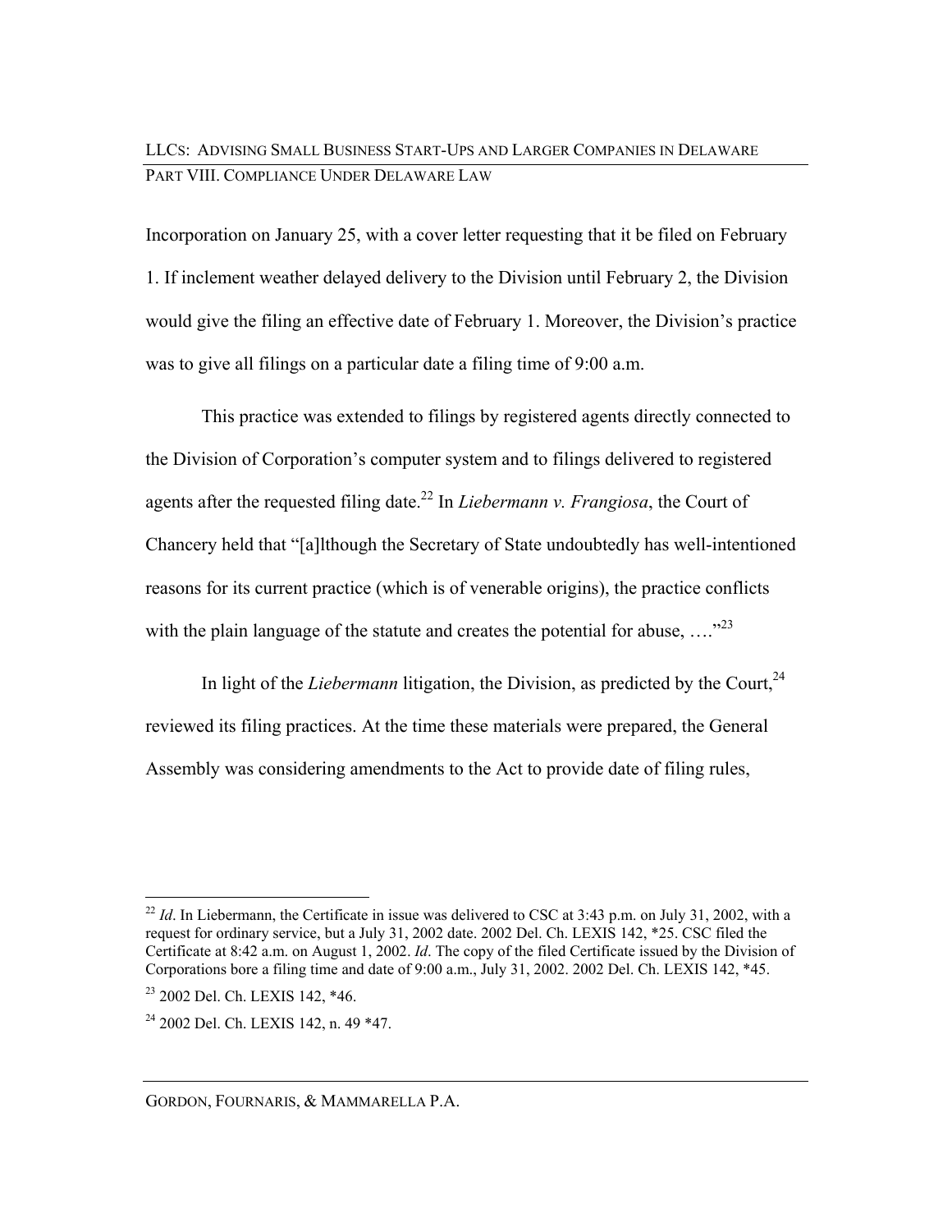Incorporation on January 25, with a cover letter requesting that it be filed on February 1. If inclement weather delayed delivery to the Division until February 2, the Division would give the filing an effective date of February 1. Moreover, the Division's practice was to give all filings on a particular date a filing time of 9:00 a.m.

This practice was extended to filings by registered agents directly connected to the Division of Corporation's computer system and to filings delivered to registered agents after the requested filing date.[22] In *Liebermann v. Frangiosa*, the Court of Chancery held that "[a]lthough the Secretary of State undoubtedly has well-intentioned reasons for its current practice (which is of venerable origins), the practice conflicts with the plain language of the statute and creates the potential for abuse, …."[23]

In light of the *Liebermann* litigation, the Division, as predicted by the Court,[24] reviewed its filing practices. At the time these materials were prepared, the General Assembly was considering amendments to the Act to provide date of filing rules,

---

[22] *Id*. In Liebermann, the Certificate in issue was delivered to CSC at 3:43 p.m. on July 31, 2002, with a request for ordinary service, but a July 31, 2002 date. 2002 Del. Ch. LEXIS 142, *25. CSC filed the Certificate at 8:42 a.m. on August 1, 2002. *Id*. The copy of the filed Certificate issued by the Division of Corporations bore a filing time and date of 9:00 a.m., July 31, 2002. 2002 Del. Ch. LEXIS 142, *45.

[23] 2002 Del. Ch. LEXIS 142, *46.

[24] 2002 Del. Ch. LEXIS 142, n. 49 *47.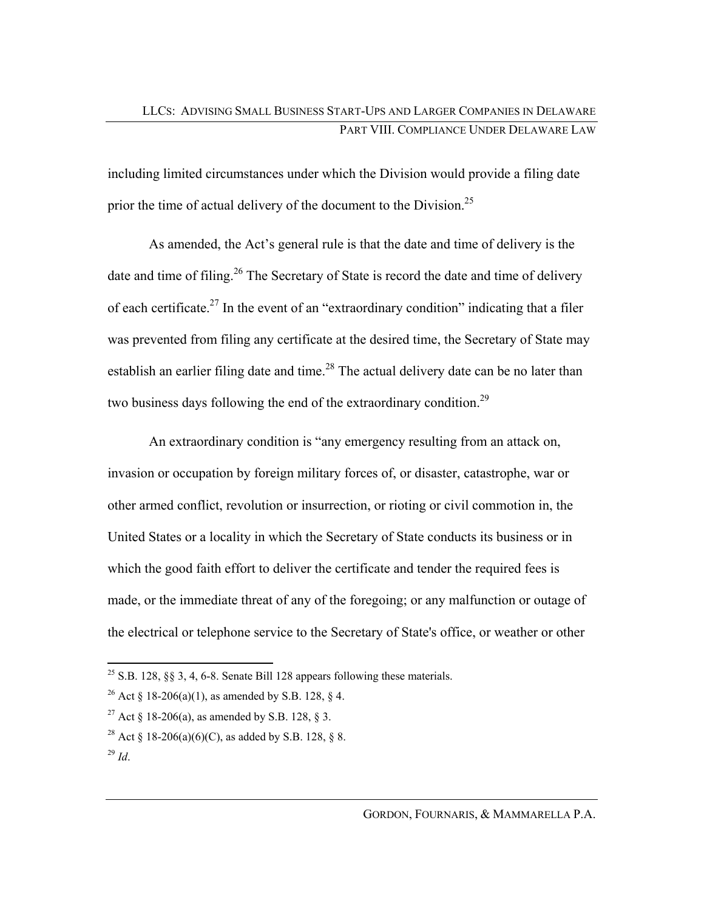including limited circumstances under which the Division would provide a filing date prior the time of actual delivery of the document to the Division.[25]

As amended, the Act's general rule is that the date and time of delivery is the date and time of filing.[26] The Secretary of State is record the date and time of delivery of each certificate.[27] In the event of an "extraordinary condition" indicating that a filer was prevented from filing any certificate at the desired time, the Secretary of State may establish an earlier filing date and time.[28] The actual delivery date can be no later than two business days following the end of the extraordinary condition.[29]

An extraordinary condition is "any emergency resulting from an attack on, invasion or occupation by foreign military forces of, or disaster, catastrophe, war or other armed conflict, revolution or insurrection, or rioting or civil commotion in, the United States or a locality in which the Secretary of State conducts its business or in which the good faith effort to deliver the certificate and tender the required fees is made, or the immediate threat of any of the foregoing; or any malfunction or outage of the electrical or telephone service to the Secretary of State's office, or weather or other

---

[25] S.B. 128, §§ 3, 4, 6-8. Senate Bill 128 appears following these materials.

[26] Act § 18-206(a)(1), as amended by S.B. 128, § 4.

[27] Act § 18-206(a), as amended by S.B. 128, § 3.

[28] Act § 18-206(a)(6)(C), as added by S.B. 128, § 8.

[29] *Id*.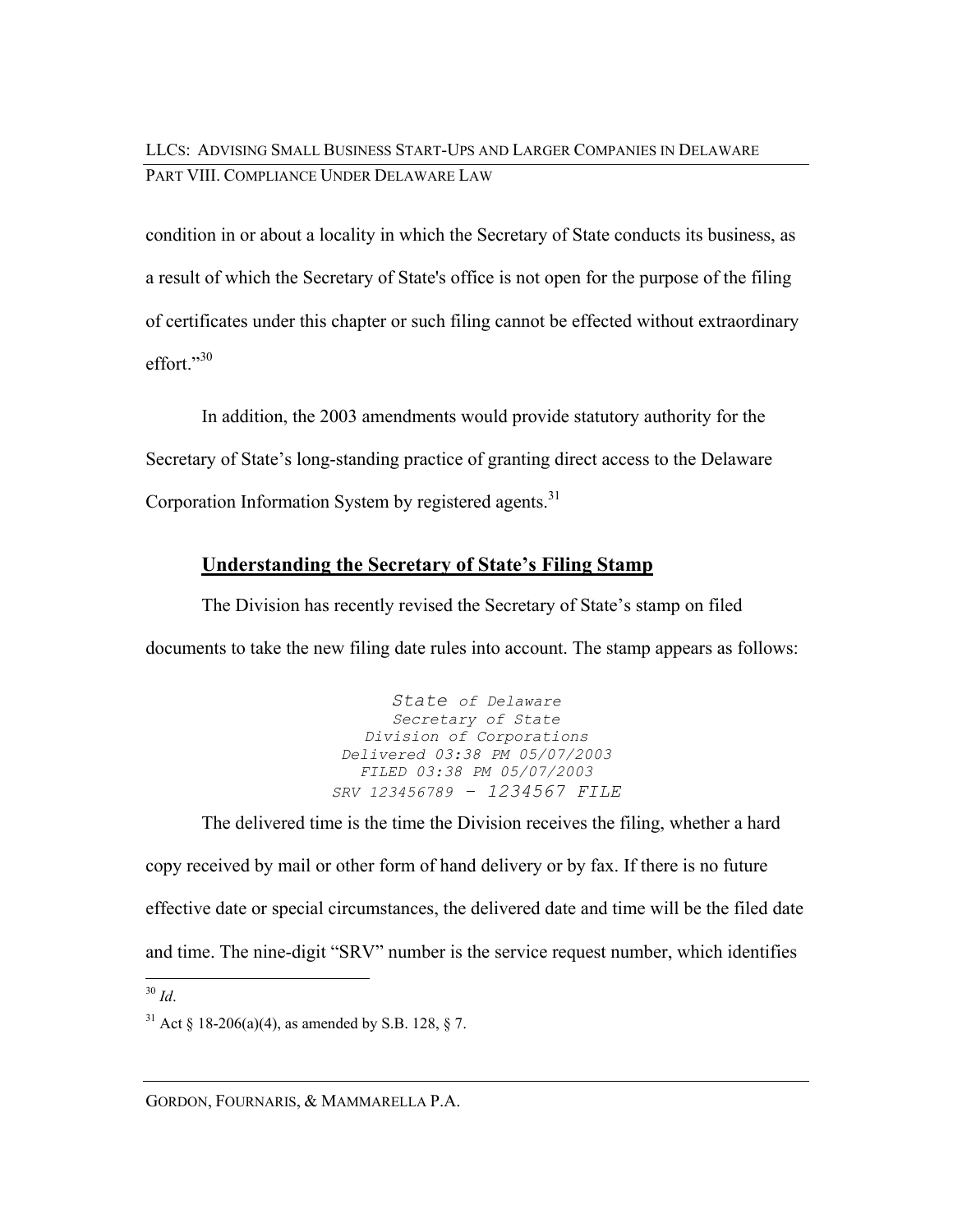condition in or about a locality in which the Secretary of State conducts its business, as a result of which the Secretary of State's office is not open for the purpose of the filing of certificates under this chapter or such filing cannot be effected without extraordinary effort."[30]

In addition, the 2003 amendments would provide statutory authority for the Secretary of State's long-standing practice of granting direct access to the Delaware Corporation Information System by registered agents.[31]

## Understanding the Secretary of State's Filing Stamp

The Division has recently revised the Secretary of State's stamp on filed documents to take the new filing date rules into account. The stamp appears as follows:

```
State of Delaware
Secretary of State
Division of Corporations
Delivered 03:38 PM 05/07/2003
FILED 03:38 PM 05/07/2003
SRV 123456789 – 1234567 FILE
```

The delivered time is the time the Division receives the filing, whether a hard copy received by mail or other form of hand delivery or by fax. If there is no future effective date or special circumstances, the delivered date and time will be the filed date and time. The nine-digit "SRV" number is the service request number, which identifies

---

[30] *Id*.

[31] Act § 18-206(a)(4), as amended by S.B. 128, § 7.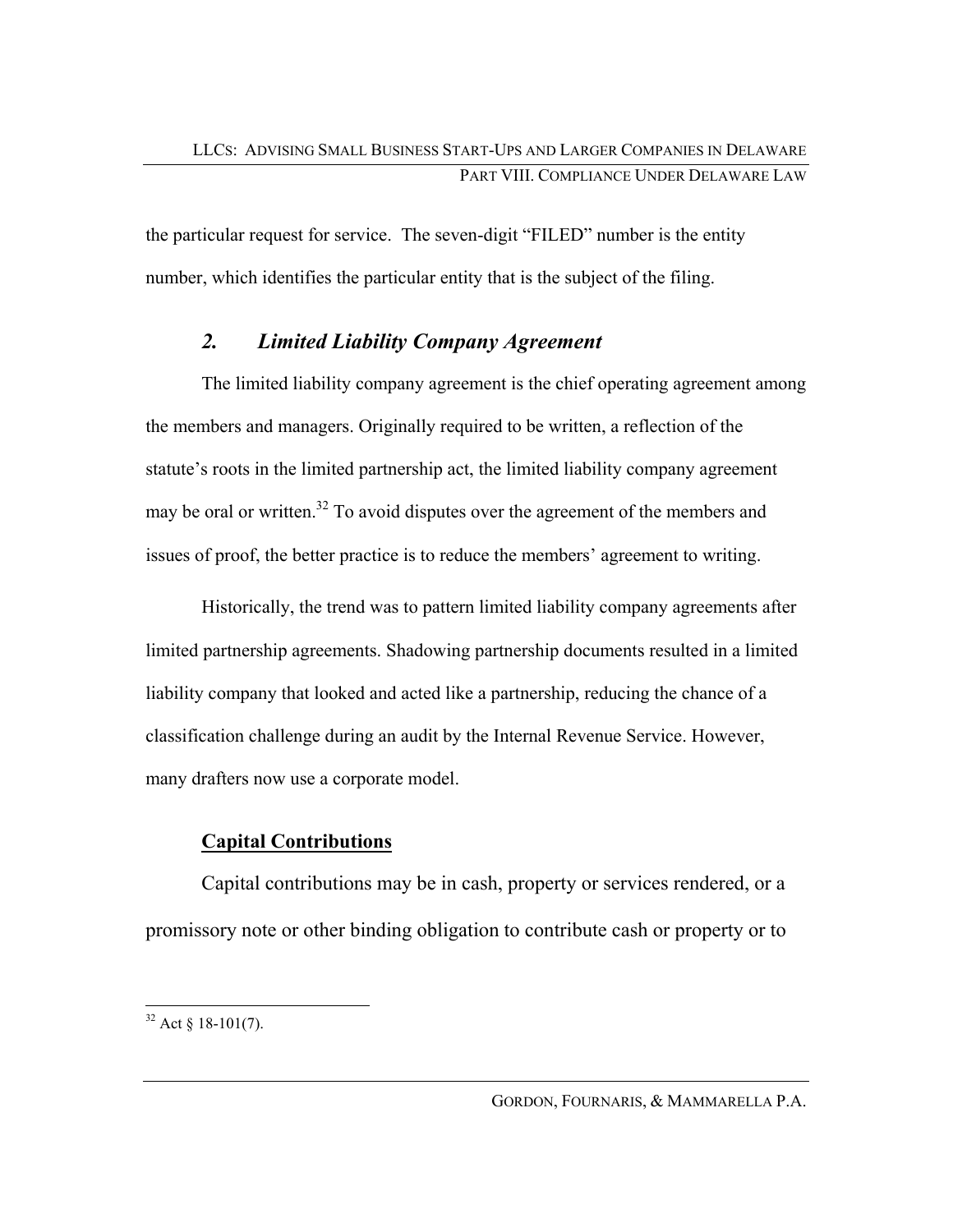the particular request for service. The seven-digit "FILED" number is the entity number, which identifies the particular entity that is the subject of the filing.

### *2. Limited Liability Company Agreement*

The limited liability company agreement is the chief operating agreement among the members and managers. Originally required to be written, a reflection of the statute's roots in the limited partnership act, the limited liability company agreement may be oral or written.[32] To avoid disputes over the agreement of the members and issues of proof, the better practice is to reduce the members' agreement to writing.

Historically, the trend was to pattern limited liability company agreements after limited partnership agreements. Shadowing partnership documents resulted in a limited liability company that looked and acted like a partnership, reducing the chance of a classification challenge during an audit by the Internal Revenue Service. However, many drafters now use a corporate model.

#### Capital Contributions

Capital contributions may be in cash, property or services rendered, or a promissory note or other binding obligation to contribute cash or property or to

[32] Act § 18-101(7).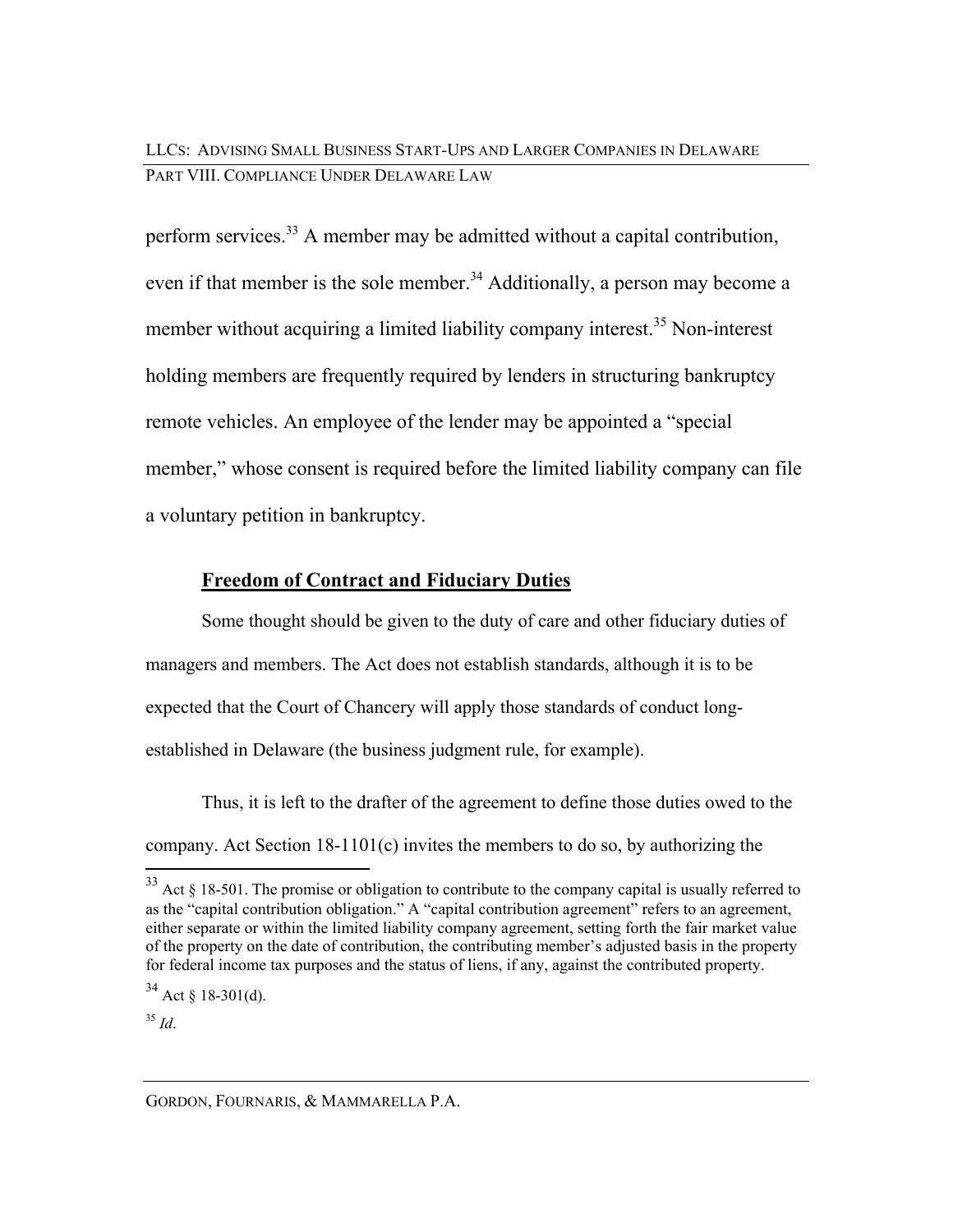perform services.[33] A member may be admitted without a capital contribution, even if that member is the sole member.[34] Additionally, a person may become a member without acquiring a limited liability company interest.[35] Non-interest holding members are frequently required by lenders in structuring bankruptcy remote vehicles. An employee of the lender may be appointed a "special member," whose consent is required before the limited liability company can file a voluntary petition in bankruptcy.

## Freedom of Contract and Fiduciary Duties

Some thought should be given to the duty of care and other fiduciary duties of managers and members. The Act does not establish standards, although it is to be expected that the Court of Chancery will apply those standards of conduct long-established in Delaware (the business judgment rule, for example).

Thus, it is left to the drafter of the agreement to define those duties owed to the company. Act Section 18-1101(c) invites the members to do so, by authorizing the

---

[33] Act § 18-501. The promise or obligation to contribute to the company capital is usually referred to as the "capital contribution obligation." A "capital contribution agreement" refers to an agreement, either separate or within the limited liability company agreement, setting forth the fair market value of the property on the date of contribution, the contributing member's adjusted basis in the property for federal income tax purposes and the status of liens, if any, against the contributed property.

[34] Act § 18-301(d).

[35] *Id*.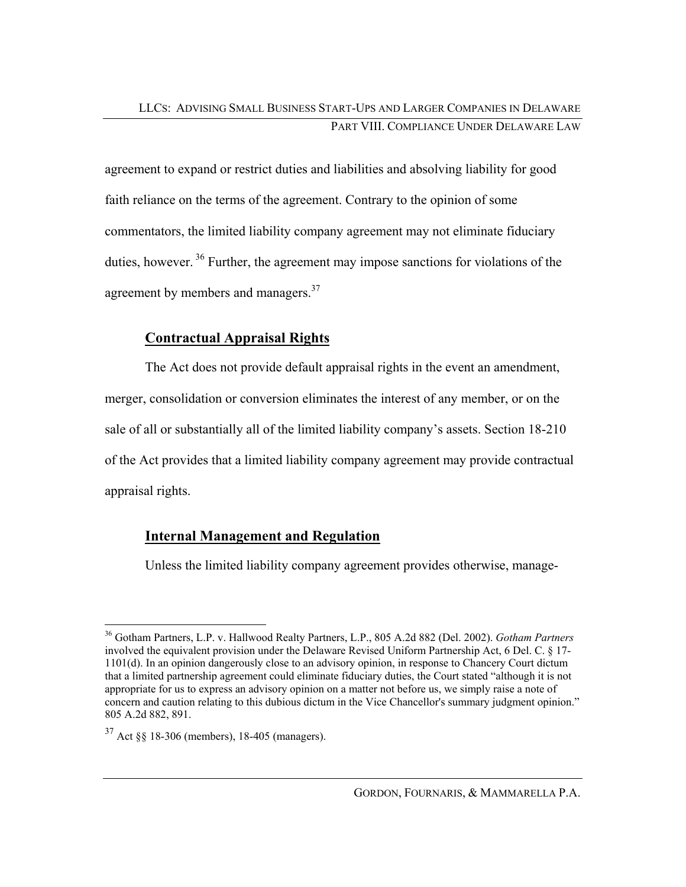agreement to expand or restrict duties and liabilities and absolving liability for good faith reliance on the terms of the agreement. Contrary to the opinion of some commentators, the limited liability company agreement may not eliminate fiduciary duties, however. [36] Further, the agreement may impose sanctions for violations of the agreement by members and managers.[37]

## Contractual Appraisal Rights

The Act does not provide default appraisal rights in the event an amendment, merger, consolidation or conversion eliminates the interest of any member, or on the sale of all or substantially all of the limited liability company's assets. Section 18-210 of the Act provides that a limited liability company agreement may provide contractual appraisal rights.

## Internal Management and Regulation

Unless the limited liability company agreement provides otherwise, manage-

---

[36] Gotham Partners, L.P. v. Hallwood Realty Partners, L.P., 805 A.2d 882 (Del. 2002). *Gotham Partners* involved the equivalent provision under the Delaware Revised Uniform Partnership Act, 6 Del. C. § 17-1101(d). In an opinion dangerously close to an advisory opinion, in response to Chancery Court dictum that a limited partnership agreement could eliminate fiduciary duties, the Court stated "although it is not appropriate for us to express an advisory opinion on a matter not before us, we simply raise a note of concern and caution relating to this dubious dictum in the Vice Chancellor's summary judgment opinion." 805 A.2d 882, 891.

[37] Act §§ 18-306 (members), 18-405 (managers).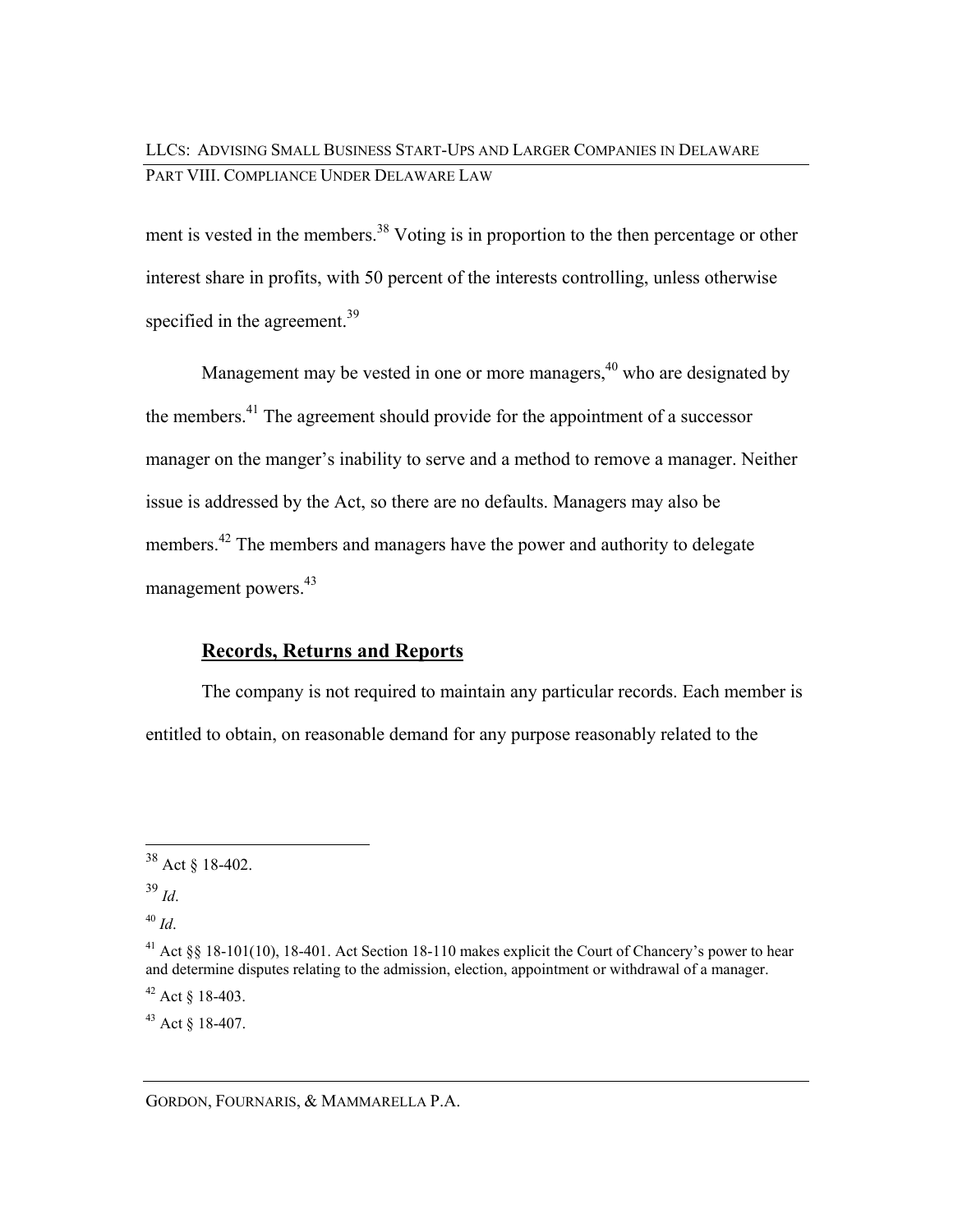ment is vested in the members.[38] Voting is in proportion to the then percentage or other interest share in profits, with 50 percent of the interests controlling, unless otherwise specified in the agreement.[39]

Management may be vested in one or more managers,[40] who are designated by the members.[41] The agreement should provide for the appointment of a successor manager on the manger's inability to serve and a method to remove a manager. Neither issue is addressed by the Act, so there are no defaults. Managers may also be members.[42] The members and managers have the power and authority to delegate management powers.[43]

## Records, Returns and Reports

The company is not required to maintain any particular records. Each member is entitled to obtain, on reasonable demand for any purpose reasonably related to the

---

[38] Act § 18-402.

[39] *Id*.

[40] *Id*.

[41] Act §§ 18-101(10), 18-401. Act Section 18-110 makes explicit the Court of Chancery's power to hear and determine disputes relating to the admission, election, appointment or withdrawal of a manager.

[42] Act § 18-403.

[43] Act § 18-407.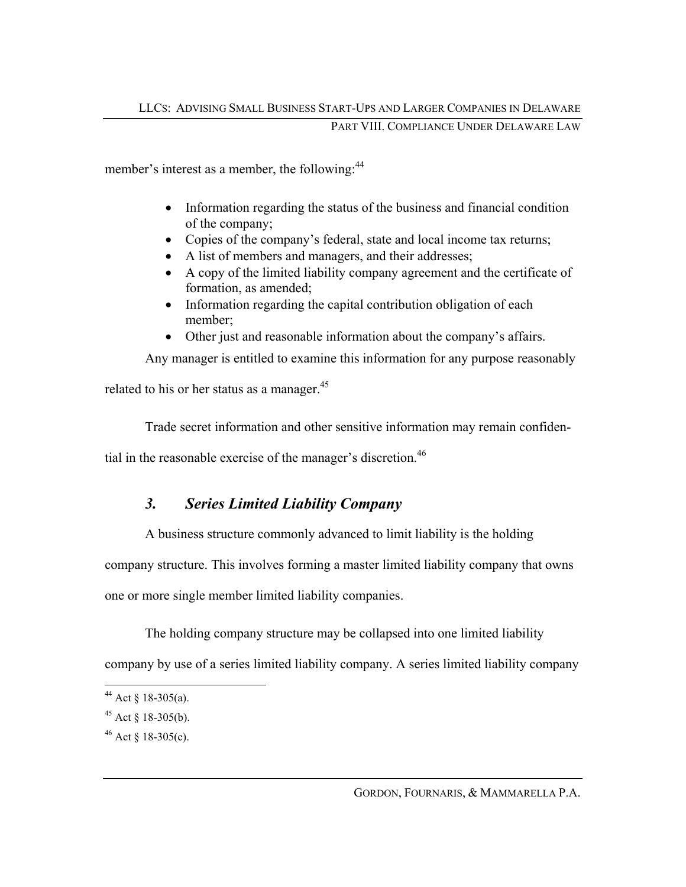member's interest as a member, the following:[44]

- Information regarding the status of the business and financial condition of the company;
- Copies of the company's federal, state and local income tax returns;
- A list of members and managers, and their addresses;
- A copy of the limited liability company agreement and the certificate of formation, as amended;
- Information regarding the capital contribution obligation of each member;
- Other just and reasonable information about the company's affairs.

Any manager is entitled to examine this information for any purpose reasonably related to his or her status as a manager.[45]

Trade secret information and other sensitive information may remain confidential in the reasonable exercise of the manager's discretion.[46]

### *3. Series Limited Liability Company*

A business structure commonly advanced to limit liability is the holding company structure. This involves forming a master limited liability company that owns one or more single member limited liability companies.

The holding company structure may be collapsed into one limited liability company by use of a series limited liability company. A series limited liability company

---

[44] Act § 18-305(a).

[45] Act § 18-305(b).

[46] Act § 18-305(c).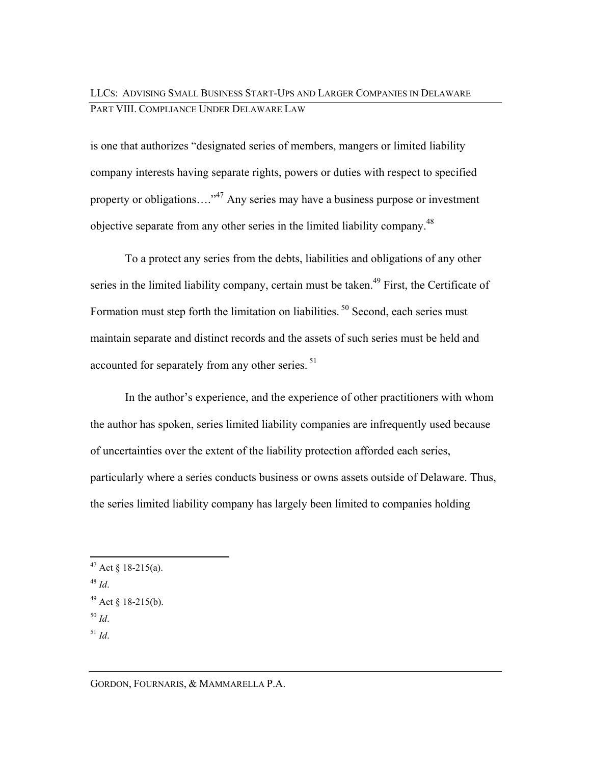is one that authorizes "designated series of members, mangers or limited liability company interests having separate rights, powers or duties with respect to specified property or obligations…."[47] Any series may have a business purpose or investment objective separate from any other series in the limited liability company.[48]

To a protect any series from the debts, liabilities and obligations of any other series in the limited liability company, certain must be taken.[49] First, the Certificate of Formation must step forth the limitation on liabilities.[50] Second, each series must maintain separate and distinct records and the assets of such series must be held and accounted for separately from any other series.[51]

In the author's experience, and the experience of other practitioners with whom the author has spoken, series limited liability companies are infrequently used because of uncertainties over the extent of the liability protection afforded each series, particularly where a series conducts business or owns assets outside of Delaware. Thus, the series limited liability company has largely been limited to companies holding

---

[47] Act § 18-215(a).

[48] *Id*.

[49] Act § 18-215(b).

[50] *Id*.

[51] *Id*.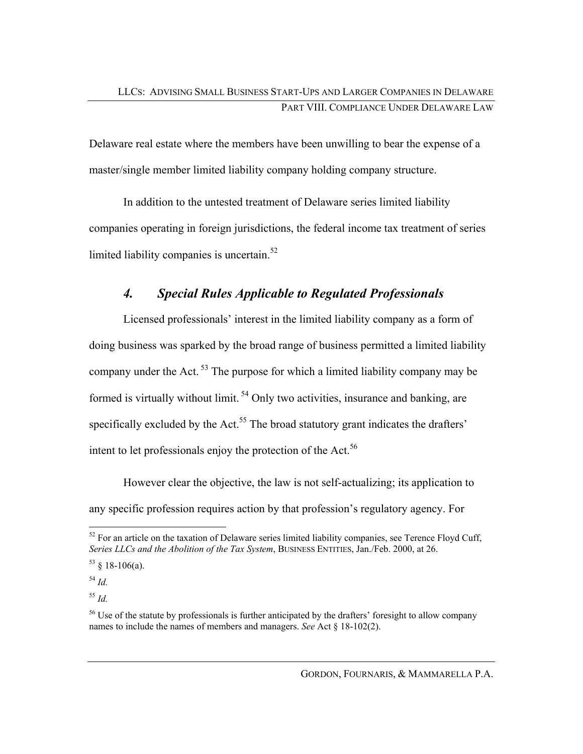Delaware real estate where the members have been unwilling to bear the expense of a master/single member limited liability company holding company structure.

In addition to the untested treatment of Delaware series limited liability companies operating in foreign jurisdictions, the federal income tax treatment of series limited liability companies is uncertain.[52]

### *4. Special Rules Applicable to Regulated Professionals*

Licensed professionals' interest in the limited liability company as a form of doing business was sparked by the broad range of business permitted a limited liability company under the Act.[53] The purpose for which a limited liability company may be formed is virtually without limit.[54] Only two activities, insurance and banking, are specifically excluded by the Act.[55] The broad statutory grant indicates the drafters' intent to let professionals enjoy the protection of the Act.[56]

However clear the objective, the law is not self-actualizing; its application to any specific profession requires action by that profession's regulatory agency. For

---

[52] For an article on the taxation of Delaware series limited liability companies, see Terence Floyd Cuff, *Series LLCs and the Abolition of the Tax System*, BUSINESS ENTITIES, Jan./Feb. 2000, at 26.

[53] § 18-106(a).

[54] *Id.*

[55] *Id.*

[56] Use of the statute by professionals is further anticipated by the drafters' foresight to allow company names to include the names of members and managers. *See* Act § 18-102(2).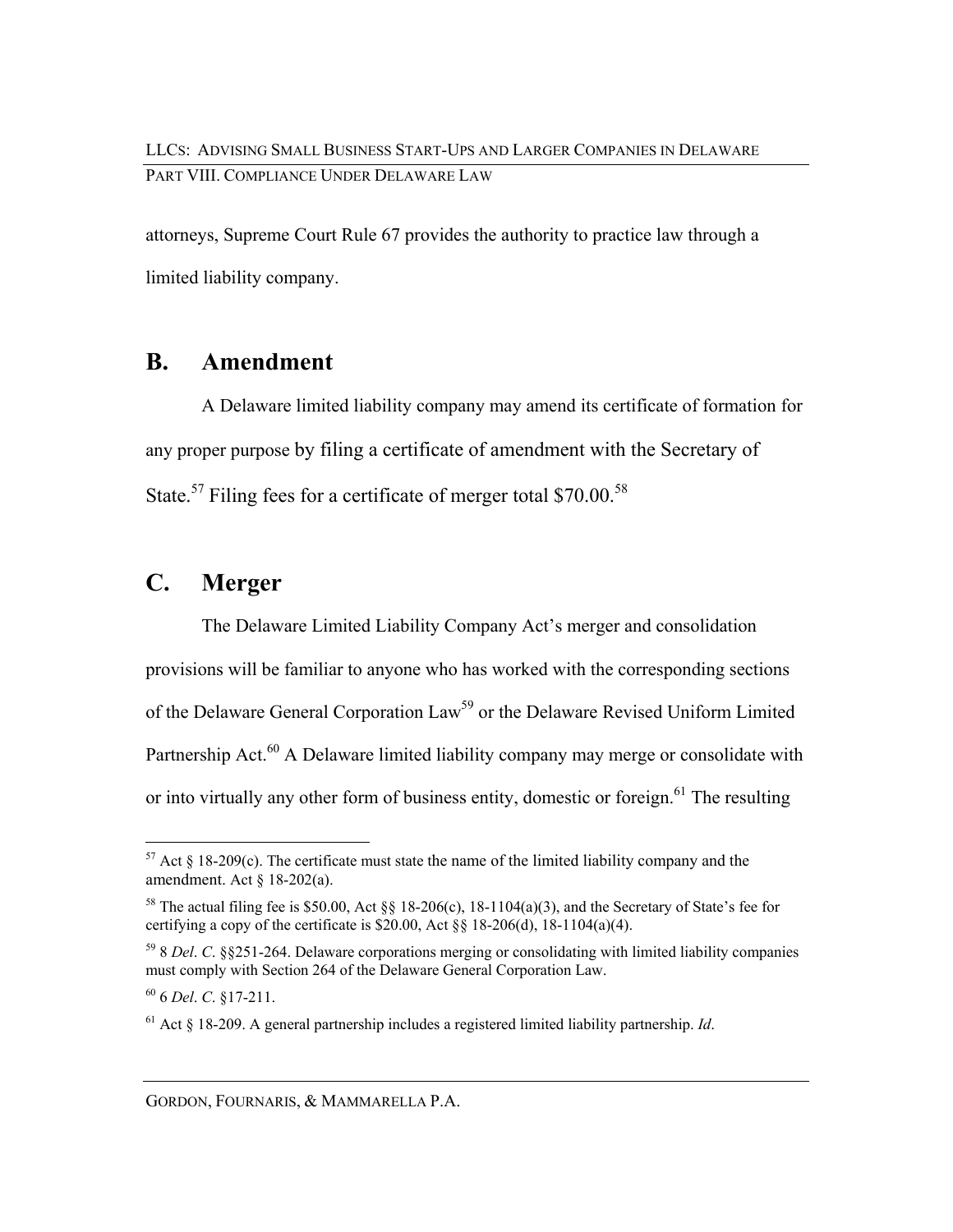attorneys, Supreme Court Rule 67 provides the authority to practice law through a limited liability company.

## B. Amendment

A Delaware limited liability company may amend its certificate of formation for any proper purpose by filing a certificate of amendment with the Secretary of State.[57] Filing fees for a certificate of merger total $70.00.[58]

## C. Merger

The Delaware Limited Liability Company Act's merger and consolidation provisions will be familiar to anyone who has worked with the corresponding sections of the Delaware General Corporation Law[59] or the Delaware Revised Uniform Limited Partnership Act.[60] A Delaware limited liability company may merge or consolidate with or into virtually any other form of business entity, domestic or foreign.[61] The resulting

---

[57] Act § 18-209(c). The certificate must state the name of the limited liability company and the amendment. Act § 18-202(a).

[58] The actual filing fee is $50.00, Act §§ 18-206(c), 18-1104(a)(3), and the Secretary of State's fee for certifying a copy of the certificate is $20.00, Act §§ 18-206(d), 18-1104(a)(4).

[59] 8 *Del*. *C*. §§251-264. Delaware corporations merging or consolidating with limited liability companies must comply with Section 264 of the Delaware General Corporation Law.

[60] 6 *Del*. *C*. §17-211.

[61] Act § 18-209. A general partnership includes a registered limited liability partnership. *Id*.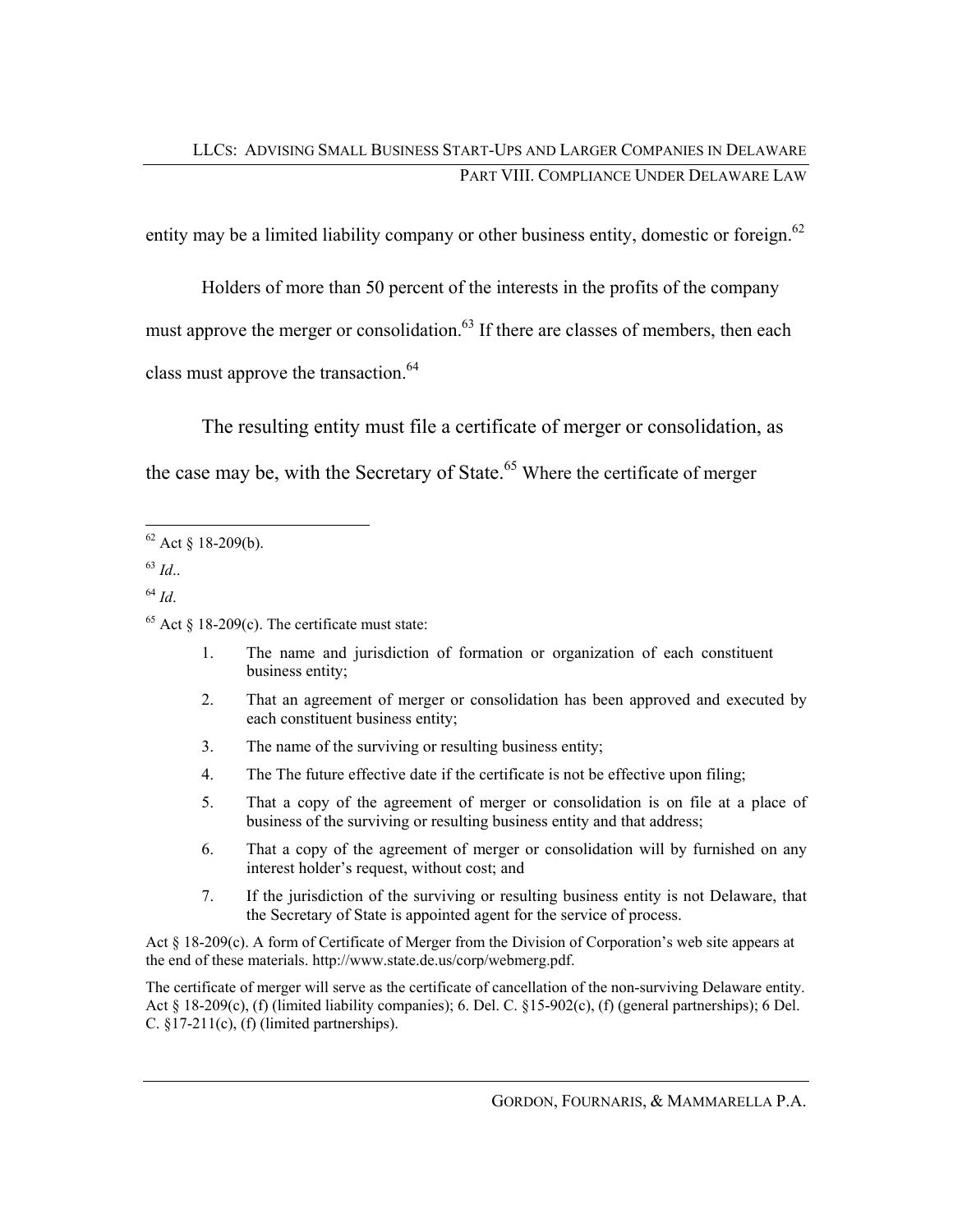entity may be a limited liability company or other business entity, domestic or foreign.[62]

Holders of more than 50 percent of the interests in the profits of the company must approve the merger or consolidation.[63] If there are classes of members, then each class must approve the transaction.[64]

The resulting entity must file a certificate of merger or consolidation, as the case may be, with the Secretary of State.[65] Where the certificate of merger

---

[62] Act § 18-209(b).

[63] *Id*..

[64] *Id*.

[65] Act § 18-209(c). The certificate must state:

1. The name and jurisdiction of formation or organization of each constituent business entity;
2. That an agreement of merger or consolidation has been approved and executed by each constituent business entity;
3. The name of the surviving or resulting business entity;
4. The The future effective date if the certificate is not be effective upon filing;
5. That a copy of the agreement of merger or consolidation is on file at a place of business of the surviving or resulting business entity and that address;
6. That a copy of the agreement of merger or consolidation will by furnished on any interest holder's request, without cost; and
7. If the jurisdiction of the surviving or resulting business entity is not Delaware, that the Secretary of State is appointed agent for the service of process.

Act § 18-209(c). A form of Certificate of Merger from the Division of Corporation's web site appears at the end of these materials. http://www.state.de.us/corp/webmerg.pdf.

The certificate of merger will serve as the certificate of cancellation of the non-surviving Delaware entity. Act § 18-209(c), (f) (limited liability companies); 6. Del. C. §15-902(c), (f) (general partnerships); 6 Del. C. §17-211(c), (f) (limited partnerships).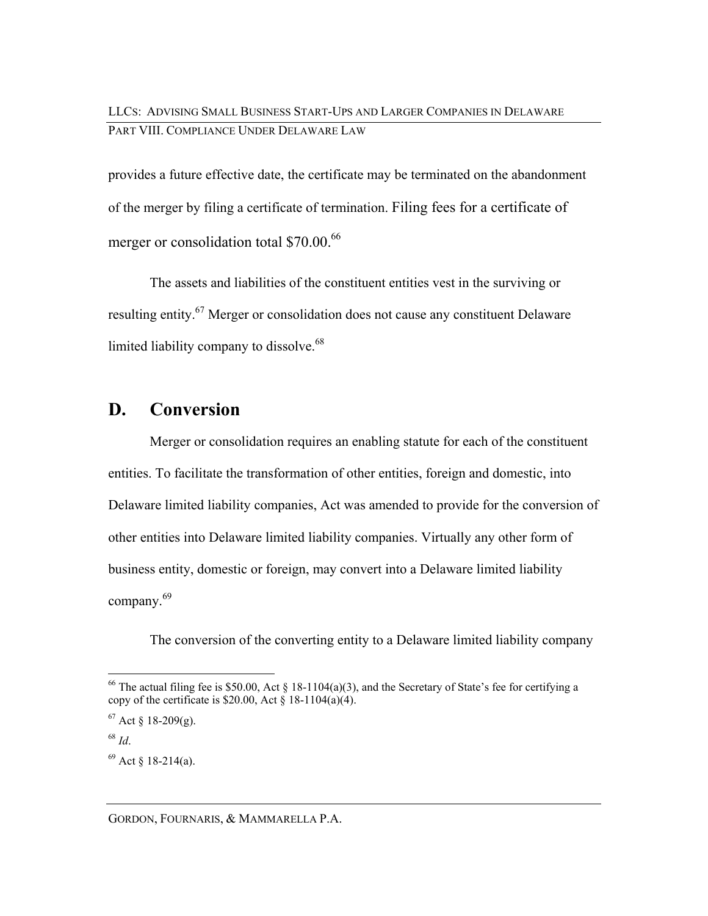provides a future effective date, the certificate may be terminated on the abandonment of the merger by filing a certificate of termination. Filing fees for a certificate of merger or consolidation total $70.00.[66]

The assets and liabilities of the constituent entities vest in the surviving or resulting entity.[67] Merger or consolidation does not cause any constituent Delaware limited liability company to dissolve.[68]

## D. Conversion

Merger or consolidation requires an enabling statute for each of the constituent entities. To facilitate the transformation of other entities, foreign and domestic, into Delaware limited liability companies, Act was amended to provide for the conversion of other entities into Delaware limited liability companies. Virtually any other form of business entity, domestic or foreign, may convert into a Delaware limited liability company.[69]

The conversion of the converting entity to a Delaware limited liability company

---

[66] The actual filing fee is $50.00, Act § 18-1104(a)(3), and the Secretary of State's fee for certifying a copy of the certificate is $20.00, Act § 18-1104(a)(4).

[67] Act § 18-209(g).

[68] *Id*.

[69] Act § 18-214(a).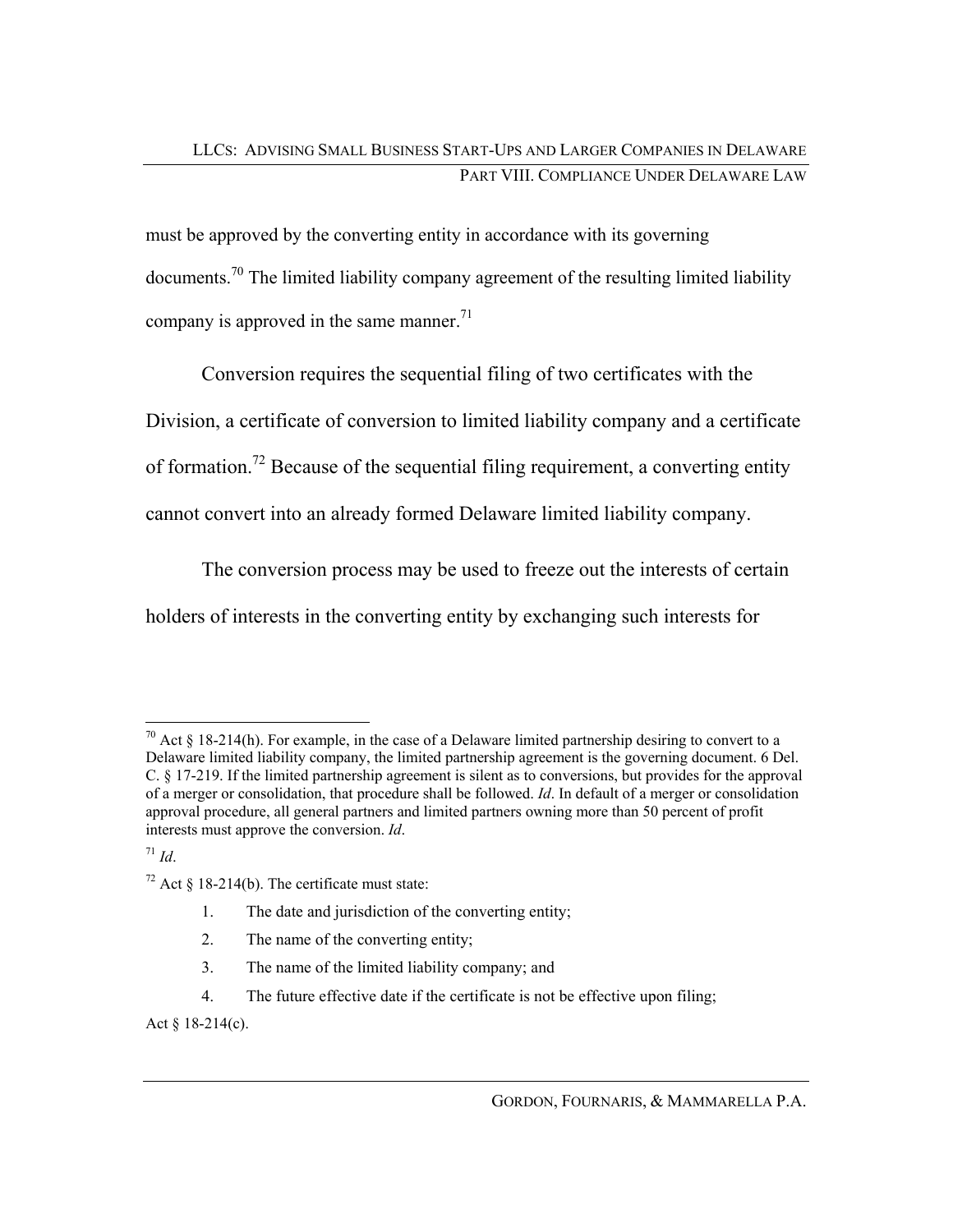must be approved by the converting entity in accordance with its governing documents.[70] The limited liability company agreement of the resulting limited liability company is approved in the same manner.[71]

Conversion requires the sequential filing of two certificates with the Division, a certificate of conversion to limited liability company and a certificate of formation.[72] Because of the sequential filing requirement, a converting entity cannot convert into an already formed Delaware limited liability company.

The conversion process may be used to freeze out the interests of certain holders of interests in the converting entity by exchanging such interests for

---

[70] Act § 18-214(h). For example, in the case of a Delaware limited partnership desiring to convert to a Delaware limited liability company, the limited partnership agreement is the governing document. 6 Del. C. § 17-219. If the limited partnership agreement is silent as to conversions, but provides for the approval of a merger or consolidation, that procedure shall be followed. *Id*. In default of a merger or consolidation approval procedure, all general partners and limited partners owning more than 50 percent of profit interests must approve the conversion. *Id*.

[71] *Id*.

[72] Act § 18-214(b). The certificate must state:

1. The date and jurisdiction of the converting entity;
2. The name of the converting entity;
3. The name of the limited liability company; and
4. The future effective date if the certificate is not be effective upon filing;

Act § 18-214(c).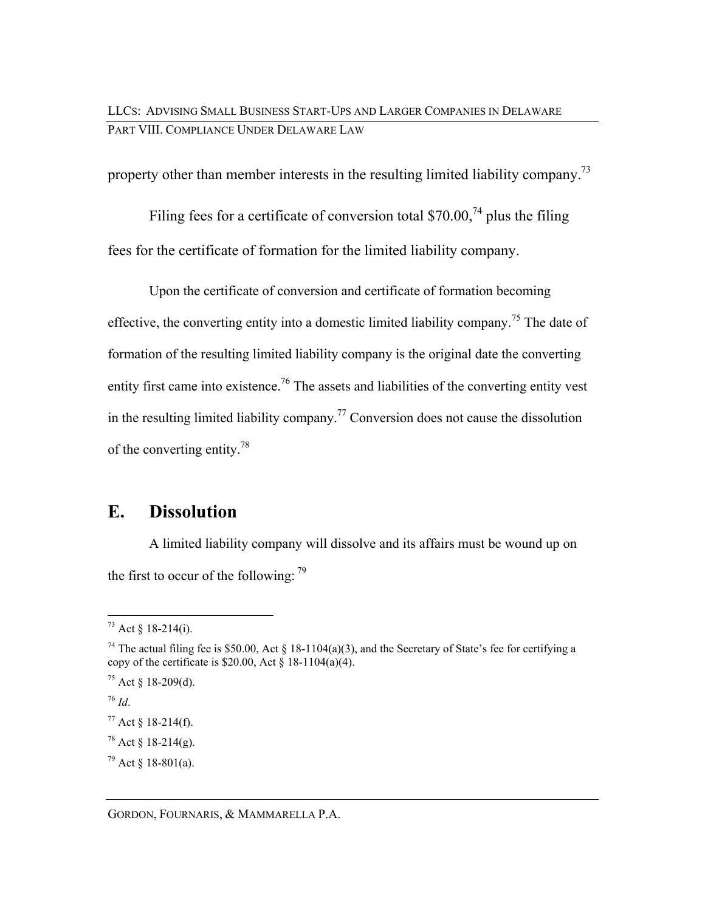property other than member interests in the resulting limited liability company.[73]

Filing fees for a certificate of conversion total $70.00,[74] plus the filing fees for the certificate of formation for the limited liability company.

Upon the certificate of conversion and certificate of formation becoming effective, the converting entity into a domestic limited liability company.[75] The date of formation of the resulting limited liability company is the original date the converting entity first came into existence.[76] The assets and liabilities of the converting entity vest in the resulting limited liability company.[77] Conversion does not cause the dissolution of the converting entity.[78]

## E. Dissolution

A limited liability company will dissolve and its affairs must be wound up on the first to occur of the following: [79]

---

[73] Act § 18-214(i).

[74] The actual filing fee is $50.00, Act § 18-1104(a)(3), and the Secretary of State's fee for certifying a copy of the certificate is $20.00, Act § 18-1104(a)(4).

[75] Act § 18-209(d).

[76] *Id*.

[77] Act § 18-214(f).

[78] Act § 18-214(g).

[79] Act § 18-801(a).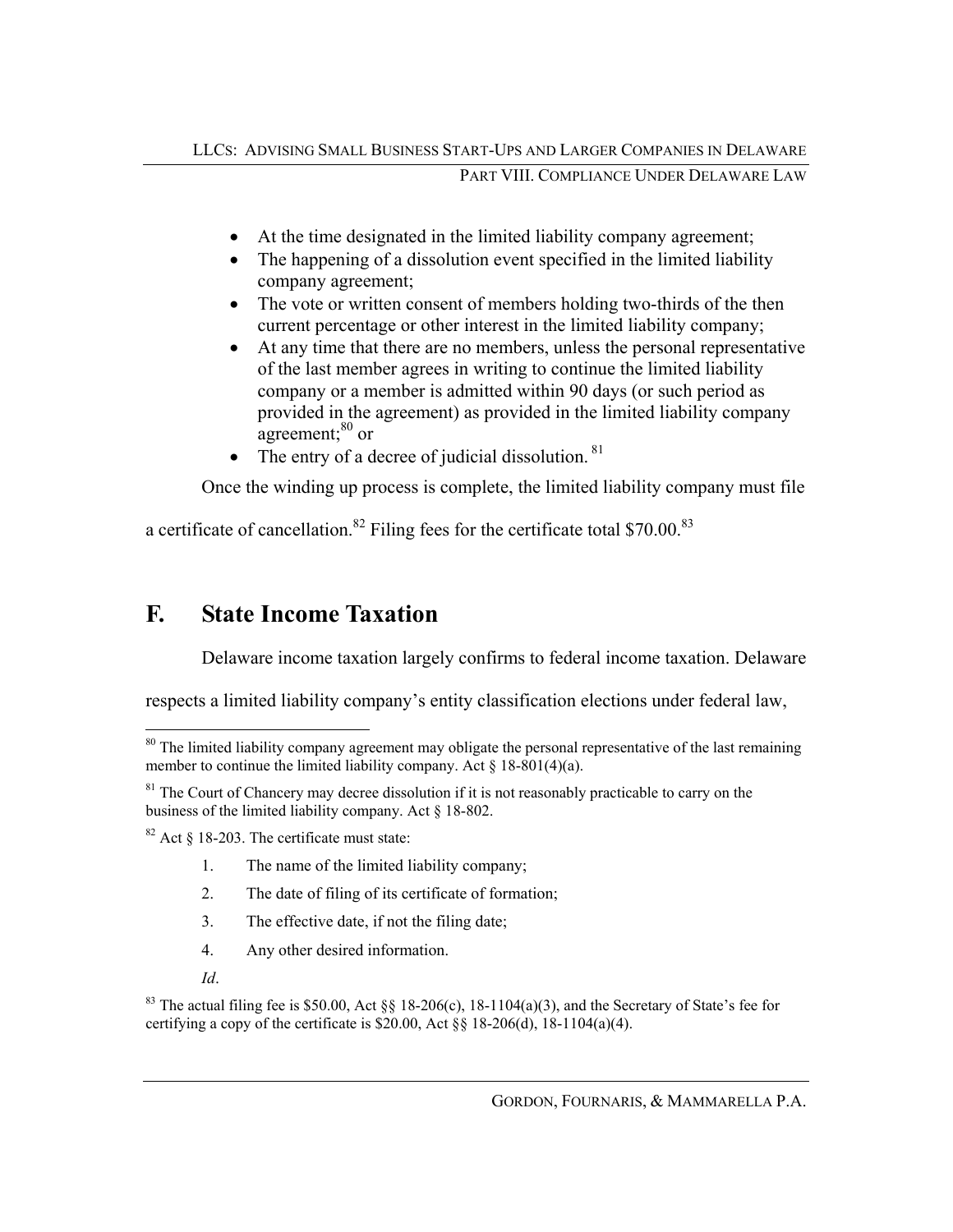- At the time designated in the limited liability company agreement;
- The happening of a dissolution event specified in the limited liability company agreement;
- The vote or written consent of members holding two-thirds of the then current percentage or other interest in the limited liability company;
- At any time that there are no members, unless the personal representative of the last member agrees in writing to continue the limited liability company or a member is admitted within 90 days (or such period as provided in the agreement) as provided in the limited liability company agreement;[80] or
- The entry of a decree of judicial dissolution.[81]

Once the winding up process is complete, the limited liability company must file a certificate of cancellation.[82] Filing fees for the certificate total $70.00.[83]

## F. State Income Taxation

Delaware income taxation largely confirms to federal income taxation. Delaware respects a limited liability company's entity classification elections under federal law,

---

[80] The limited liability company agreement may obligate the personal representative of the last remaining member to continue the limited liability company. Act § 18-801(4)(a).

[81] The Court of Chancery may decree dissolution if it is not reasonably practicable to carry on the business of the limited liability company. Act § 18-802.

[82] Act § 18-203. The certificate must state:

1. The name of the limited liability company;
2. The date of filing of its certificate of formation;
3. The effective date, if not the filing date;
4. Any other desired information.

*Id*.

[83] The actual filing fee is $50.00, Act §§ 18-206(c), 18-1104(a)(3), and the Secretary of State's fee for certifying a copy of the certificate is $20.00, Act §§ 18-206(d), 18-1104(a)(4).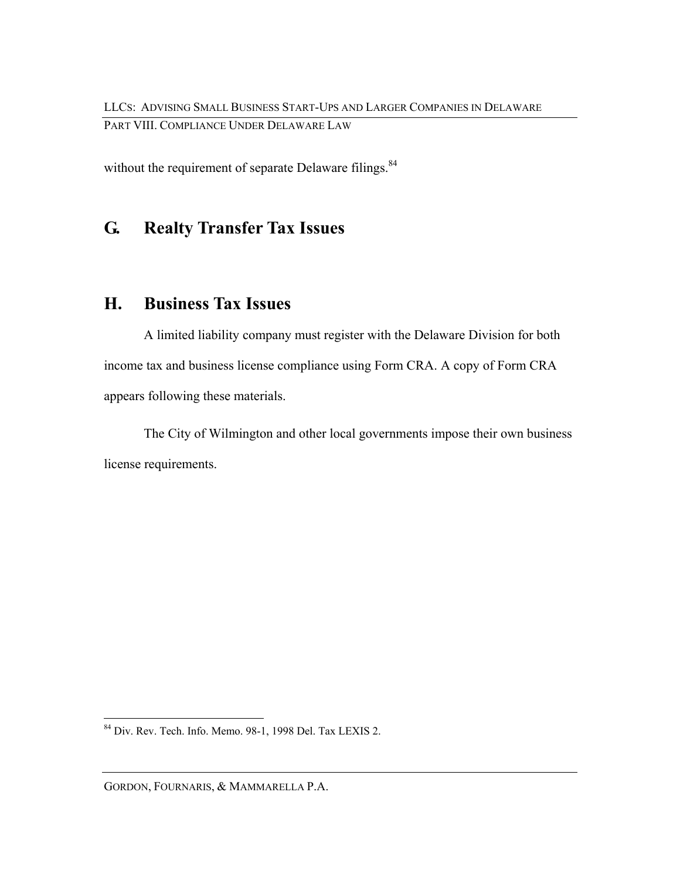without the requirement of separate Delaware filings.[84]

## G. Realty Transfer Tax Issues

## H. Business Tax Issues

A limited liability company must register with the Delaware Division for both income tax and business license compliance using Form CRA. A copy of Form CRA appears following these materials.

The City of Wilmington and other local governments impose their own business license requirements.

---

[84] Div. Rev. Tech. Info. Memo. 98-1, 1998 Del. Tax LEXIS 2.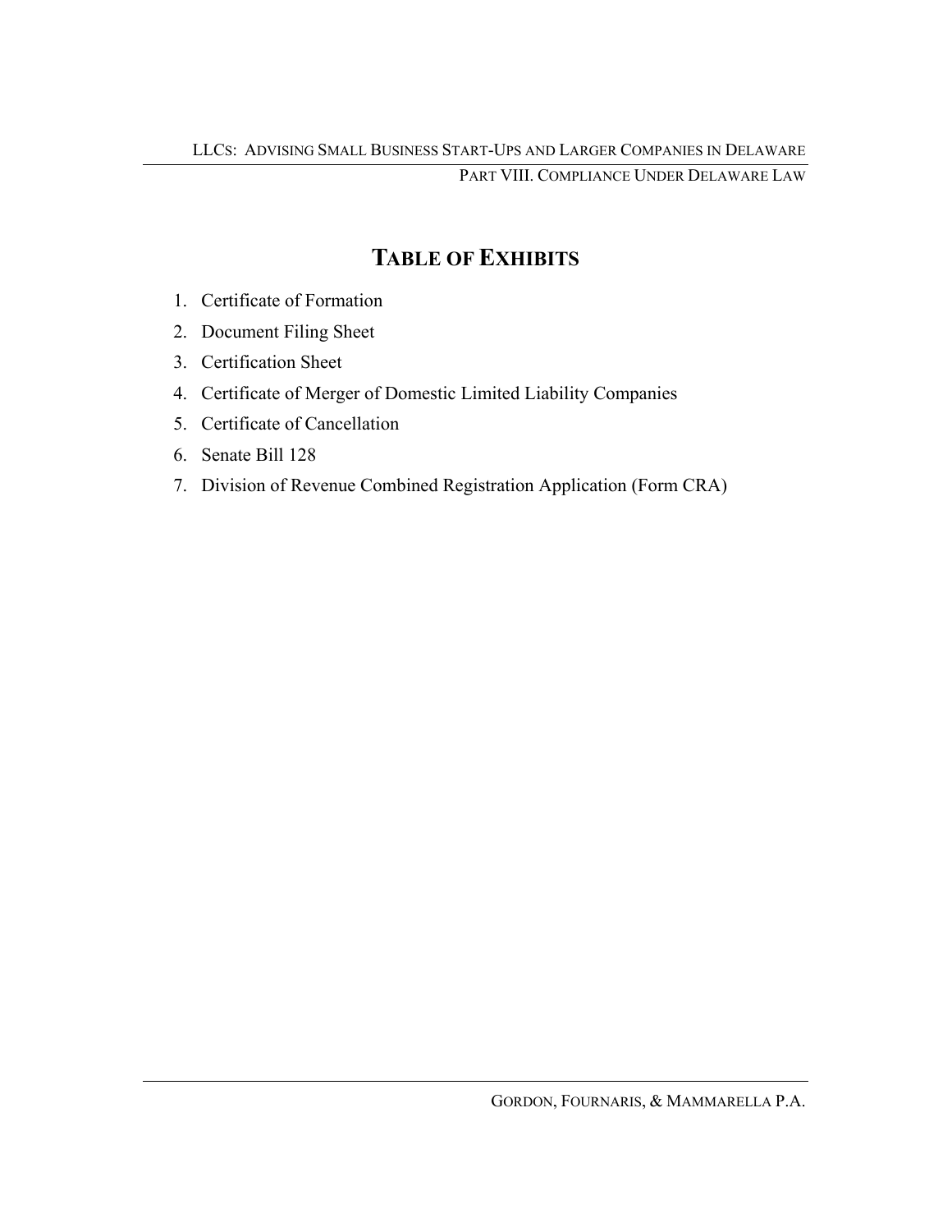# TABLE OF EXHIBITS

1. Certificate of Formation
2. Document Filing Sheet
3. Certification Sheet
4. Certificate of Merger of Domestic Limited Liability Companies
5. Certificate of Cancellation
6. Senate Bill 128
7. Division of Revenue Combined Registration Application (Form CRA)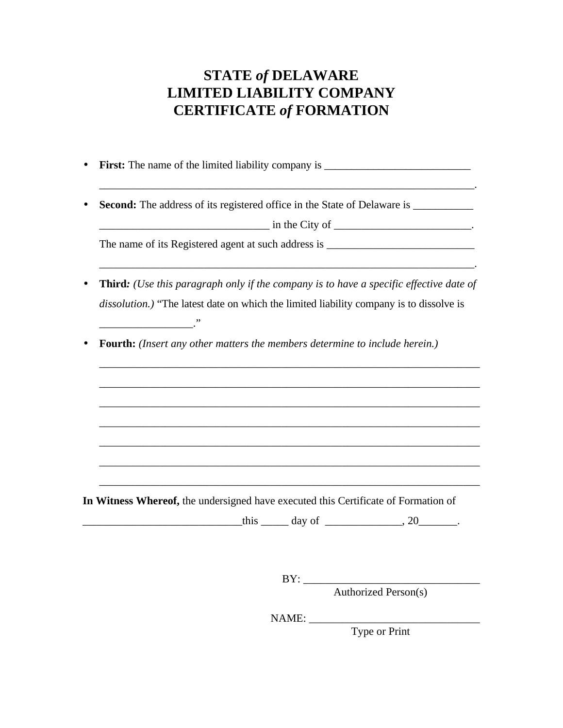# STATE *of* DELAWARE
# LIMITED LIABILITY COMPANY
# CERTIFICATE *of* FORMATION

- **First:** The name of the limited liability company is ___________________________ _______________________________________________________________________.
- **Second:** The address of its registered office in the State of Delaware is ___________ _______________________________ in the City of _________________________. The name of its Registered agent at such address is ___________________________ _______________________________________________________________________.
- **Third***: (Use this paragraph only if the company is to have a specific effective date of dissolution.)* "The latest date on which the limited liability company is to dissolve is ________________."
- **Fourth:** *(Insert any other matters the members determine to include herein.)*

  ________________________________________________________________________

  ________________________________________________________________________

  ________________________________________________________________________

  ________________________________________________________________________

  ________________________________________________________________________

  ________________________________________________________________________

  ________________________________________________________________________

**In Witness Whereof,** the undersigned have executed this Certificate of Formation of _____________________________this _____ day of ______________, 20_______.

BY: ________________________________
Authorized Person(s)

NAME: ________________________________
Type or Print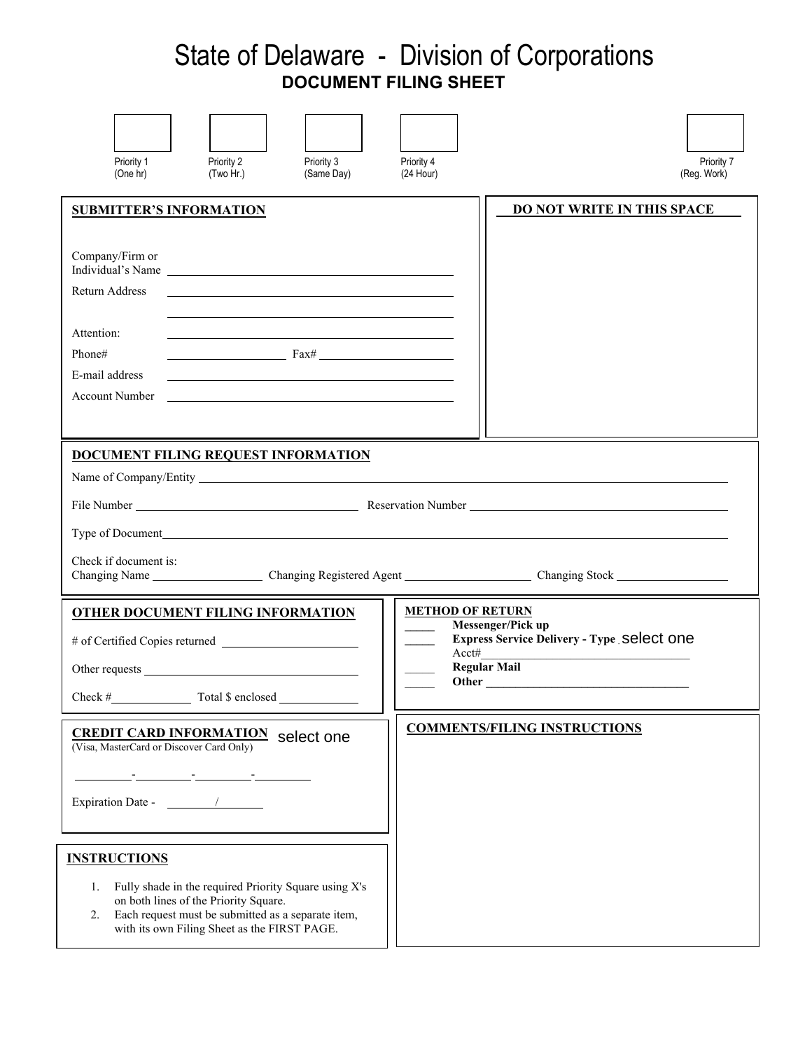# State of Delaware - Division of Corporations

## DOCUMENT FILING SHEET

| Priority 1 (One hr) | Priority 2 (Two Hr.) | Priority 3 (Same Day) | Priority 4 (24 Hour) | Priority 7 (Reg. Work) |
|---|---|---|---|---|
| | | | | |

**SUBMITTER'S INFORMATION**

Company/Firm or Individual's Name ______________________

Return Address ______________________

______________________

Attention: ______________________

Phone# ____________ Fax# ____________

E-mail address ______________________

Account Number ______________________

**DO NOT WRITE IN THIS SPACE**

**DOCUMENT FILING REQUEST INFORMATION**

Name of Company/Entity ______________________

File Number ____________ Reservation Number ____________

Type of Document ______________________

Check if document is:

Changing Name ____________ Changing Registered Agent ____________ Changing Stock ____________

**OTHER DOCUMENT FILING INFORMATION**

# of Certified Copies returned ____________

Other requests ____________

Check # ____________ Total $ enclosed ____________

**METHOD OF RETURN**

____ **Messenger/Pick up**

____ **Express Service Delivery - Type** select one

Acct# ____________

____ **Regular Mail**

____ **Other** ____________

**CREDIT CARD INFORMATION** select one

(Visa, MasterCard or Discover Card Only)

______-______-______-______

Expiration Date - ______/______

**COMMENTS/FILING INSTRUCTIONS**

**INSTRUCTIONS**

1. Fully shade in the required Priority Square using X's on both lines of the Priority Square.
2. Each request must be submitted as a separate item, with its own Filing Sheet as the FIRST PAGE.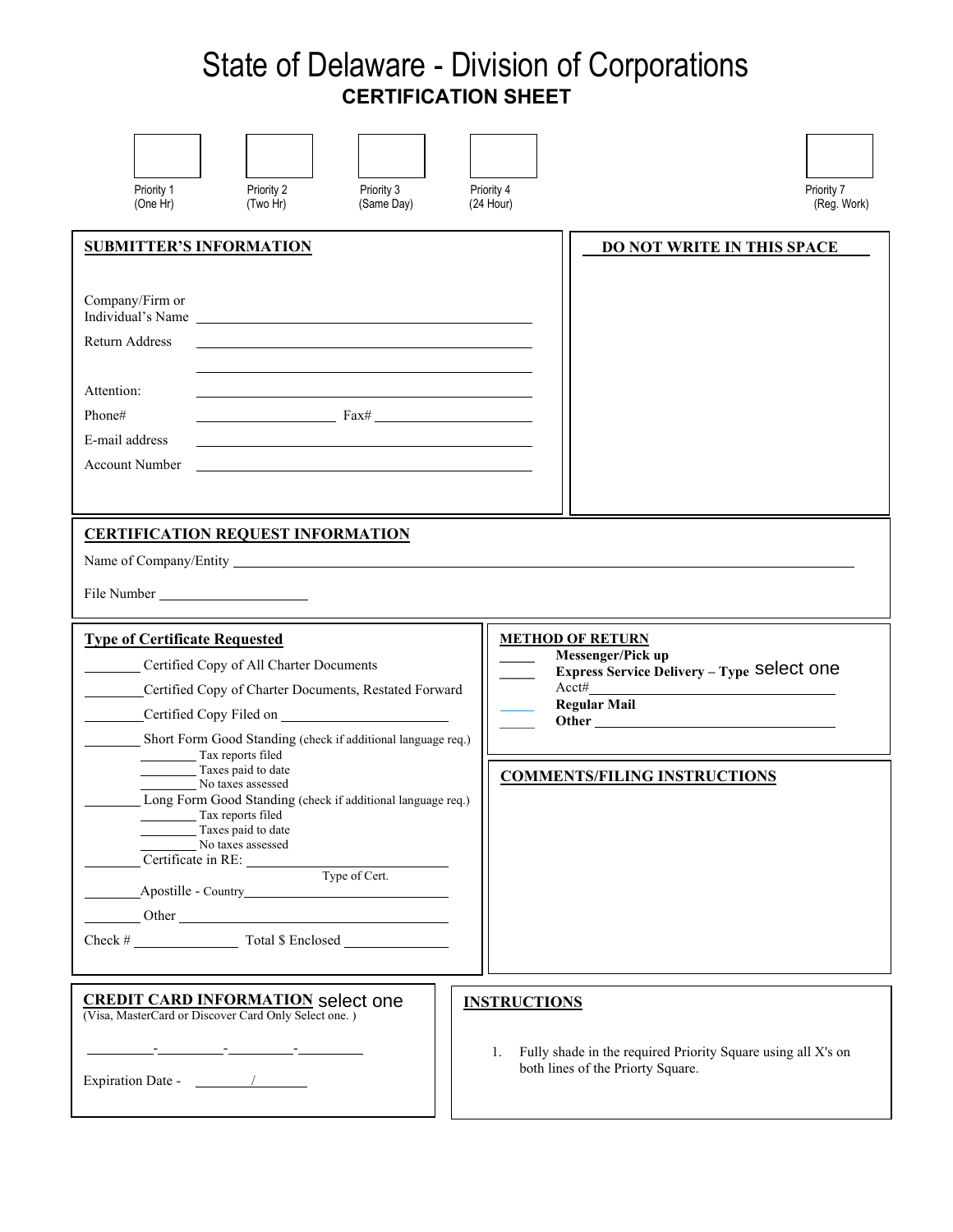# State of Delaware - Division of Corporations

## CERTIFICATION SHEET

| Priority 1 (One Hr) | Priority 2 (Two Hr) | Priority 3 (Same Day) | Priority 4 (24 Hour) | Priority 7 (Reg. Work) |
|---|---|---|---|---|
| | | | | |

**SUBMITTER'S INFORMATION**

Company/Firm or Individual's Name ____________________

Return Address ____________________

____________________

Attention: ____________________

Phone# ____________ Fax# ____________

E-mail address ____________________

Account Number ____________________

**DO NOT WRITE IN THIS SPACE**

**CERTIFICATION REQUEST INFORMATION**

Name of Company/Entity ____________________

File Number ____________

**Type of Certificate Requested**

- ________ Certified Copy of All Charter Documents
- ________ Certified Copy of Charter Documents, Restated Forward
- ________ Certified Copy Filed on ____________
- ________ Short Form Good Standing (check if additional language req.)
  - ________ Tax reports filed
  - ________ Taxes paid to date
  - ________ No taxes assessed
- ________ Long Form Good Standing (check if additional language req.)
  - ________ Tax reports filed
  - ________ Taxes paid to date
  - ________ No taxes assessed
- ________ Certificate in RE: ____________ (Type of Cert.)
- ________ Apostille - Country ____________
- ________ Other ____________

Check # ____________ Total $ Enclosed ____________

**METHOD OF RETURN**

- ____ **Messenger/Pick up**
- ____ **Express Service Delivery – Type** select one
  Acct# ____________
- ____ **Regular Mail**
- ____ **Other** ____________

**COMMENTS/FILING INSTRUCTIONS**

**CREDIT CARD INFORMATION** select one
(Visa, MasterCard or Discover Card Only Select one. )

________-________-________-________

Expiration Date - ______/______

**INSTRUCTIONS**

1. Fully shade in the required Priority Square using all X's on both lines of the Priorty Square.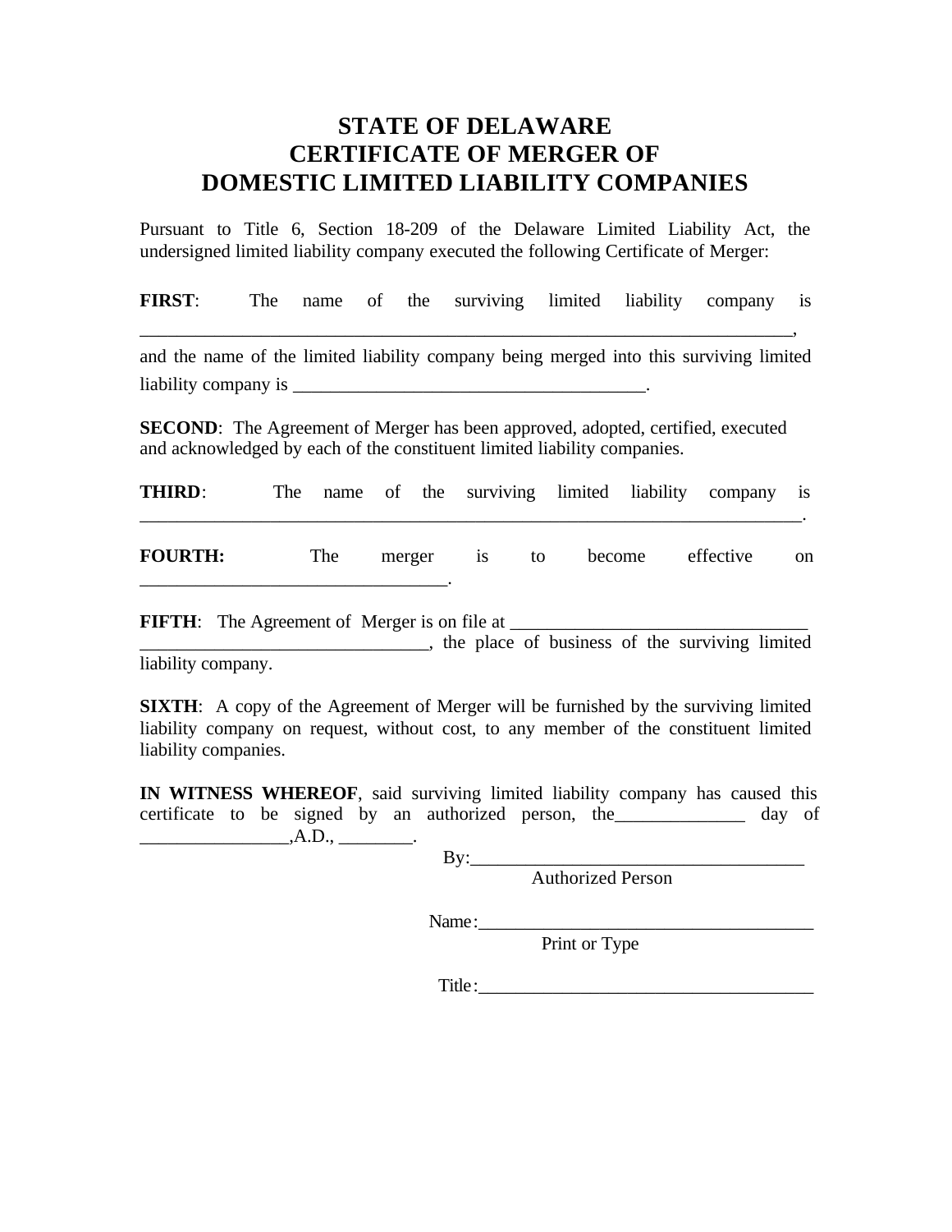# STATE OF DELAWARE
# CERTIFICATE OF MERGER OF
# DOMESTIC LIMITED LIABILITY COMPANIES

Pursuant to Title 6, Section 18-209 of the Delaware Limited Liability Act, the undersigned limited liability company executed the following Certificate of Merger:

**FIRST**: The name of the surviving limited liability company is ___________________________________________________________________________,

and the name of the limited liability company being merged into this surviving limited liability company is _______________________________________.

**SECOND**: The Agreement of Merger has been approved, adopted, certified, executed and acknowledged by each of the constituent limited liability companies.

**THIRD**: The name of the surviving limited liability company is ___________________________________________________________________________.

**FOURTH:** The merger is to become effective on __________________________________.

**FIFTH**: The Agreement of Merger is on file at ________________________________ _______________________________, the place of business of the surviving limited liability company.

**SIXTH**: A copy of the Agreement of Merger will be furnished by the surviving limited liability company on request, without cost, to any member of the constituent limited liability companies.

**IN WITNESS WHEREOF**, said surviving limited liability company has caused this certificate to be signed by an authorized person, the______________ day of ________________,A.D., ________.

By:____________________________________
Authorized Person

Name:_____________________________________
Print or Type

Title:_____________________________________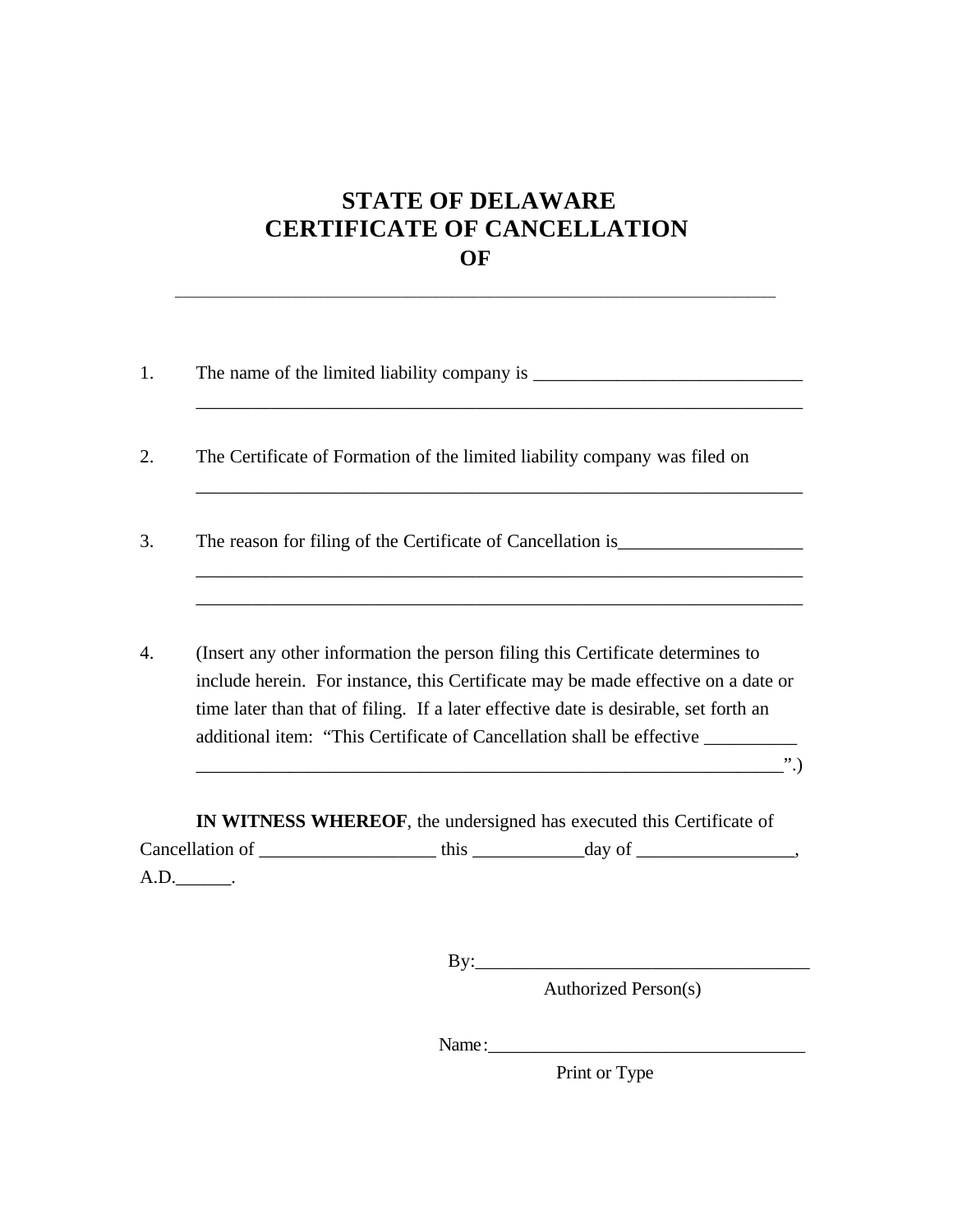# STATE OF DELAWARE
# CERTIFICATE OF CANCELLATION
## OF

_______________________________________________________________

1. The name of the limited liability company is _____________________________
   _________________________________________________________________

2. The Certificate of Formation of the limited liability company was filed on
   _________________________________________________________________

3. The reason for filing of the Certificate of Cancellation is___________________
   _________________________________________________________________
   _________________________________________________________________

4. (Insert any other information the person filing this Certificate determines to include herein. For instance, this Certificate may be made effective on a date or time later than that of filing. If a later effective date is desirable, set forth an additional item: "This Certificate of Cancellation shall be effective __________ _______________________________________________________________".)

**IN WITNESS WHEREOF**, the undersigned has executed this Certificate of Cancellation of ___________________ this ____________day of _________________, A.D.______.

By:____________________________________
Authorized Person(s)

Name:___________________________________
Print or Type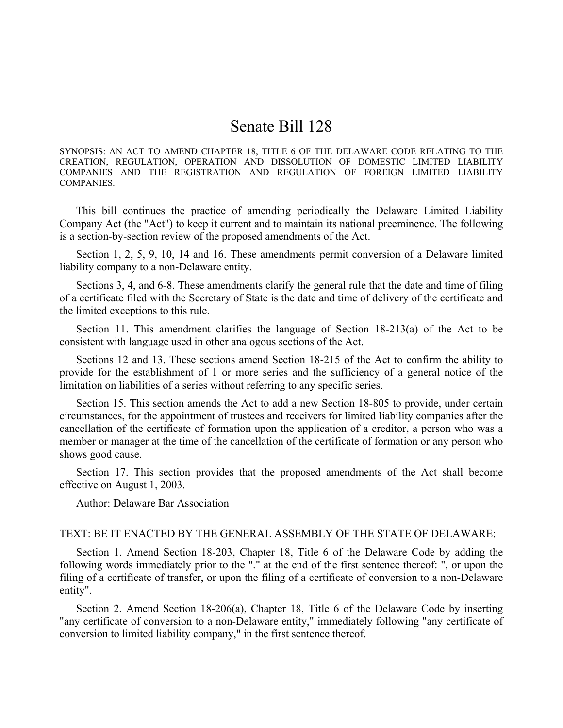# Senate Bill 128

SYNOPSIS: AN ACT TO AMEND CHAPTER 18, TITLE 6 OF THE DELAWARE CODE RELATING TO THE CREATION, REGULATION, OPERATION AND DISSOLUTION OF DOMESTIC LIMITED LIABILITY COMPANIES AND THE REGISTRATION AND REGULATION OF FOREIGN LIMITED LIABILITY COMPANIES.

This bill continues the practice of amending periodically the Delaware Limited Liability Company Act (the "Act") to keep it current and to maintain its national preeminence. The following is a section-by-section review of the proposed amendments of the Act.

Section 1, 2, 5, 9, 10, 14 and 16. These amendments permit conversion of a Delaware limited liability company to a non-Delaware entity.

Sections 3, 4, and 6-8. These amendments clarify the general rule that the date and time of filing of a certificate filed with the Secretary of State is the date and time of delivery of the certificate and the limited exceptions to this rule.

Section 11. This amendment clarifies the language of Section 18-213(a) of the Act to be consistent with language used in other analogous sections of the Act.

Sections 12 and 13. These sections amend Section 18-215 of the Act to confirm the ability to provide for the establishment of 1 or more series and the sufficiency of a general notice of the limitation on liabilities of a series without referring to any specific series.

Section 15. This section amends the Act to add a new Section 18-805 to provide, under certain circumstances, for the appointment of trustees and receivers for limited liability companies after the cancellation of the certificate of formation upon the application of a creditor, a person who was a member or manager at the time of the cancellation of the certificate of formation or any person who shows good cause.

Section 17. This section provides that the proposed amendments of the Act shall become effective on August 1, 2003.

Author: Delaware Bar Association

TEXT: BE IT ENACTED BY THE GENERAL ASSEMBLY OF THE STATE OF DELAWARE:

Section 1. Amend Section 18-203, Chapter 18, Title 6 of the Delaware Code by adding the following words immediately prior to the "." at the end of the first sentence thereof: ", or upon the filing of a certificate of transfer, or upon the filing of a certificate of conversion to a non-Delaware entity".

Section 2. Amend Section 18-206(a), Chapter 18, Title 6 of the Delaware Code by inserting "any certificate of conversion to a non-Delaware entity," immediately following "any certificate of conversion to limited liability company," in the first sentence thereof.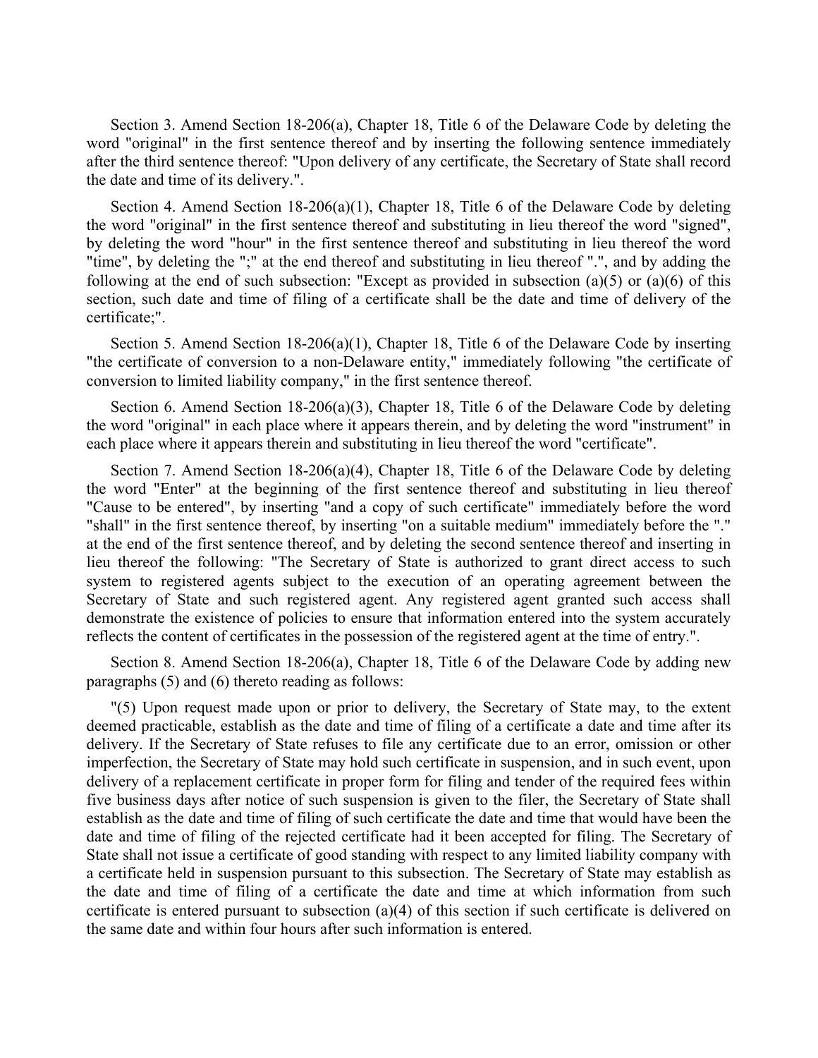Section 3. Amend Section 18-206(a), Chapter 18, Title 6 of the Delaware Code by deleting the word "original" in the first sentence thereof and by inserting the following sentence immediately after the third sentence thereof: "Upon delivery of any certificate, the Secretary of State shall record the date and time of its delivery.".

Section 4. Amend Section 18-206(a)(1), Chapter 18, Title 6 of the Delaware Code by deleting the word "original" in the first sentence thereof and substituting in lieu thereof the word "signed", by deleting the word "hour" in the first sentence thereof and substituting in lieu thereof the word "time", by deleting the ";" at the end thereof and substituting in lieu thereof ".", and by adding the following at the end of such subsection: "Except as provided in subsection (a)(5) or (a)(6) of this section, such date and time of filing of a certificate shall be the date and time of delivery of the certificate;".

Section 5. Amend Section 18-206(a)(1), Chapter 18, Title 6 of the Delaware Code by inserting "the certificate of conversion to a non-Delaware entity," immediately following "the certificate of conversion to limited liability company," in the first sentence thereof.

Section 6. Amend Section 18-206(a)(3), Chapter 18, Title 6 of the Delaware Code by deleting the word "original" in each place where it appears therein, and by deleting the word "instrument" in each place where it appears therein and substituting in lieu thereof the word "certificate".

Section 7. Amend Section 18-206(a)(4), Chapter 18, Title 6 of the Delaware Code by deleting the word "Enter" at the beginning of the first sentence thereof and substituting in lieu thereof "Cause to be entered", by inserting "and a copy of such certificate" immediately before the word "shall" in the first sentence thereof, by inserting "on a suitable medium" immediately before the "." at the end of the first sentence thereof, and by deleting the second sentence thereof and inserting in lieu thereof the following: "The Secretary of State is authorized to grant direct access to such system to registered agents subject to the execution of an operating agreement between the Secretary of State and such registered agent. Any registered agent granted such access shall demonstrate the existence of policies to ensure that information entered into the system accurately reflects the content of certificates in the possession of the registered agent at the time of entry.".

Section 8. Amend Section 18-206(a), Chapter 18, Title 6 of the Delaware Code by adding new paragraphs (5) and (6) thereto reading as follows:

"(5) Upon request made upon or prior to delivery, the Secretary of State may, to the extent deemed practicable, establish as the date and time of filing of a certificate a date and time after its delivery. If the Secretary of State refuses to file any certificate due to an error, omission or other imperfection, the Secretary of State may hold such certificate in suspension, and in such event, upon delivery of a replacement certificate in proper form for filing and tender of the required fees within five business days after notice of such suspension is given to the filer, the Secretary of State shall establish as the date and time of filing of such certificate the date and time that would have been the date and time of filing of the rejected certificate had it been accepted for filing. The Secretary of State shall not issue a certificate of good standing with respect to any limited liability company with a certificate held in suspension pursuant to this subsection. The Secretary of State may establish as the date and time of filing of a certificate the date and time at which information from such certificate is entered pursuant to subsection (a)(4) of this section if such certificate is delivered on the same date and within four hours after such information is entered.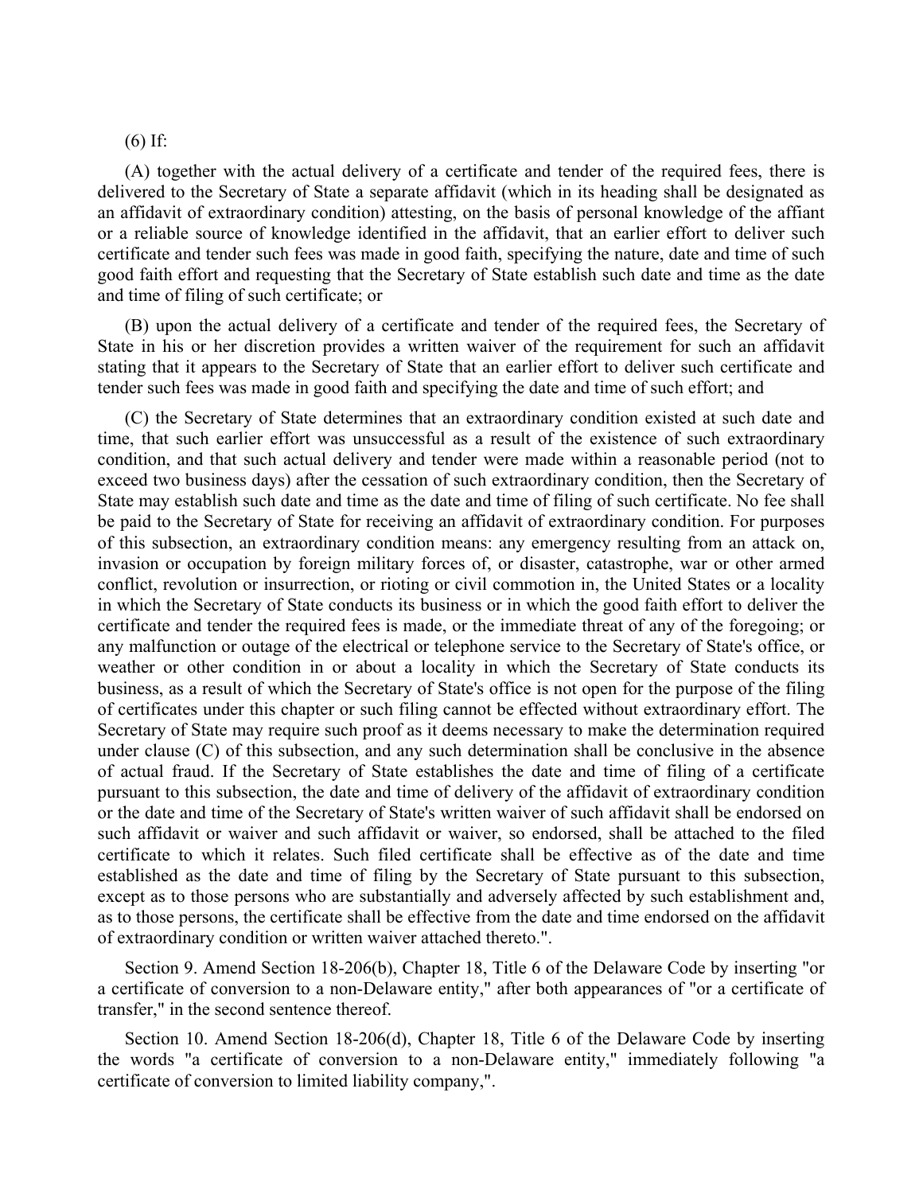(6) If:

(A) together with the actual delivery of a certificate and tender of the required fees, there is delivered to the Secretary of State a separate affidavit (which in its heading shall be designated as an affidavit of extraordinary condition) attesting, on the basis of personal knowledge of the affiant or a reliable source of knowledge identified in the affidavit, that an earlier effort to deliver such certificate and tender such fees was made in good faith, specifying the nature, date and time of such good faith effort and requesting that the Secretary of State establish such date and time as the date and time of filing of such certificate; or

(B) upon the actual delivery of a certificate and tender of the required fees, the Secretary of State in his or her discretion provides a written waiver of the requirement for such an affidavit stating that it appears to the Secretary of State that an earlier effort to deliver such certificate and tender such fees was made in good faith and specifying the date and time of such effort; and

(C) the Secretary of State determines that an extraordinary condition existed at such date and time, that such earlier effort was unsuccessful as a result of the existence of such extraordinary condition, and that such actual delivery and tender were made within a reasonable period (not to exceed two business days) after the cessation of such extraordinary condition, then the Secretary of State may establish such date and time as the date and time of filing of such certificate. No fee shall be paid to the Secretary of State for receiving an affidavit of extraordinary condition. For purposes of this subsection, an extraordinary condition means: any emergency resulting from an attack on, invasion or occupation by foreign military forces of, or disaster, catastrophe, war or other armed conflict, revolution or insurrection, or rioting or civil commotion in, the United States or a locality in which the Secretary of State conducts its business or in which the good faith effort to deliver the certificate and tender the required fees is made, or the immediate threat of any of the foregoing; or any malfunction or outage of the electrical or telephone service to the Secretary of State's office, or weather or other condition in or about a locality in which the Secretary of State conducts its business, as a result of which the Secretary of State's office is not open for the purpose of the filing of certificates under this chapter or such filing cannot be effected without extraordinary effort. The Secretary of State may require such proof as it deems necessary to make the determination required under clause (C) of this subsection, and any such determination shall be conclusive in the absence of actual fraud. If the Secretary of State establishes the date and time of filing of a certificate pursuant to this subsection, the date and time of delivery of the affidavit of extraordinary condition or the date and time of the Secretary of State's written waiver of such affidavit shall be endorsed on such affidavit or waiver and such affidavit or waiver, so endorsed, shall be attached to the filed certificate to which it relates. Such filed certificate shall be effective as of the date and time established as the date and time of filing by the Secretary of State pursuant to this subsection, except as to those persons who are substantially and adversely affected by such establishment and, as to those persons, the certificate shall be effective from the date and time endorsed on the affidavit of extraordinary condition or written waiver attached thereto.".

Section 9. Amend Section 18-206(b), Chapter 18, Title 6 of the Delaware Code by inserting "or a certificate of conversion to a non-Delaware entity," after both appearances of "or a certificate of transfer," in the second sentence thereof.

Section 10. Amend Section 18-206(d), Chapter 18, Title 6 of the Delaware Code by inserting the words "a certificate of conversion to a non-Delaware entity," immediately following "a certificate of conversion to limited liability company,".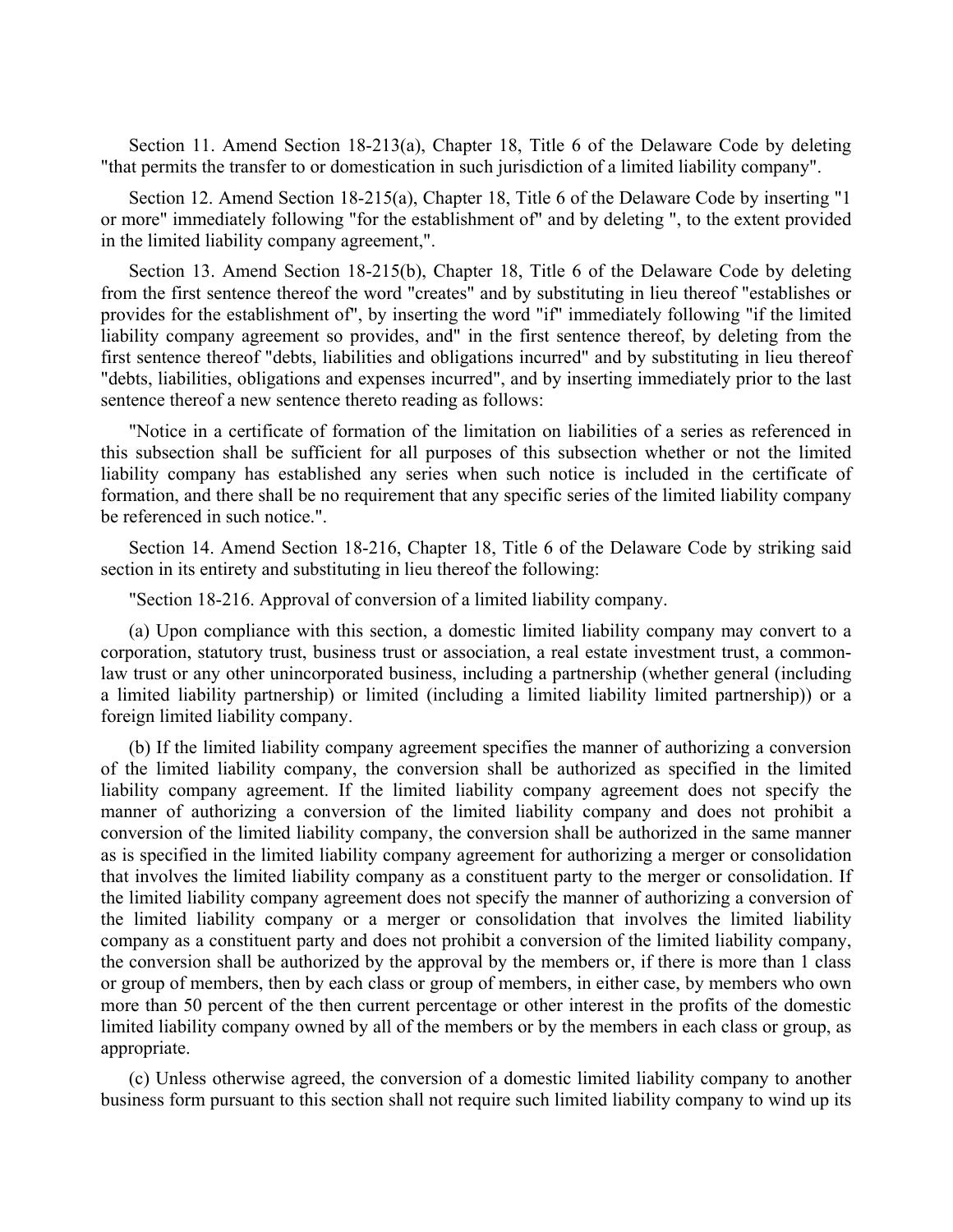Section 11. Amend Section 18-213(a), Chapter 18, Title 6 of the Delaware Code by deleting "that permits the transfer to or domestication in such jurisdiction of a limited liability company".

Section 12. Amend Section 18-215(a), Chapter 18, Title 6 of the Delaware Code by inserting "1 or more" immediately following "for the establishment of" and by deleting ", to the extent provided in the limited liability company agreement,".

Section 13. Amend Section 18-215(b), Chapter 18, Title 6 of the Delaware Code by deleting from the first sentence thereof the word "creates" and by substituting in lieu thereof "establishes or provides for the establishment of", by inserting the word "if" immediately following "if the limited liability company agreement so provides, and" in the first sentence thereof, by deleting from the first sentence thereof "debts, liabilities and obligations incurred" and by substituting in lieu thereof "debts, liabilities, obligations and expenses incurred", and by inserting immediately prior to the last sentence thereof a new sentence thereto reading as follows:

"Notice in a certificate of formation of the limitation on liabilities of a series as referenced in this subsection shall be sufficient for all purposes of this subsection whether or not the limited liability company has established any series when such notice is included in the certificate of formation, and there shall be no requirement that any specific series of the limited liability company be referenced in such notice.".

Section 14. Amend Section 18-216, Chapter 18, Title 6 of the Delaware Code by striking said section in its entirety and substituting in lieu thereof the following:

"Section 18-216. Approval of conversion of a limited liability company.

(a) Upon compliance with this section, a domestic limited liability company may convert to a corporation, statutory trust, business trust or association, a real estate investment trust, a common-law trust or any other unincorporated business, including a partnership (whether general (including a limited liability partnership) or limited (including a limited liability limited partnership)) or a foreign limited liability company.

(b) If the limited liability company agreement specifies the manner of authorizing a conversion of the limited liability company, the conversion shall be authorized as specified in the limited liability company agreement. If the limited liability company agreement does not specify the manner of authorizing a conversion of the limited liability company and does not prohibit a conversion of the limited liability company, the conversion shall be authorized in the same manner as is specified in the limited liability company agreement for authorizing a merger or consolidation that involves the limited liability company as a constituent party to the merger or consolidation. If the limited liability company agreement does not specify the manner of authorizing a conversion of the limited liability company or a merger or consolidation that involves the limited liability company as a constituent party and does not prohibit a conversion of the limited liability company, the conversion shall be authorized by the approval by the members or, if there is more than 1 class or group of members, then by each class or group of members, in either case, by members who own more than 50 percent of the then current percentage or other interest in the profits of the domestic limited liability company owned by all of the members or by the members in each class or group, as appropriate.

(c) Unless otherwise agreed, the conversion of a domestic limited liability company to another business form pursuant to this section shall not require such limited liability company to wind up its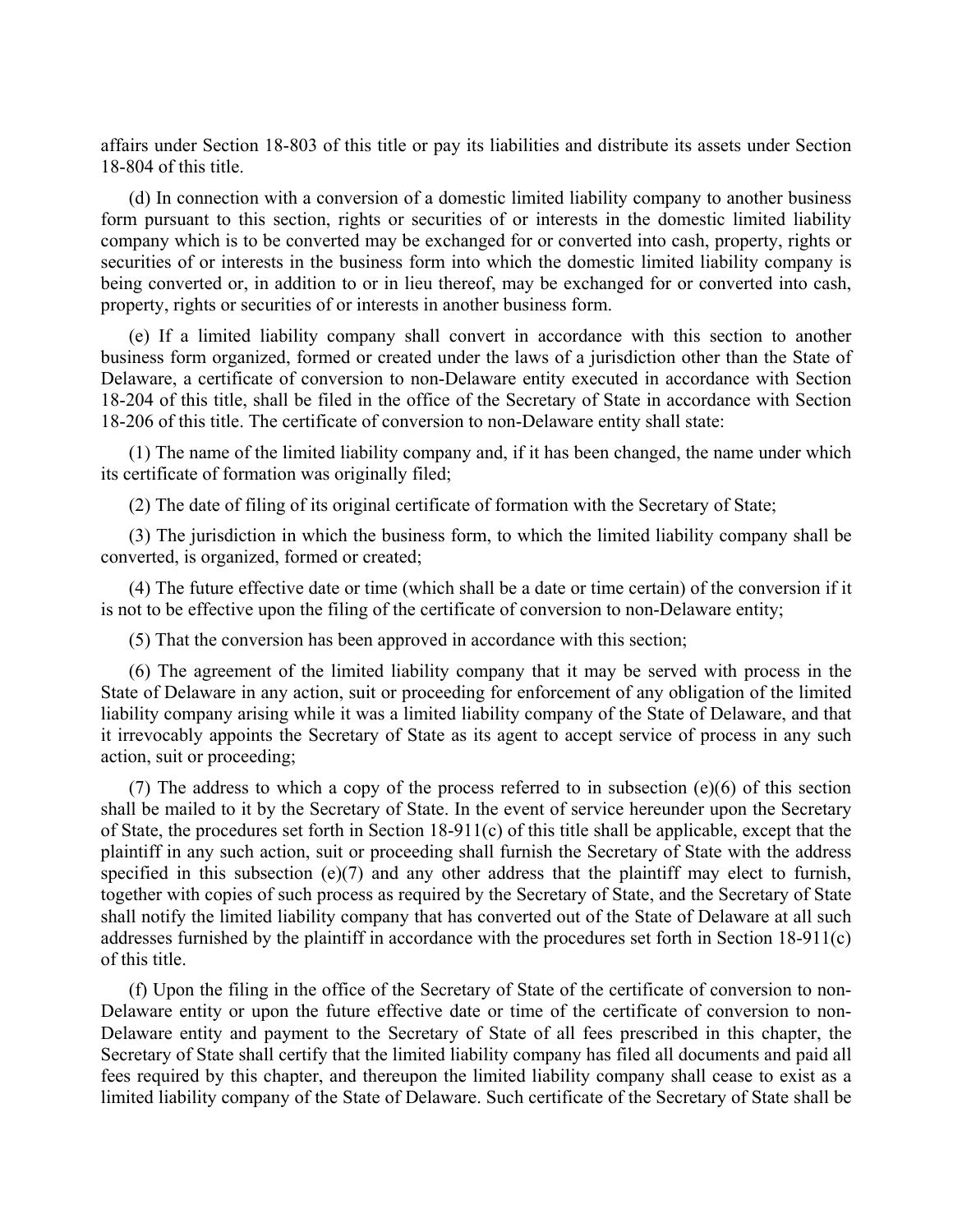affairs under Section 18-803 of this title or pay its liabilities and distribute its assets under Section 18-804 of this title.

(d) In connection with a conversion of a domestic limited liability company to another business form pursuant to this section, rights or securities of or interests in the domestic limited liability company which is to be converted may be exchanged for or converted into cash, property, rights or securities of or interests in the business form into which the domestic limited liability company is being converted or, in addition to or in lieu thereof, may be exchanged for or converted into cash, property, rights or securities of or interests in another business form.

(e) If a limited liability company shall convert in accordance with this section to another business form organized, formed or created under the laws of a jurisdiction other than the State of Delaware, a certificate of conversion to non-Delaware entity executed in accordance with Section 18-204 of this title, shall be filed in the office of the Secretary of State in accordance with Section 18-206 of this title. The certificate of conversion to non-Delaware entity shall state:

(1) The name of the limited liability company and, if it has been changed, the name under which its certificate of formation was originally filed;

(2) The date of filing of its original certificate of formation with the Secretary of State;

(3) The jurisdiction in which the business form, to which the limited liability company shall be converted, is organized, formed or created;

(4) The future effective date or time (which shall be a date or time certain) of the conversion if it is not to be effective upon the filing of the certificate of conversion to non-Delaware entity;

(5) That the conversion has been approved in accordance with this section;

(6) The agreement of the limited liability company that it may be served with process in the State of Delaware in any action, suit or proceeding for enforcement of any obligation of the limited liability company arising while it was a limited liability company of the State of Delaware, and that it irrevocably appoints the Secretary of State as its agent to accept service of process in any such action, suit or proceeding;

(7) The address to which a copy of the process referred to in subsection (e)(6) of this section shall be mailed to it by the Secretary of State. In the event of service hereunder upon the Secretary of State, the procedures set forth in Section 18-911(c) of this title shall be applicable, except that the plaintiff in any such action, suit or proceeding shall furnish the Secretary of State with the address specified in this subsection (e)(7) and any other address that the plaintiff may elect to furnish, together with copies of such process as required by the Secretary of State, and the Secretary of State shall notify the limited liability company that has converted out of the State of Delaware at all such addresses furnished by the plaintiff in accordance with the procedures set forth in Section 18-911(c) of this title.

(f) Upon the filing in the office of the Secretary of State of the certificate of conversion to non-Delaware entity or upon the future effective date or time of the certificate of conversion to non-Delaware entity and payment to the Secretary of State of all fees prescribed in this chapter, the Secretary of State shall certify that the limited liability company has filed all documents and paid all fees required by this chapter, and thereupon the limited liability company shall cease to exist as a limited liability company of the State of Delaware. Such certificate of the Secretary of State shall be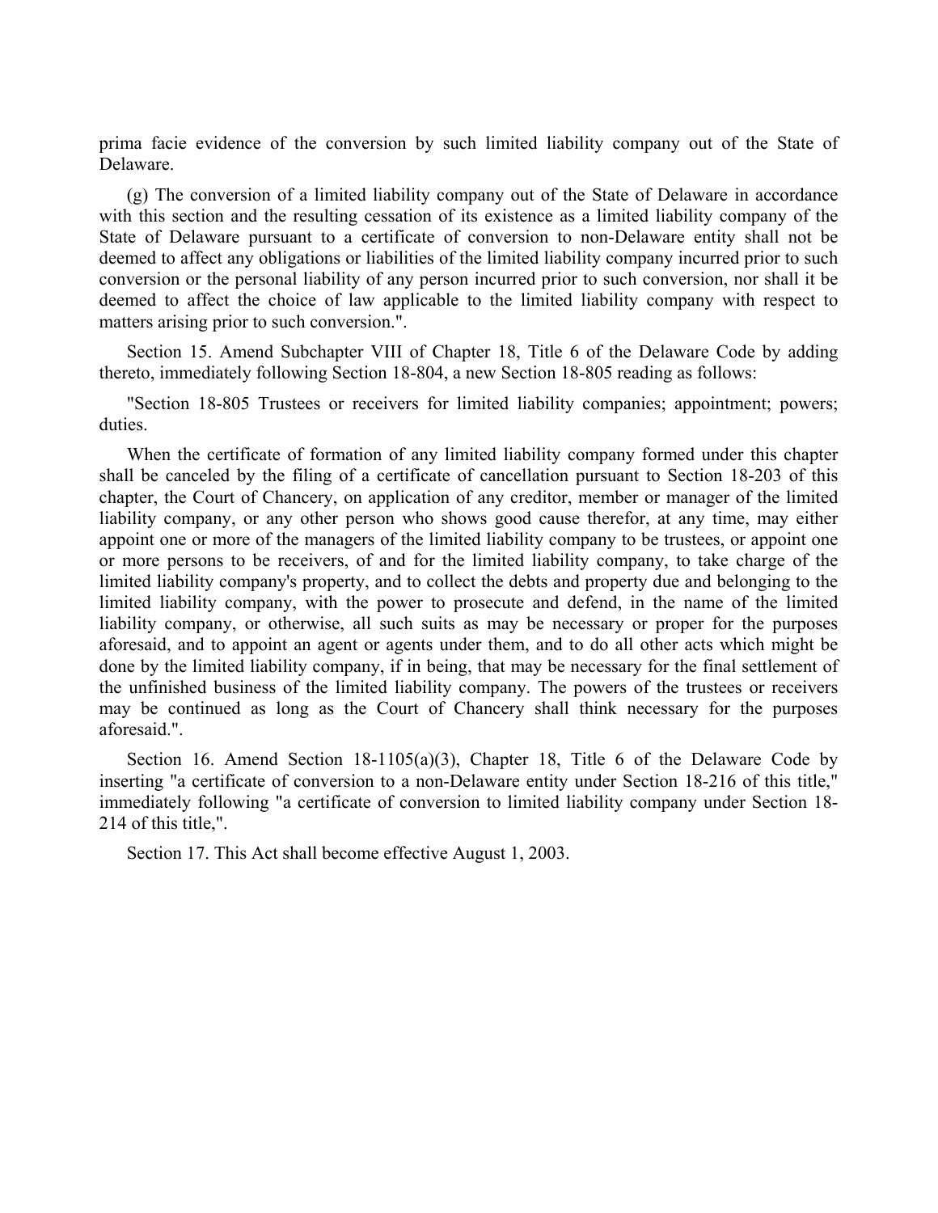prima facie evidence of the conversion by such limited liability company out of the State of Delaware.

(g) The conversion of a limited liability company out of the State of Delaware in accordance with this section and the resulting cessation of its existence as a limited liability company of the State of Delaware pursuant to a certificate of conversion to non-Delaware entity shall not be deemed to affect any obligations or liabilities of the limited liability company incurred prior to such conversion or the personal liability of any person incurred prior to such conversion, nor shall it be deemed to affect the choice of law applicable to the limited liability company with respect to matters arising prior to such conversion.".

Section 15. Amend Subchapter VIII of Chapter 18, Title 6 of the Delaware Code by adding thereto, immediately following Section 18-804, a new Section 18-805 reading as follows:

"Section 18-805 Trustees or receivers for limited liability companies; appointment; powers; duties.

When the certificate of formation of any limited liability company formed under this chapter shall be canceled by the filing of a certificate of cancellation pursuant to Section 18-203 of this chapter, the Court of Chancery, on application of any creditor, member or manager of the limited liability company, or any other person who shows good cause therefor, at any time, may either appoint one or more of the managers of the limited liability company to be trustees, or appoint one or more persons to be receivers, of and for the limited liability company, to take charge of the limited liability company's property, and to collect the debts and property due and belonging to the limited liability company, with the power to prosecute and defend, in the name of the limited liability company, or otherwise, all such suits as may be necessary or proper for the purposes aforesaid, and to appoint an agent or agents under them, and to do all other acts which might be done by the limited liability company, if in being, that may be necessary for the final settlement of the unfinished business of the limited liability company. The powers of the trustees or receivers may be continued as long as the Court of Chancery shall think necessary for the purposes aforesaid.".

Section 16. Amend Section 18-1105(a)(3), Chapter 18, Title 6 of the Delaware Code by inserting "a certificate of conversion to a non-Delaware entity under Section 18-216 of this title," immediately following "a certificate of conversion to limited liability company under Section 18-214 of this title,".

Section 17. This Act shall become effective August 1, 2003.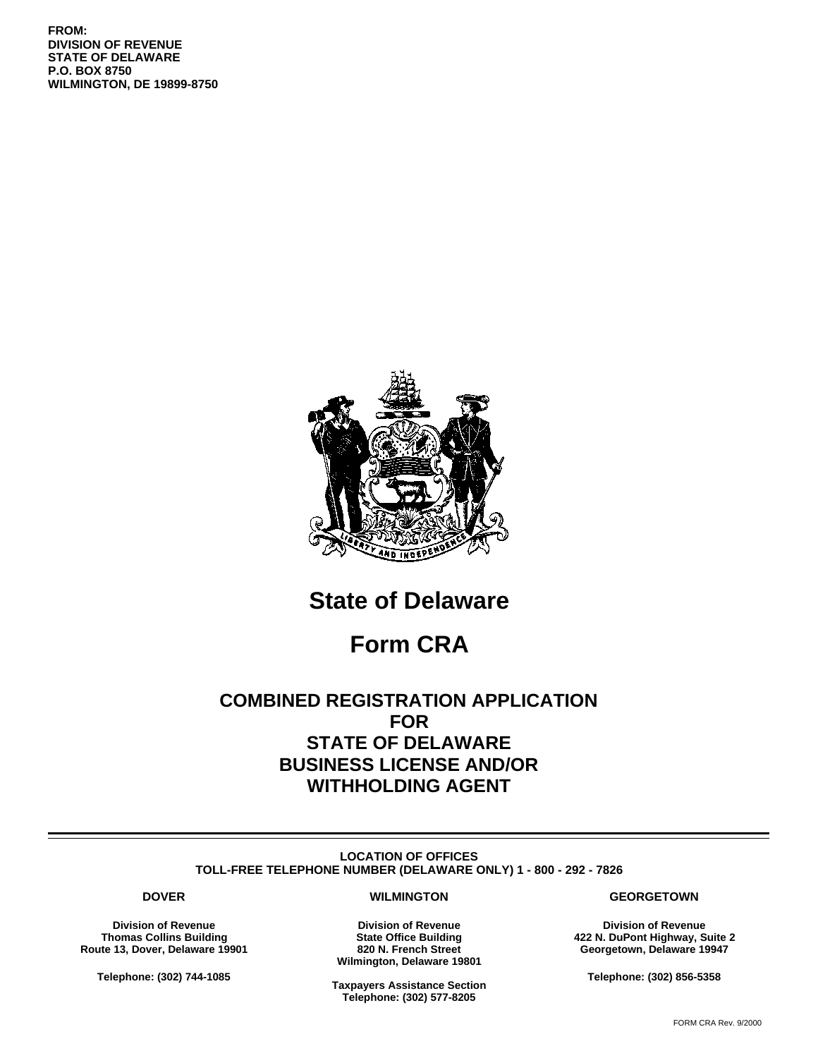**FROM:**
**DIVISION OF REVENUE**
**STATE OF DELAWARE**
**P.O. BOX 8750**
**WILMINGTON, DE 19899-8750**

# State of Delaware

# Form CRA

## COMBINED REGISTRATION APPLICATION FOR STATE OF DELAWARE BUSINESS LICENSE AND/OR WITHHOLDING AGENT

---

**LOCATION OF OFFICES**
**TOLL-FREE TELEPHONE NUMBER (DELAWARE ONLY) 1 - 800 - 292 - 7826**

**DOVER**

**Division of Revenue**
**Thomas Collins Building**
**Route 13, Dover, Delaware 19901**

**Telephone: (302) 744-1085**

**WILMINGTON**

**Division of Revenue**
**State Office Building**
**820 N. French Street**
**Wilmington, Delaware 19801**

**Taxpayers Assistance Section**
**Telephone: (302) 577-8205**

**GEORGETOWN**

**Division of Revenue**
**422 N. DuPont Highway, Suite 2**
**Georgetown, Delaware 19947**

**Telephone: (302) 856-5358**

FORM CRA Rev. 9/2000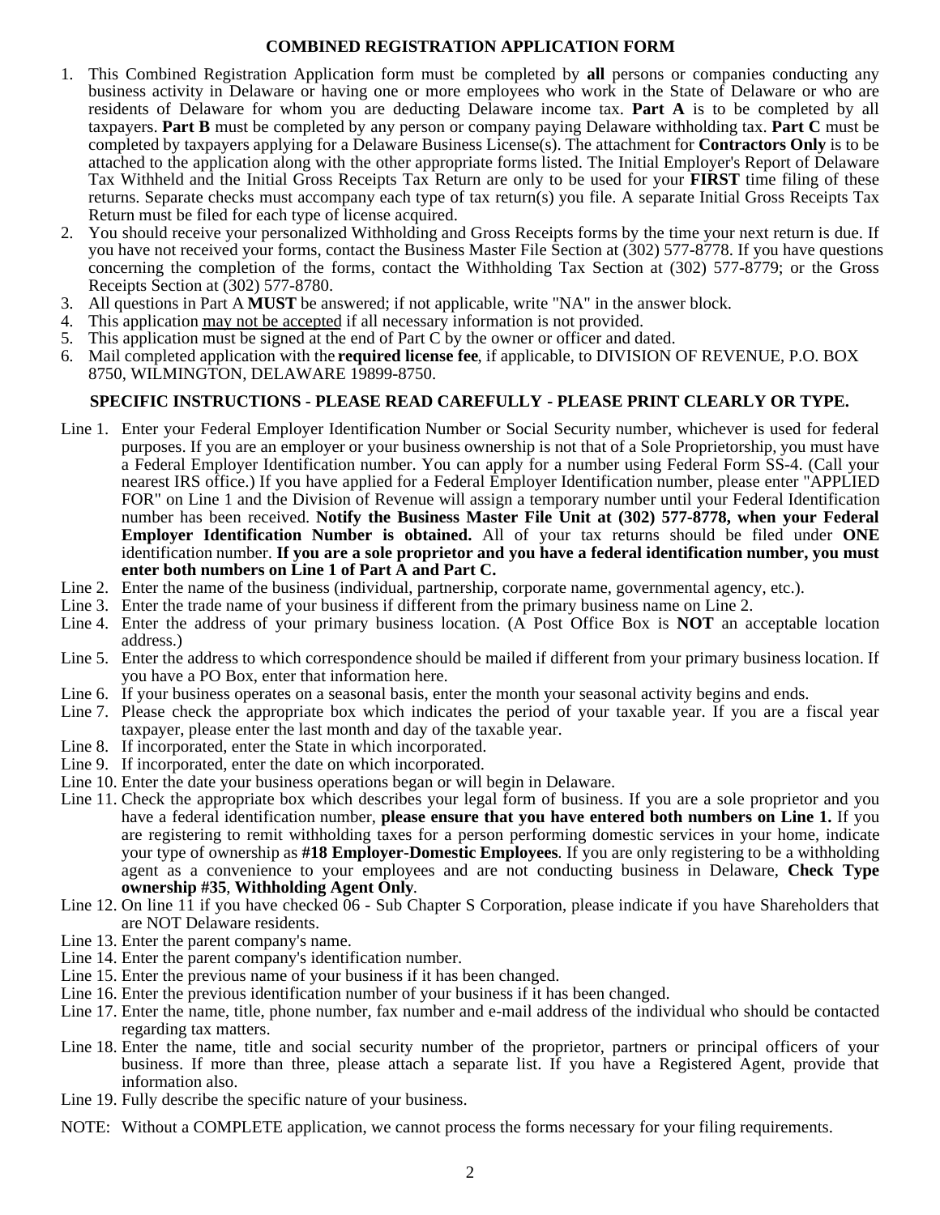## COMBINED REGISTRATION APPLICATION FORM

1. This Combined Registration Application form must be completed by **all** persons or companies conducting any business activity in Delaware or having one or more employees who work in the State of Delaware or who are residents of Delaware for whom you are deducting Delaware income tax. **Part A** is to be completed by all taxpayers. **Part B** must be completed by any person or company paying Delaware withholding tax. **Part C** must be completed by taxpayers applying along with the other appropriate forms listed. The attachment for **Contractors Only** is to be attached to the application along with the other appropriate forms listed. The Initial Employer's Report of Delaware Tax Withheld and the Initial Gross Receipts Tax Return are only to be used for your **FIRST** time filing of these returns. Separate checks must accompany each type of tax return(s) you file. A separate Initial Gross Receipts Tax Return must be filed for each type of license acquired.
2. You should receive your personalized Withholding and Gross Receipts forms by the time your next return is due. If you have not received your forms, contact the Business Master File Section at (302) 577-8778. If you have questions concerning the completion of the forms, contact the Withholding Tax Section at (302) 577-8779; or the Gross Receipts Section at (302) 577-8780.
3. All questions in Part A **MUST** be answered; if not applicable, write "NA" in the answer block.
4. This application may not be accepted if all necessary information is not provided.
5. This application must be signed at the end of Part C by the owner or officer and dated.
6. Mail completed application with the **required license fee**, if applicable, to DIVISION OF REVENUE, P.O. BOX 8750, WILMINGTON, DELAWARE 19899-8750.

### SPECIFIC INSTRUCTIONS - PLEASE READ CAREFULLY - PLEASE PRINT CLEARLY OR TYPE.

Line 1. Enter your Federal Employer Identification Number or Social Security number, whichever is used for federal purposes. If you are an employer or your business ownership is not that of a Sole Proprietorship, you must have a Federal Employer Identification number. You can apply for a number using Federal Form SS-4. (Call your nearest IRS office.) If you have applied for a Federal Employer Identification number, please enter "APPLIED FOR" on Line 1 and the Division of Revenue will assign a temporary number until your Federal Identification number has been received. **Notify the Business Master File Unit at (302) 577-8778, when your Federal Employer Identification Number is obtained.** All of your tax returns should be filed under **ONE** identification number. **If you are a sole proprietor and you have a federal identification number, you must enter both numbers on Line 1 of Part A and Part C.**

Line 2. Enter the name of the business (individual, partnership, corporate name, governmental agency, etc.).

Line 3. Enter the trade name of your business if different from the primary business name on Line 2.

Line 4. Enter the address of your primary business location. (A Post Office Box is **NOT** an acceptable location address.)

Line 5. Enter the address to which correspondence should be mailed if different from your primary business location. If you have a PO Box, enter that information here.

Line 6. If your business operates on a seasonal basis, enter the month your seasonal activity begins and ends.

Line 7. Please check the appropriate box which indicates the period of your taxable year. If you are a fiscal year taxpayer, please enter the last month and day of the taxable year.

Line 8. If incorporated, enter the State in which incorporated.

Line 9. If incorporated, enter the date on which incorporated.

Line 10. Enter the date your business operations began or will begin in Delaware.

Line 11. Check the appropriate box which describes your legal form of business. If you are a sole proprietor and you have a federal identification number, **please ensure that you have entered both numbers on Line 1.** If you are registering to remit withholding taxes for a person performing domestic services in your home, indicate your type of ownership as **#18 Employer-Domestic Employees**. If you are only registering to be a withholding agent as a convenience to your employees and are not conducting business in Delaware, **Check Type ownership #35**, **Withholding Agent Only**.

Line 12. On line 11 if you have checked 06 - Sub Chapter S Corporation, please indicate if you have Shareholders that are NOT Delaware residents.

Line 13. Enter the parent company's name.

Line 14. Enter the parent company's identification number.

Line 15. Enter the previous name of your business if it has been changed.

Line 16. Enter the previous identification number of your business if it has been changed.

Line 17. Enter the name, title, phone number, fax number and e-mail address of the individual who should be contacted regarding tax matters.

Line 18. Enter the name, title and social security number of the proprietor, partners or principal officers of your business. If more than three, please attach a separate list. If you have a Registered Agent, provide that information also.

Line 19. Fully describe the specific nature of your business.

NOTE: Without a COMPLETE application, we cannot process the forms necessary for your filing requirements.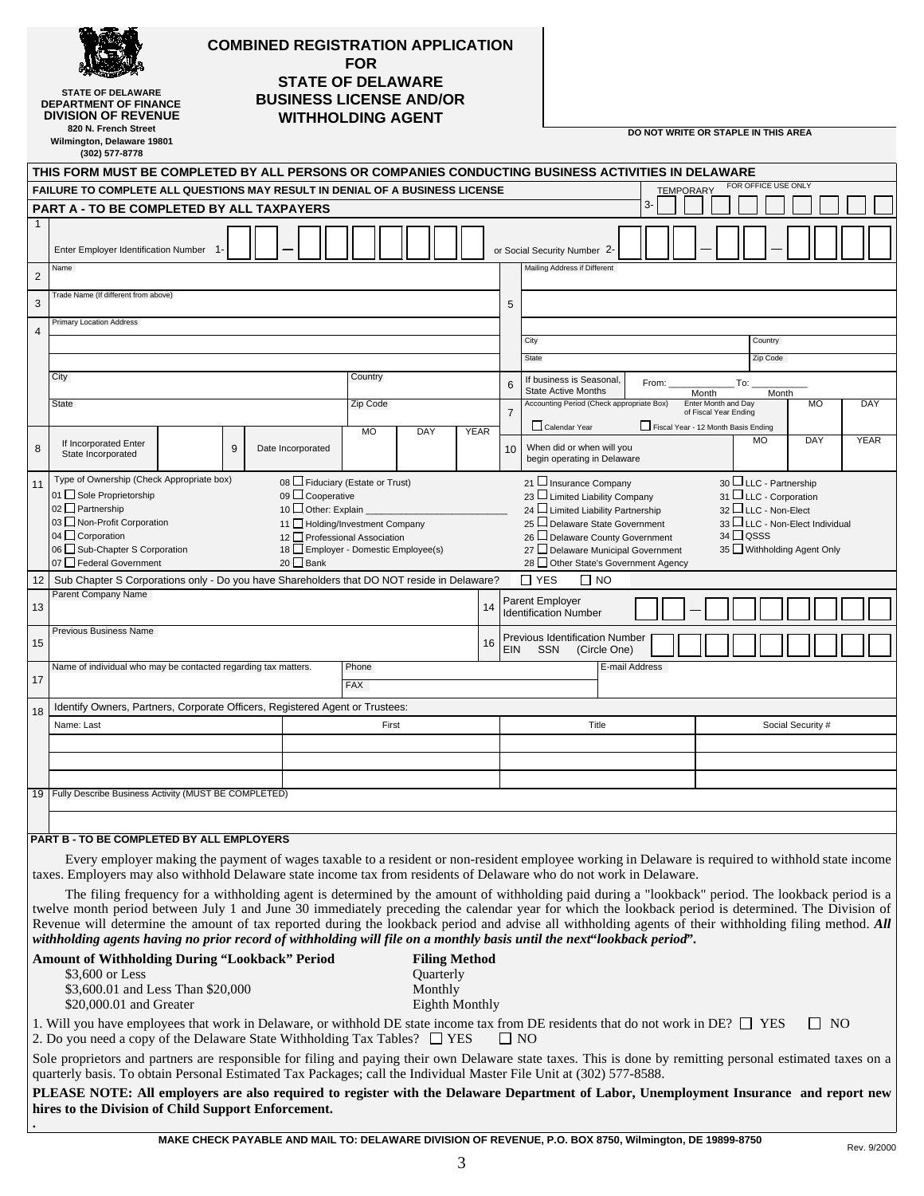**STATE OF DELAWARE**
**DEPARTMENT OF FINANCE**
**DIVISION OF REVENUE**
**820 N. French Street**
**Wilmington, Delaware 19801**
**(302) 577-8778**

# COMBINED REGISTRATION APPLICATION FOR STATE OF DELAWARE BUSINESS LICENSE AND/OR WITHHOLDING AGENT

**DO NOT WRITE OR STAPLE IN THIS AREA**

**THIS FORM MUST BE COMPLETED BY ALL PERSONS OR COMPANIES CONDUCTING BUSINESS ACTIVITIES IN DELAWARE**

**FAILURE TO COMPLETE ALL QUESTIONS MAY RESULT IN DENIAL OF A BUSINESS LICENSE**

TEMPORARY — FOR OFFICE USE ONLY — 3-

## PART A - TO BE COMPLETED BY ALL TAXPAYERS

1 Enter Employer Identification Number 1- ☐☐ – ☐☐☐☐☐☐☐ or Social Security Number 2- ☐☐☐ — ☐☐ — ☐☐☐☐

2 Name

3 Trade Name (If different from above)

4 Primary Location Address

City | Country

State | Zip Code

5 Mailing Address if Different

City | Country

State | Zip Code

6 If business is Seasonal, State Active Months From: ________ (Month) To: ________ (Month)

7 Accounting Period (Check appropriate Box) ☐ Calendar Year ☐ Fiscal Year - 12 Month Basis Ending — Enter Month and Day of Fiscal Year Ending: MO ___ DAY ___

8 If Incorporated Enter State Incorporated ______

9 Date Incorporated MO ___ DAY ___ YEAR ___

10 When did or when will you begin operating in Delaware MO ___ DAY ___ YEAR ___

11 Type of Ownership (Check Appropriate box)

- 01 ☐ Sole Proprietorship
- 02 ☐ Partnership
- 03 ☐ Non-Profit Corporation
- 04 ☐ Corporation
- 06 ☐ Sub-Chapter S Corporation
- 07 ☐ Federal Government
- 08 ☐ Fiduciary (Estate or Trust)
- 09 ☐ Cooperative
- 10 ☐ Other: Explain ____________________
- 11 ☐ Holding/Investment Company
- 12 ☐ Professional Association
- 18 ☐ Employer - Domestic Employee(s)
- 20 ☐ Bank
- 21 ☐ Insurance Company
- 23 ☐ Limited Liability Company
- 24 ☐ Limited Liability Partnership
- 25 ☐ Delaware State Government
- 26 ☐ Delaware County Government
- 27 ☐ Delaware Municipal Government
- 28 ☐ Other State's Government Agency
- 30 ☐ LLC - Partnership
- 31 ☐ LLC - Corporation
- 32 ☐ LLC - Non-Elect
- 33 ☐ LLC - Non-Elect Individual
- 34 ☐ QSSS
- 35 ☐ Withholding Agent Only

12 Sub Chapter S Corporations only - Do you have Shareholders that DO NOT reside in Delaware? ☐ YES ☐ NO

13 Parent Company Name

14 Parent Employer Identification Number ☐☐ — ☐☐☐☐☐☐☐

15 Previous Business Name

16 Previous Identification Number EIN SSN (Circle One)

17 Name of individual who may be contacted regarding tax matters. | Phone | FAX | E-mail Address

18 Identify Owners, Partners, Corporate Officers, Registered Agent or Trustees:

| Name: Last | First | Title | Social Security # |
|---|---|---|---|
| | | | |
| | | | |
| | | | |

19 Fully Describe Business Activity (MUST BE COMPLETED)

## PART B - TO BE COMPLETED BY ALL EMPLOYERS

Every employer making the payment of wages taxable to a resident or non-resident employee working in Delaware is required to withhold state income taxes. Employers may also withhold Delaware state income tax from residents of Delaware who do not work in Delaware.

The filing frequency for a withholding agent is determined by the amount of withholding paid during a "lookback" period. The lookback period is a twelve month period between July 1 and June 30 immediately preceding the calendar year for which the lookback period is determined. The Division of Revenue will determine the amount of tax reported during the lookback period and advise all withholding agents of their withholding filing method. ***All withholding agents having no prior record of withholding will file on a monthly basis until the next"lookback period".***

| Amount of Withholding During "Lookback" Period | Filing Method |
|---|---|
| $3,600 or Less | Quarterly |
| $3,600.01 and Less Than $20,000 | Monthly |
| $20,000.01 and Greater | Eighth Monthly |

1. Will you have employees that work in Delaware, or withhold DE state income tax from DE residents that do not work in DE? ☐ YES ☐ NO
2. Do you need a copy of the Delaware State Withholding Tax Tables? ☐ YES ☐ NO

Sole proprietors and partners are responsible for filing and paying their own Delaware state taxes. This is done by remitting personal estimated taxes on a quarterly basis. To obtain Personal Estimated Tax Packages; call the Individual Master File Unit at (302) 577-8588.

**PLEASE NOTE: All employers are also required to register with the Delaware Department of Labor, Unemployment Insurance and report new hires to the Division of Child Support Enforcement.**

**MAKE CHECK PAYABLE AND MAIL TO: DELAWARE DIVISION OF REVENUE, P.O. BOX 8750, Wilmington, DE 19899-8750**

Rev. 9/2000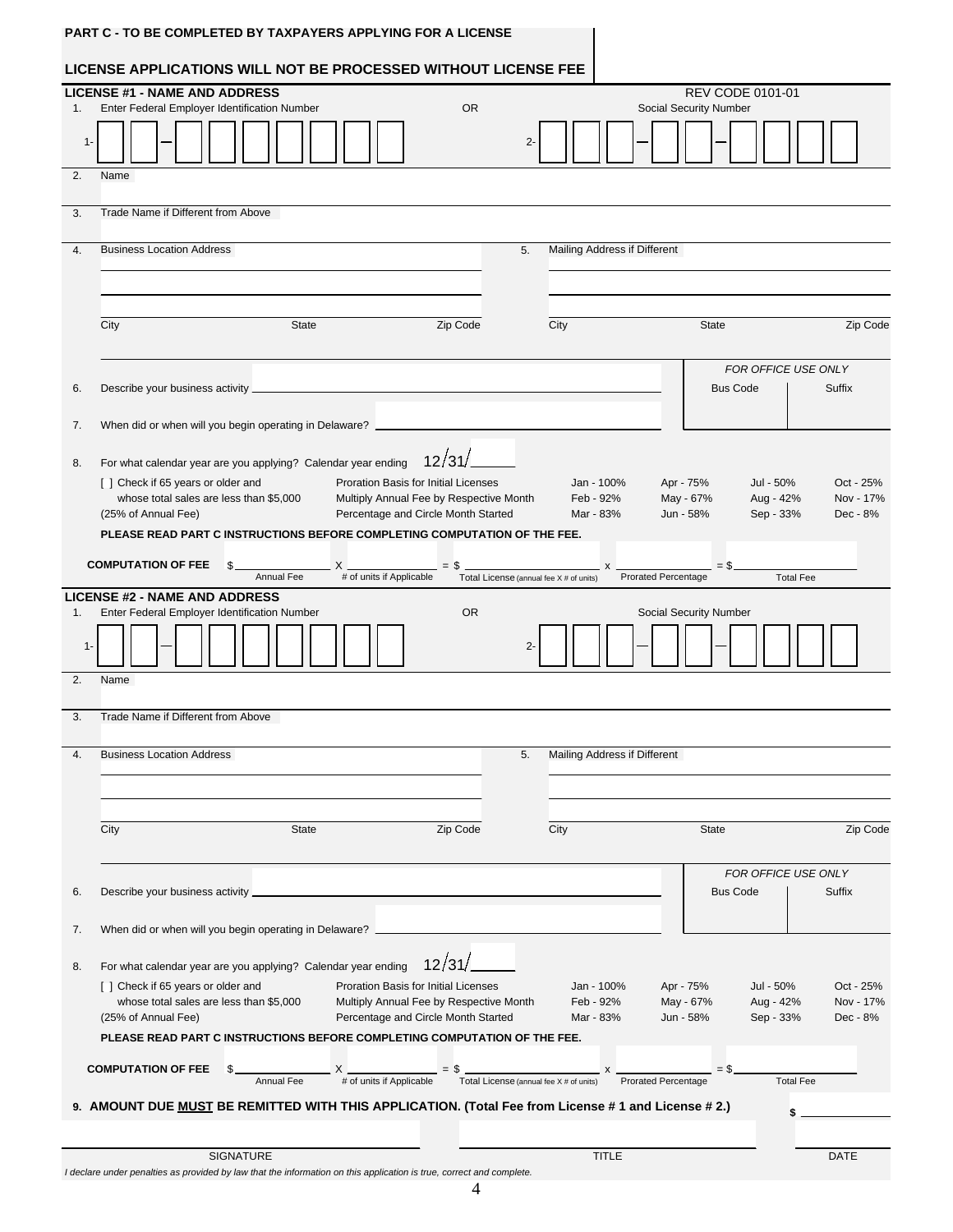## PART C - TO BE COMPLETED BY TAXPAYERS APPLYING FOR A LICENSE

## LICENSE APPLICATIONS WILL NOT BE PROCESSED WITHOUT LICENSE FEE

### LICENSE #1 - NAME AND ADDRESS

REV CODE 0101-01

1. Enter Federal Employer Identification Number OR Social Security Number

1- __ __ – __ __ __ __ __ __ __   2- __ __ __ – __ __ – __ __ __ __

2. Name

3. Trade Name if Different from Above

4. Business Location Address

City State Zip Code

5. Mailing Address if Different

City State Zip Code

6. Describe your business activity ____________

*FOR OFFICE USE ONLY*

| Bus Code | Suffix |
|---|---|
| | |

7. When did or when will you begin operating in Delaware? ____________

8. For what calendar year are you applying? Calendar year ending 12/31/______

[ ] Check if 65 years or older and whose total sales are less than $5,000 (25% of Annual Fee)

Proration Basis for Initial Licenses Multiply Annual Fee by Respective Month Percentage and Circle Month Started

| | | | |
|---|---|---|---|
| Jan - 100% | Apr - 75% | Jul - 50% | Oct - 25% |
| Feb - 92% | May - 67% | Aug - 42% | Nov - 17% |
| Mar - 83% | Jun - 58% | Sep - 33% | Dec - 8% |

**PLEASE READ PART C INSTRUCTIONS BEFORE COMPLETING COMPUTATION OF THE FEE.**

**COMPUTATION OF FEE** $ ________ X ________ = $ ________ x ________ = $ ________

Annual Fee | # of units if Applicable | Total License (annual fee X # of units) | Prorated Percentage | Total Fee

### LICENSE #2 - NAME AND ADDRESS

1. Enter Federal Employer Identification Number OR Social Security Number

1- __ __ – __ __ __ __ __ __ __   2- __ __ __ – __ __ – __ __ __ __

2. Name

3. Trade Name if Different from Above

4. Business Location Address

City State Zip Code

5. Mailing Address if Different

City State Zip Code

6. Describe your business activity ____________

*FOR OFFICE USE ONLY*

| Bus Code | Suffix |
|---|---|
| | |

7. When did or when will you begin operating in Delaware? ____________

8. For what calendar year are you applying? Calendar year ending 12/31/______

[ ] Check if 65 years or older and whose total sales are less than $5,000 (25% of Annual Fee)

Proration Basis for Initial Licenses Multiply Annual Fee by Respective Month Percentage and Circle Month Started

| | | | |
|---|---|---|---|
| Jan - 100% | Apr - 75% | Jul - 50% | Oct - 25% |
| Feb - 92% | May - 67% | Aug - 42% | Nov - 17% |
| Mar - 83% | Jun - 58% | Sep - 33% | Dec - 8% |

**PLEASE READ PART C INSTRUCTIONS BEFORE COMPLETING COMPUTATION OF THE FEE.**

**COMPUTATION OF FEE** $ ________ X ________ = $ ________ x ________ = $ ________

Annual Fee | # of units if Applicable | Total License (annual fee X # of units) | Prorated Percentage | Total Fee

**9. AMOUNT DUE MUST BE REMITTED WITH THIS APPLICATION. (Total Fee from License # 1 and License # 2.)** $ ________

SIGNATURE ________ TITLE ________ DATE ________

*I declare under penalties as provided by law that the information on this application is true, correct and complete.*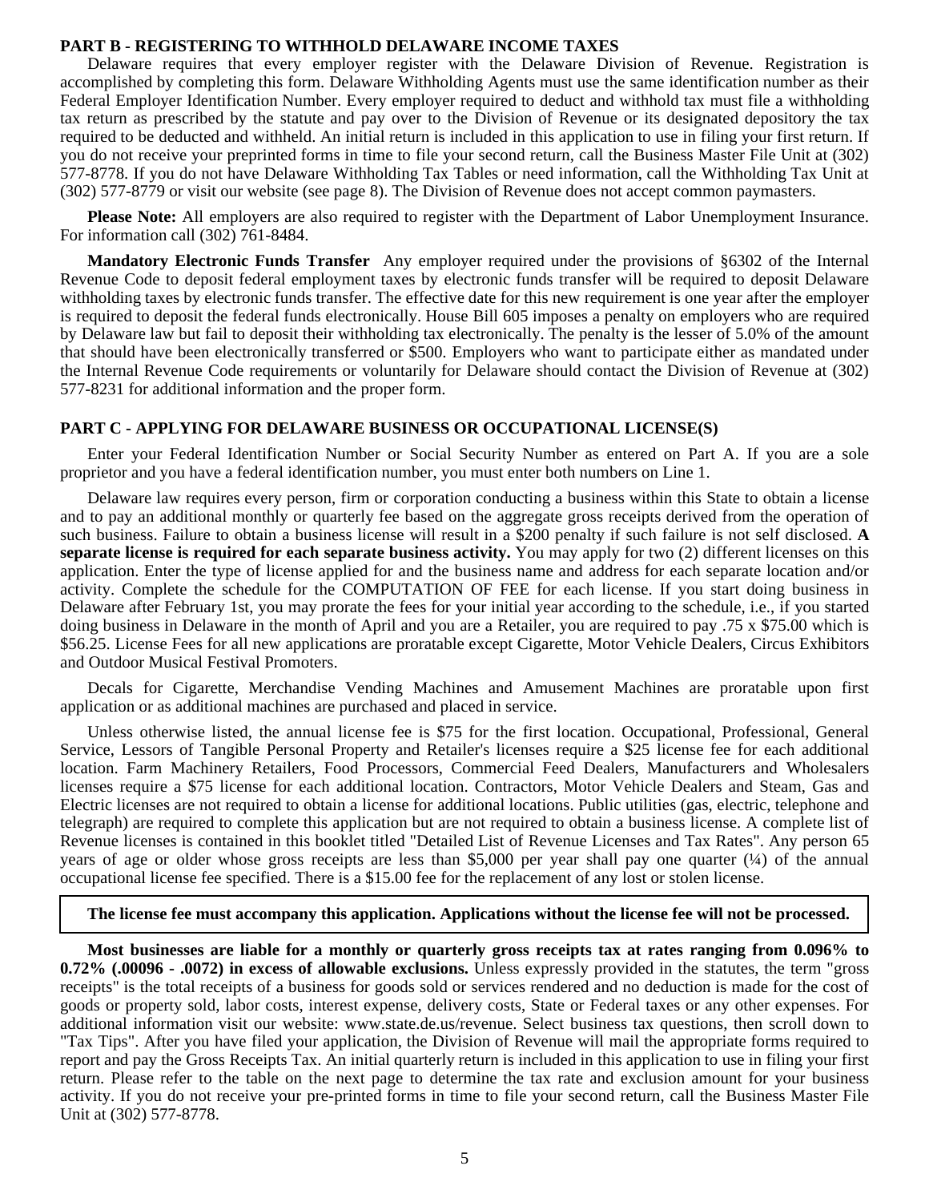## PART B - REGISTERING TO WITHHOLD DELAWARE INCOME TAXES

Delaware requires that every employer register with the Delaware Division of Revenue. Registration is accomplished by completing this form. Delaware Withholding Agents must use the same identification number as their Federal Employer Identification Number. Every employer required to deduct and withhold tax must file a withholding tax return as prescribed by the statute and pay over to the Division of Revenue or its designated depository the tax required to be deducted and withheld. An initial return is included in this application to use in filing your first return. If you do not receive your preprinted forms in time to file your second return, call the Business Master File Unit at (302) 577-8778. If you do not have Delaware Withholding Tax Tables or need information, call the Withholding Tax Unit at (302) 577-8779 or visit our website (see page 8). The Division of Revenue does not accept common paymasters.

**Please Note:** All employers are also required to register with the Department of Labor Unemployment Insurance. For information call (302) 761-8484.

**Mandatory Electronic Funds Transfer** Any employer required under the provisions of §6302 of the Internal Revenue Code to deposit federal employment taxes by electronic funds transfer will be required to deposit Delaware withholding taxes by electronic funds transfer. The effective date for this new requirement is one year after the employer is required to deposit the federal funds electronically. House Bill 605 imposes a penalty on employers who are required by Delaware law but fail to deposit their withholding tax electronically. The penalty is the lesser of 5.0% of the amount that should have been electronically transferred or $500. Employers who want to participate either as mandated under the Internal Revenue Code requirements or voluntarily for Delaware should contact the Division of Revenue at (302) 577-8231 for additional information and the proper form.

## PART C - APPLYING FOR DELAWARE BUSINESS OR OCCUPATIONAL LICENSE(S)

Enter your Federal Identification Number or Social Security Number as entered on Part A. If you are a sole proprietor and you have a federal identification number, you must enter both numbers on Line 1.

Delaware law requires every person, firm or corporation conducting a business within this State to obtain a license and to pay an additional monthly or quarterly fee based on the aggregate gross receipts derived from the operation of such business. Failure to obtain a business license will result in a $200 penalty if such failure is not self disclosed. **A separate license is required for each separate business activity.** You may apply for two (2) different licenses on this application. Enter the type of license applied for and the business name and address for each separate location and/or activity. Complete the schedule for the COMPUTATION OF FEE for each license. If you start doing business in Delaware after February 1st, you may prorate the fees for your initial year according to the schedule, i.e., if you started doing business in Delaware in the month of April and you are a Retailer, you are required to pay .75 x $75.00 which is $56.25. License Fees for all new applications are proratable except Cigarette, Motor Vehicle Dealers, Circus Exhibitors and Outdoor Musical Festival Promoters.

Decals for Cigarette, Merchandise Vending Machines and Amusement Machines are proratable upon first application or as additional machines are purchased and placed in service.

Unless otherwise listed, the annual license fee is $75 for the first location. Occupational, Professional, General Service, Lessors of Tangible Personal Property and Retailer's licenses require a $25 license fee for each additional location. Farm Machinery Retailers, Food Processors, Commercial Feed Dealers, Manufacturers and Wholesalers licenses require a $75 license for each additional location. Contractors, Motor Vehicle Dealers and Steam, Gas and Electric licenses are not required to obtain a license for additional locations. Public utilities (gas, electric, telephone and telegraph) are required to complete this application but are not required to obtain a business license. A complete list of Revenue licenses is contained in this booklet titled "Detailed List of Revenue Licenses and Tax Rates". Any person 65 years of age or older whose gross receipts are less than $5,000 per year shall pay one quarter (¼) of the annual occupational license fee specified. There is a $15.00 fee for the replacement of any lost or stolen license.

**The license fee must accompany this application. Applications without the license fee will not be processed.**

**Most businesses are liable for a monthly or quarterly gross receipts tax at rates ranging from 0.096% to 0.72% (.00096 - .0072) in excess of allowable exclusions.** Unless expressly provided in the statutes, the term "gross receipts" is the total receipts of a business for goods sold or services rendered and no deduction is made for the cost of goods or property sold, labor costs, interest expense, delivery costs, State or Federal taxes or any other expenses. For additional information visit our website: www.state.de.us/revenue. Select business tax questions, then scroll down to "Tax Tips". After you have filed your application, the Division of Revenue will mail the appropriate forms required to report and pay the Gross Receipts Tax. An initial quarterly return is included in this application to use in filing your first return. Please refer to the table on the next page to determine the tax rate and exclusion amount for your business activity. If you do not receive your pre-printed forms in time to file your second return, call the Business Master File Unit at (302) 577-8778.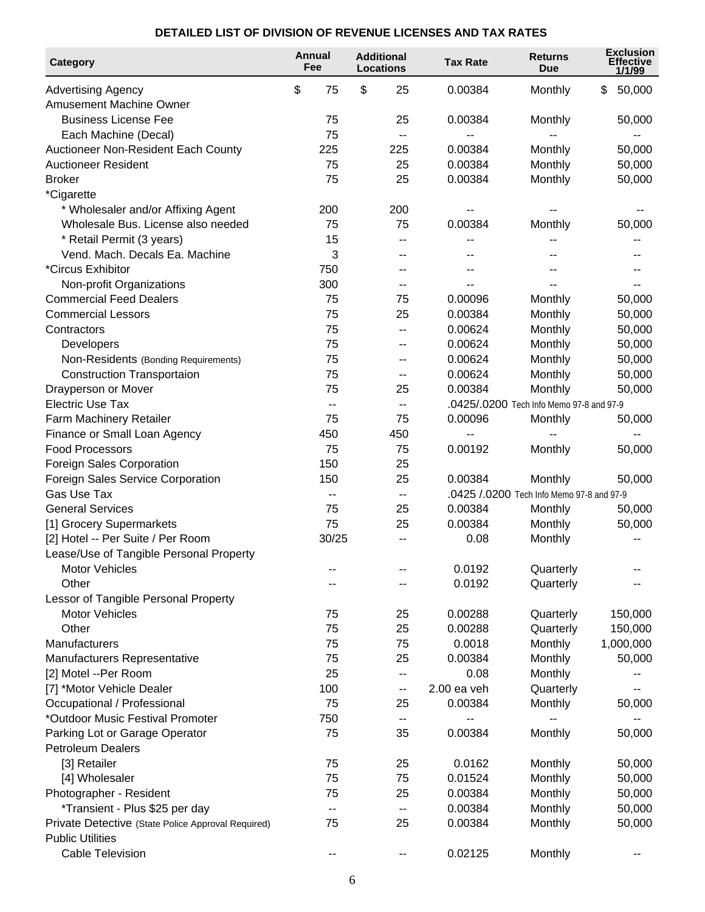## DETAILED LIST OF DIVISION OF REVENUE LICENSES AND TAX RATES

| Category | Annual Fee | Additional Locations | Tax Rate | Returns Due | Exclusion Effective 1/1/99 |
|---|---|---|---|---|---|
| Advertising Agency | $ 75 | $ 25 | 0.00384 | Monthly | $ 50,000 |
| Amusement Machine Owner | | | | | |
| Business License Fee | 75 | 25 | 0.00384 | Monthly | 50,000 |
| Each Machine (Decal) | 75 | -- | -- | -- | -- |
| Auctioneer Non-Resident Each County | 225 | 225 | 0.00384 | Monthly | 50,000 |
| Auctioneer Resident | 75 | 25 | 0.00384 | Monthly | 50,000 |
| Broker | 75 | 25 | 0.00384 | Monthly | 50,000 |
| *Cigarette | | | | | |
| * Wholesaler and/or Affixing Agent | 200 | 200 | -- | -- | -- |
| Wholesale Bus. License also needed | 75 | 75 | 0.00384 | Monthly | 50,000 |
| * Retail Permit (3 years) | 15 | -- | -- | -- | -- |
| Vend. Mach. Decals Ea. Machine | 3 | -- | -- | -- | -- |
| *Circus Exhibitor | 750 | -- | -- | -- | -- |
| Non-profit Organizations | 300 | -- | -- | -- | -- |
| Commercial Feed Dealers | 75 | 75 | 0.00096 | Monthly | 50,000 |
| Commercial Lessors | 75 | 25 | 0.00384 | Monthly | 50,000 |
| Contractors | 75 | -- | 0.00624 | Monthly | 50,000 |
| Developers | 75 | -- | 0.00624 | Monthly | 50,000 |
| Non-Residents (Bonding Requirements) | 75 | -- | 0.00624 | Monthly | 50,000 |
| Construction Transportaion | 75 | -- | 0.00624 | Monthly | 50,000 |
| Drayperson or Mover | 75 | 25 | 0.00384 | Monthly | 50,000 |
| Electric Use Tax | -- | -- | .0425/.0200 Tech Info Memo 97-8 and 97-9 | | |
| Farm Machinery Retailer | 75 | 75 | 0.00096 | Monthly | 50,000 |
| Finance or Small Loan Agency | 450 | 450 | -- | -- | -- |
| Food Processors | 75 | 75 | 0.00192 | Monthly | 50,000 |
| Foreign Sales Corporation | 150 | 25 | | | |
| Foreign Sales Service Corporation | 150 | 25 | 0.00384 | Monthly | 50,000 |
| Gas Use Tax | -- | -- | .0425 /.0200 Tech Info Memo 97-8 and 97-9 | | |
| General Services | 75 | 25 | 0.00384 | Monthly | 50,000 |
| [1] Grocery Supermarkets | 75 | 25 | 0.00384 | Monthly | 50,000 |
| [2] Hotel -- Per Suite / Per Room | 30/25 | -- | 0.08 | Monthly | -- |
| Lease/Use of Tangible Personal Property | | | | | |
| Motor Vehicles | -- | -- | 0.0192 | Quarterly | -- |
| Other | -- | -- | 0.0192 | Quarterly | -- |
| Lessor of Tangible Personal Property | | | | | |
| Motor Vehicles | 75 | 25 | 0.00288 | Quarterly | 150,000 |
| Other | 75 | 25 | 0.00288 | Quarterly | 150,000 |
| Manufacturers | 75 | 75 | 0.0018 | Monthly | 1,000,000 |
| Manufacturers Representative | 75 | 25 | 0.00384 | Monthly | 50,000 |
| [2] Motel --Per Room | 25 | -- | 0.08 | Monthly | -- |
| [7] *Motor Vehicle Dealer | 100 | -- | 2.00 ea veh | Quarterly | -- |
| Occupational / Professional | 75 | 25 | 0.00384 | Monthly | 50,000 |
| *Outdoor Music Festival Promoter | 750 | -- | -- | -- | -- |
| Parking Lot or Garage Operator | 75 | 35 | 0.00384 | Monthly | 50,000 |
| Petroleum Dealers | | | | | |
| [3] Retailer | 75 | 25 | 0.0162 | Monthly | 50,000 |
| [4] Wholesaler | 75 | 75 | 0.01524 | Monthly | 50,000 |
| Photographer - Resident | 75 | 25 | 0.00384 | Monthly | 50,000 |
| *Transient - Plus $25 per day | -- | -- | 0.00384 | Monthly | 50,000 |
| Private Detective (State Police Approval Required) | 75 | 25 | 0.00384 | Monthly | 50,000 |
| Public Utilities | | | | | |
| Cable Television | -- | -- | 0.02125 | Monthly | -- |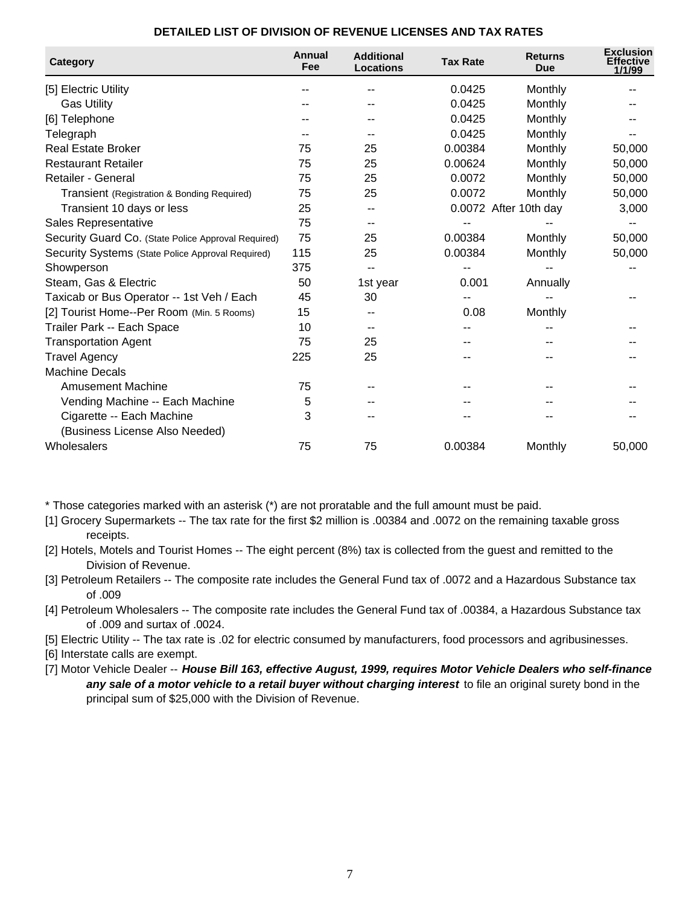## DETAILED LIST OF DIVISION OF REVENUE LICENSES AND TAX RATES

| Category | Annual Fee | Additional Locations | Tax Rate | Returns Due | Exclusion Effective 1/1/99 |
|---|---|---|---|---|---|
| [5] Electric Utility | -- | -- | 0.0425 | Monthly | -- |
| Gas Utility | -- | -- | 0.0425 | Monthly | -- |
| [6] Telephone | -- | -- | 0.0425 | Monthly | -- |
| Telegraph | -- | -- | 0.0425 | Monthly | -- |
| Real Estate Broker | 75 | 25 | 0.00384 | Monthly | 50,000 |
| Restaurant Retailer | 75 | 25 | 0.00624 | Monthly | 50,000 |
| Retailer - General | 75 | 25 | 0.0072 | Monthly | 50,000 |
| Transient (Registration & Bonding Required) | 75 | 25 | 0.0072 | Monthly | 50,000 |
| Transient 10 days or less | 25 | -- | 0.0072 | After 10th day | 3,000 |
| Sales Representative | 75 | -- | -- | -- | -- |
| Security Guard Co. (State Police Approval Required) | 75 | 25 | 0.00384 | Monthly | 50,000 |
| Security Systems (State Police Approval Required) | 115 | 25 | 0.00384 | Monthly | 50,000 |
| Showperson | 375 | -- | -- | -- | -- |
| Steam, Gas & Electric | 50 | 1st year | 0.001 | Annually | |
| Taxicab or Bus Operator -- 1st Veh / Each | 45 | 30 | -- | -- | -- |
| [2] Tourist Home--Per Room (Min. 5 Rooms) | 15 | -- | 0.08 | Monthly | |
| Trailer Park -- Each Space | 10 | -- | -- | -- | -- |
| Transportation Agent | 75 | 25 | -- | -- | -- |
| Travel Agency | 225 | 25 | -- | -- | -- |
| Machine Decals | | | | | |
| Amusement Machine | 75 | -- | -- | -- | -- |
| Vending Machine -- Each Machine | 5 | -- | -- | -- | -- |
| Cigarette -- Each Machine (Business License Also Needed) | 3 | -- | -- | -- | -- |
| Wholesalers | 75 | 75 | 0.00384 | Monthly | 50,000 |

* Those categories marked with an asterisk (*) are not proratable and the full amount must be paid.

[1] Grocery Supermarkets -- The tax rate for the first $2 million is .00384 and .0072 on the remaining taxable gross receipts.

[2] Hotels, Motels and Tourist Homes -- The eight percent (8%) tax is collected from the guest and remitted to the Division of Revenue.

[3] Petroleum Retailers -- The composite rate includes the General Fund tax of .0072 and a Hazardous Substance tax of .009

[4] Petroleum Wholesalers -- The composite rate includes the General Fund tax of .00384, a Hazardous Substance tax of .009 and surtax of .0024.

[5] Electric Utility -- The tax rate is .02 for electric consumed by manufacturers, food processors and agribusinesses.

[6] Interstate calls are exempt.

[7] Motor Vehicle Dealer -- ***House Bill 163, effective August, 1999, requires Motor Vehicle Dealers who self-finance any sale of a motor vehicle to a retail buyer without charging interest*** to file an original surety bond in the principal sum of $25,000 with the Division of Revenue.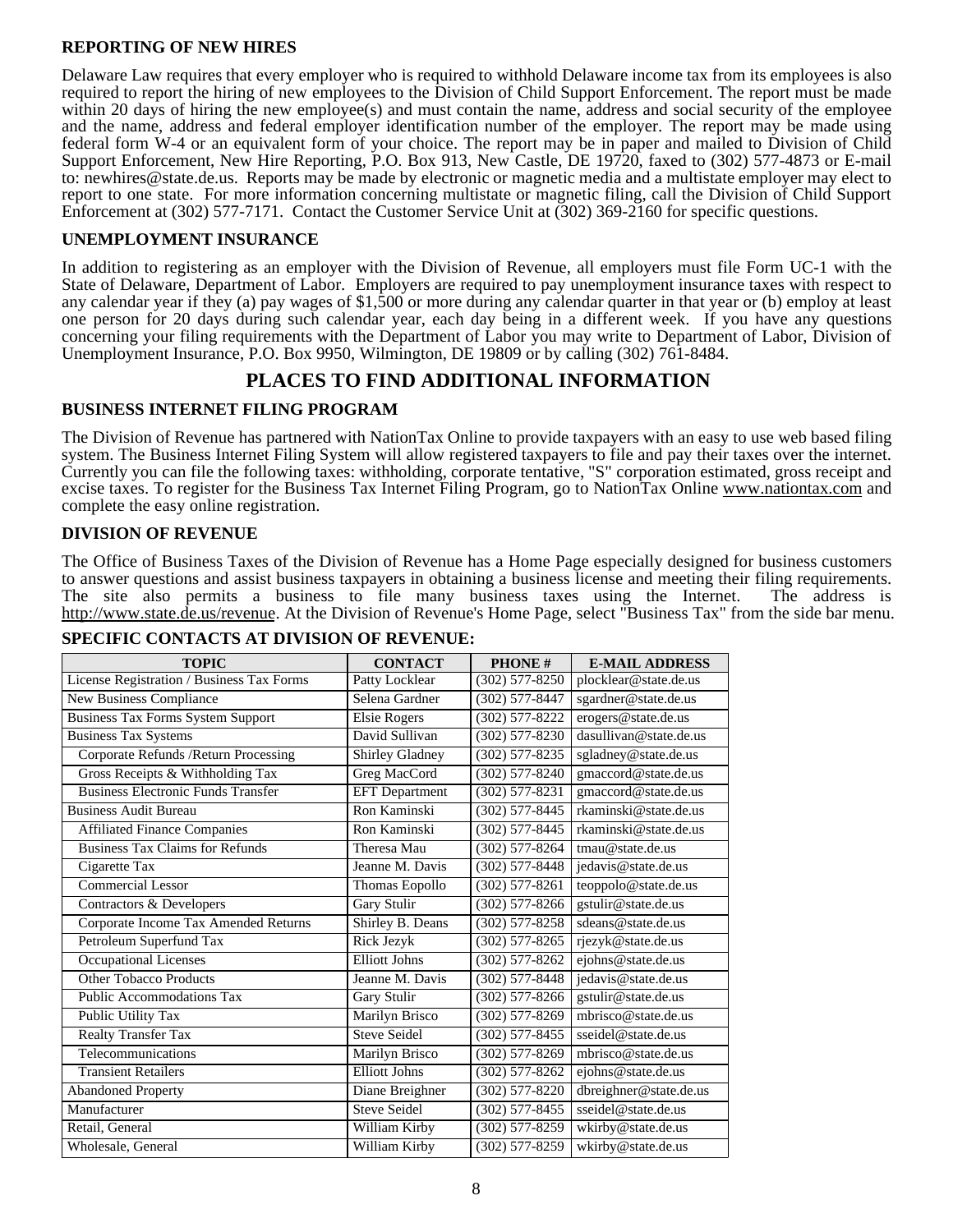**REPORTING OF NEW HIRES**

Delaware Law requires that every employer who is required to withhold Delaware income tax from its employees is also required to report the hiring of new employees to the Division of Child Support Enforcement. The report must be made within 20 days of hiring the new employee(s) and must contain the name, address and social security of the employee and the name, address and federal employer identification number of the employer. The report may be made using federal form W-4 or an equivalent form of your choice. The report may be in paper and mailed to Division of Child Support Enforcement, New Hire Reporting, P.O. Box 913, New Castle, DE 19720, faxed to (302) 577-4873 or E-mail to: newhires@state.de.us. Reports may be made by electronic or magnetic media and a multistate employer may elect to report to one state. For more information concerning multistate or magnetic filing, call the Division of Child Support Enforcement at (302) 577-7171. Contact the Customer Service Unit at (302) 369-2160 for specific questions.

**UNEMPLOYMENT INSURANCE**

In addition to registering as an employer with the Division of Revenue, all employers must file Form UC-1 with the State of Delaware, Department of Labor. Employers are required to pay unemployment insurance taxes with respect to any calendar year if they (a) pay wages of $1,500 or more during any calendar quarter in that year or (b) employ at least one person for 20 days during such calendar year, each day being in a different week. If you have any questions concerning your filing requirements with the Department of Labor you may write to Department of Labor, Division of Unemployment Insurance, P.O. Box 9950, Wilmington, DE 19809 or by calling (302) 761-8484.

## PLACES TO FIND ADDITIONAL INFORMATION

**BUSINESS INTERNET FILING PROGRAM**

The Division of Revenue has partnered with NationTax Online to provide taxpayers with an easy to use web based filing system. The Business Internet Filing System will allow registered taxpayers to file and pay their taxes over the internet. Currently you can file the following taxes: withholding, corporate tentative, "S" corporation estimated, gross receipt and excise taxes. To register for the Business Tax Internet Filing Program, go to NationTax Online www.nationtax.com and complete the easy online registration.

**DIVISION OF REVENUE**

The Office of Business Taxes of the Division of Revenue has a Home Page especially designed for business customers to answer questions and assist business taxpayers in obtaining a business license and meeting their filing requirements. The site also permits a business to file many business taxes using the Internet. The address is http://www.state.de.us/revenue. At the Division of Revenue's Home Page, select "Business Tax" from the side bar menu.

**SPECIFIC CONTACTS AT DIVISION OF REVENUE:**

| TOPIC | CONTACT | PHONE # | E-MAIL ADDRESS |
|---|---|---|---|
| License Registration / Business Tax Forms | Patty Locklear | (302) 577-8250 | plocklear@state.de.us |
| New Business Compliance | Selena Gardner | (302) 577-8447 | sgardner@state.de.us |
| Business Tax Forms System Support | Elsie Rogers | (302) 577-8222 | erogers@state.de.us |
| Business Tax Systems | David Sullivan | (302) 577-8230 | dasullivan@state.de.us |
| Corporate Refunds /Return Processing | Shirley Gladney | (302) 577-8235 | sgladney@state.de.us |
| Gross Receipts & Withholding Tax | Greg MacCord | (302) 577-8240 | gmaccord@state.de.us |
| Business Electronic Funds Transfer | EFT Department | (302) 577-8231 | gmaccord@state.de.us |
| Business Audit Bureau | Ron Kaminski | (302) 577-8445 | rkaminski@state.de.us |
| Affiliated Finance Companies | Ron Kaminski | (302) 577-8445 | rkaminski@state.de.us |
| Business Tax Claims for Refunds | Theresa Mau | (302) 577-8264 | tmau@state.de.us |
| Cigarette Tax | Jeanne M. Davis | (302) 577-8448 | jedavis@state.de.us |
| Commercial Lessor | Thomas Eopollo | (302) 577-8261 | teoppolo@state.de.us |
| Contractors & Developers | Gary Stulir | (302) 577-8266 | gstulir@state.de.us |
| Corporate Income Tax Amended Returns | Shirley B. Deans | (302) 577-8258 | sdeans@state.de.us |
| Petroleum Superfund Tax | Rick Jezyk | (302) 577-8265 | rjezyk@state.de.us |
| Occupational Licenses | Elliott Johns | (302) 577-8262 | ejohns@state.de.us |
| Other Tobacco Products | Jeanne M. Davis | (302) 577-8448 | jedavis@state.de.us |
| Public Accommodations Tax | Gary Stulir | (302) 577-8266 | gstulir@state.de.us |
| Public Utility Tax | Marilyn Brisco | (302) 577-8269 | mbrisco@state.de.us |
| Realty Transfer Tax | Steve Seidel | (302) 577-8455 | sseidel@state.de.us |
| Telecommunications | Marilyn Brisco | (302) 577-8269 | mbrisco@state.de.us |
| Transient Retailers | Elliott Johns | (302) 577-8262 | ejohns@state.de.us |
| Abandoned Property | Diane Breighner | (302) 577-8220 | dbreighner@state.de.us |
| Manufacturer | Steve Seidel | (302) 577-8455 | sseidel@state.de.us |
| Retail, General | William Kirby | (302) 577-8259 | wkirby@state.de.us |
| Wholesale, General | William Kirby | (302) 577-8259 | wkirby@state.de.us |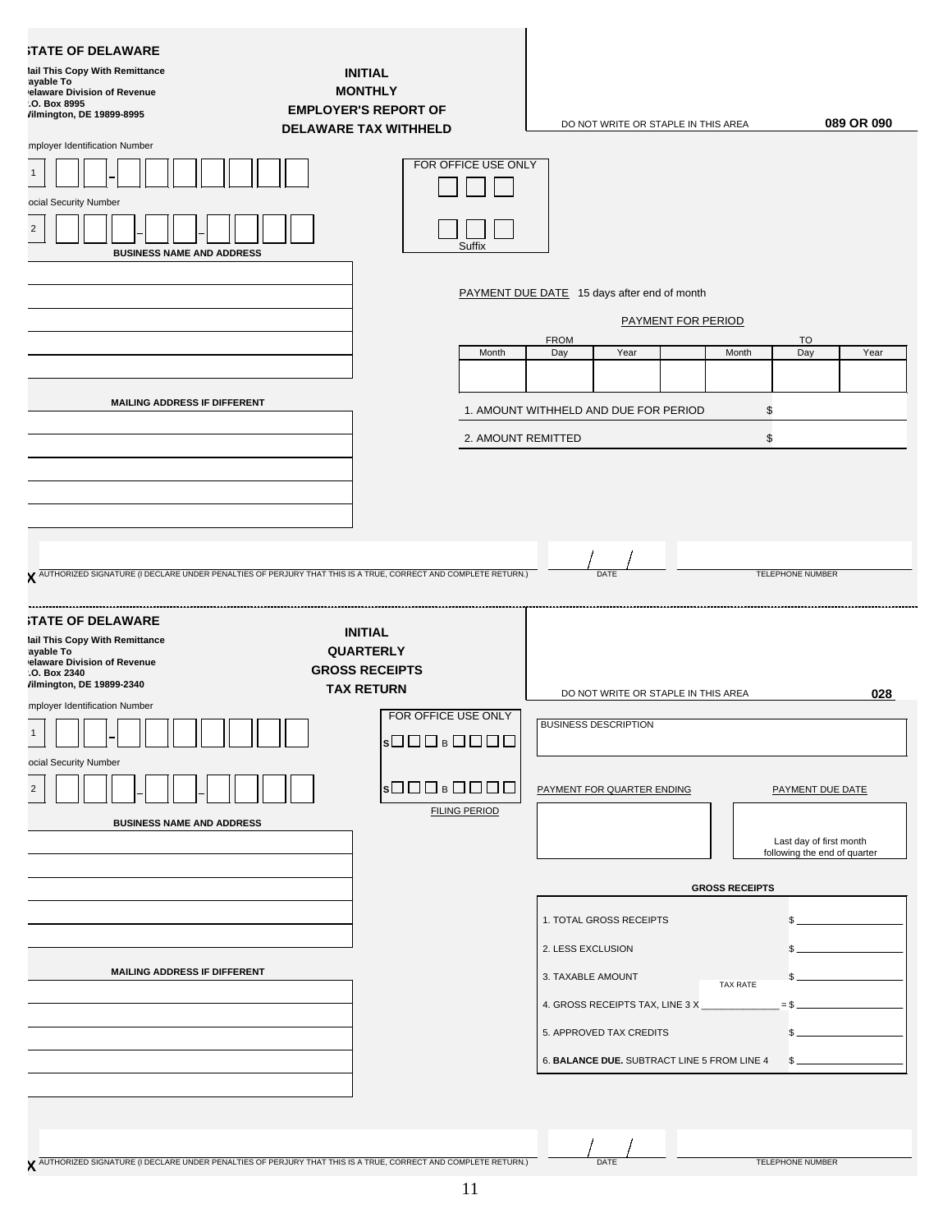## STATE OF DELAWARE

**Mail This Copy With Remittance**
**Payable To**
**Delaware Division of Revenue**
**P.O. Box 8995**
**Wilmington, DE 19899-8995**

**INITIAL**
**MONTHLY**
**EMPLOYER'S REPORT OF**
**DELAWARE TAX WITHHELD**

DO NOT WRITE OR STAPLE IN THIS AREA **089 OR 090**

Employer Identification Number

1 ☐☐-☐☐☐☐☐☐☐

Social Security Number

2 ☐☐☐-☐☐-☐☐☐☐

FOR OFFICE USE ONLY

☐☐☐

☐☐☐
Suffix

**BUSINESS NAME AND ADDRESS**

PAYMENT DUE DATE 15 days after end of month

PAYMENT FOR PERIOD

| FROM | | | | TO | | |
|---|---|---|---|---|---|---|
| Month | Day | Year | | Month | Day | Year |
| | | | | | | |

**MAILING ADDRESS IF DIFFERENT**

1. AMOUNT WITHHELD AND DUE FOR PERIOD $

2. AMOUNT REMITTED $

X AUTHORIZED SIGNATURE (I DECLARE UNDER PENALTIES OF PERJURY THAT THIS IS A TRUE, CORRECT AND COMPLETE RETURN.) ___ / / DATE ___ TELEPHONE NUMBER ___

---

## STATE OF DELAWARE

**Mail This Copy With Remittance**
**Payable To**
**Delaware Division of Revenue**
**P.O. Box 2340**
**Wilmington, DE 19899-2340**

**INITIAL**
**QUARTERLY**
**GROSS RECEIPTS**
**TAX RETURN**

DO NOT WRITE OR STAPLE IN THIS AREA **028**

Employer Identification Number

1 ☐☐-☐☐☐☐☐☐☐

Social Security Number

2 ☐☐☐-☐☐-☐☐☐☐

FOR OFFICE USE ONLY

S☐☐☐ B ☐☐☐☐

S☐☐☐ B ☐☐☐☐

FILING PERIOD

BUSINESS DESCRIPTION

**BUSINESS NAME AND ADDRESS**

PAYMENT FOR QUARTER ENDING

PAYMENT DUE DATE
Last day of first month following the end of quarter

**GROSS RECEIPTS**

1. TOTAL GROSS RECEIPTS $ ______
2. LESS EXCLUSION $ ______
3. TAXABLE AMOUNT $ ______
4. GROSS RECEIPTS TAX, LINE 3 X ______ (TAX RATE) = $ ______
5. APPROVED TAX CREDITS $ ______
6. **BALANCE DUE.** SUBTRACT LINE 5 FROM LINE 4 $ ______

**MAILING ADDRESS IF DIFFERENT**

X AUTHORIZED SIGNATURE (I DECLARE UNDER PENALTIES OF PERJURY THAT THIS IS A TRUE, CORRECT AND COMPLETE RETURN.) ___ / / DATE ___ TELEPHONE NUMBER ___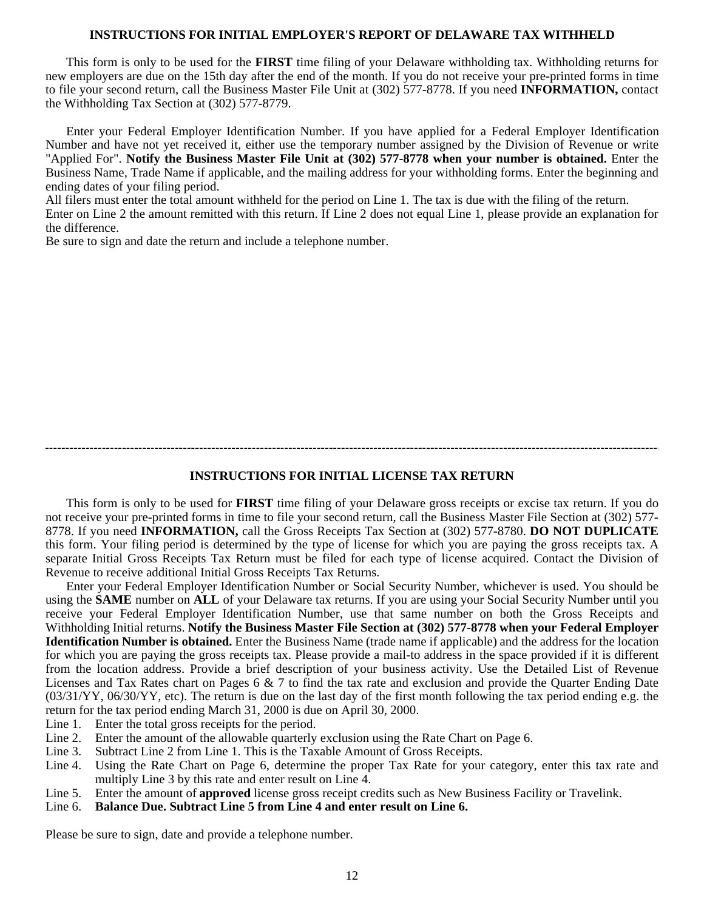## INSTRUCTIONS FOR INITIAL EMPLOYER'S REPORT OF DELAWARE TAX WITHHELD

This form is only to be used for the **FIRST** time filing of your Delaware withholding tax. Withholding returns for new employers are due on the 15th day after the end of the month. If you do not receive your pre-printed forms in time to file your second return, call the Business Master File Unit at (302) 577-8778. If you need **INFORMATION,** contact the Withholding Tax Section at (302) 577-8779.

Enter your Federal Employer Identification Number. If you have applied for a Federal Employer Identification Number and have not yet received it, either use the temporary number assigned by the Division of Revenue or write "Applied For". **Notify the Business Master File Unit at (302) 577-8778 when your number is obtained.** Enter the Business Name, Trade Name if applicable, and the mailing address for your withholding forms. Enter the beginning and ending dates of your filing period.

All filers must enter the total amount withheld for the period on Line 1. The tax is due with the filing of the return.

Enter on Line 2 the amount remitted with this return. If Line 2 does not equal Line 1, please provide an explanation for the difference.

Be sure to sign and date the return and include a telephone number.

---

## INSTRUCTIONS FOR INITIAL LICENSE TAX RETURN

This form is only to be used for **FIRST** time filing of your Delaware gross receipts or excise tax return. If you do not receive your pre-printed forms in time to file your second return, call the Business Master File Section at (302) 577-8778. If you need **INFORMATION,** call the Gross Receipts Tax Section at (302) 577-8780. **DO NOT DUPLICATE** this form. Your filing period is determined by the type of license for which you are paying the gross receipts tax. A separate Initial Gross Receipts Tax Return must be filed for each type of license acquired. Contact the Division of Revenue to receive additional Initial Gross Receipts Tax Returns.

Enter your Federal Employer Identification Number or Social Security Number, whichever is used. You should be using the **SAME** number on **ALL** of your Delaware tax returns. If you are using your Social Security Number until you receive your Federal Employer Identification Number, use that same number on both the Gross Receipts and Withholding Initial returns. **Notify the Business Master File Section at (302) 577-8778 when your Federal Employer Identification Number is obtained.** Enter the Business Name (trade name if applicable) and the address for the location for which you are paying the gross receipts tax. Please provide a mail-to address in the space provided if it is different from the location address. Provide a brief description of your business activity. Use the Detailed List of Revenue Licenses and Tax Rates chart on Pages 6 & 7 to find the tax rate and exclusion and provide the Quarter Ending Date (03/31/YY, 06/30/YY, etc). The return is due on the last day of the first month following the tax period ending e.g. the return for the tax period ending March 31, 2000 is due on April 30, 2000.

- Line 1. Enter the total gross receipts for the period.
- Line 2. Enter the amount of the allowable quarterly exclusion using the Rate Chart on Page 6.
- Line 3. Subtract Line 2 from Line 1. This is the Taxable Amount of Gross Receipts.
- Line 4. Using the Rate Chart on Page 6, determine the proper Tax Rate for your category, enter this tax rate and multiply Line 3 by this rate and enter result on Line 4.
- Line 5. Enter the amount of **approved** license gross receipt credits such as New Business Facility or Travelink.
- Line 6. **Balance Due. Subtract Line 5 from Line 4 and enter result on Line 6.**

Please be sure to sign, date and provide a telephone number.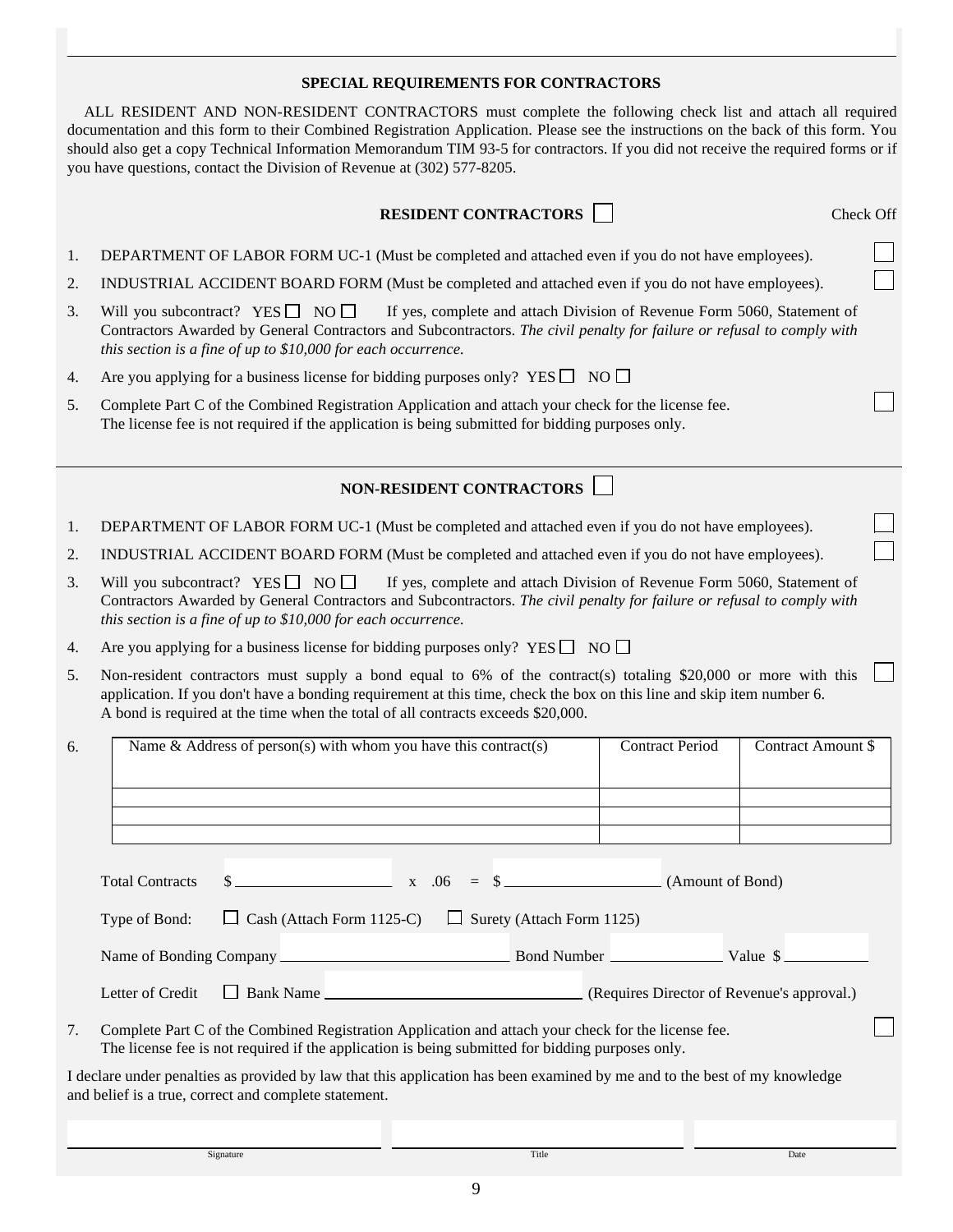## SPECIAL REQUIREMENTS FOR CONTRACTORS

ALL RESIDENT AND NON-RESIDENT CONTRACTORS must complete the following check list and attach all required documentation and this form to their Combined Registration Application. Please see the instructions on the back of this form. You should also get a copy Technical Information Memorandum TIM 93-5 for contractors. If you did not receive the required forms or if you have questions, contact the Division of Revenue at (302) 577-8205.

### RESIDENT CONTRACTORS ☐

Check Off

1. DEPARTMENT OF LABOR FORM UC-1 (Must be completed and attached even if you do not have employees). ☐
2. INDUSTRIAL ACCIDENT BOARD FORM (Must be completed and attached even if you do not have employees). ☐
3. Will you subcontract? YES ☐ NO ☐ If yes, complete and attach Division of Revenue Form 5060, Statement of Contractors Awarded by General Contractors and Subcontractors. *The civil penalty for failure or refusal to comply with this section is a fine of up to $10,000 for each occurrence.*
4. Are you applying for a business license for bidding purposes only? YES ☐ NO ☐
5. Complete Part C of the Combined Registration Application and attach your check for the license fee. The license fee is not required if the application is being submitted for bidding purposes only. ☐

### NON-RESIDENT CONTRACTORS ☐

1. DEPARTMENT OF LABOR FORM UC-1 (Must be completed and attached even if you do not have employees). ☐
2. INDUSTRIAL ACCIDENT BOARD FORM (Must be completed and attached even if you do not have employees). ☐
3. Will you subcontract? YES ☐ NO ☐ If yes, complete and attach Division of Revenue Form 5060, Statement of Contractors Awarded by General Contractors and Subcontractors. *The civil penalty for failure or refusal to comply with this section is a fine of up to $10,000 for each occurrence.*
4. Are you applying for a business license for bidding purposes only? YES ☐ NO ☐
5. Non-resident contractors must supply a bond equal to 6% of the contract(s) totaling $20,000 or more with this application. If you don't have a bonding requirement at this time, check the box on this line and skip item number 6. A bond is required at the time when the total of all contracts exceeds $20,000. ☐
6.

| Name & Address of person(s) with whom you have this contract(s) | Contract Period | Contract Amount $ |
|---|---|---|
| | | |
| | | |
| | | |

Total Contracts $ ____________ x .06 = $ ____________ (Amount of Bond)

Type of Bond: ☐ Cash (Attach Form 1125-C) ☐ Surety (Attach Form 1125)

Name of Bonding Company ____________ Bond Number ____________ Value $ ____________

Letter of Credit ☐ Bank Name ____________ (Requires Director of Revenue's approval.)

7. Complete Part C of the Combined Registration Application and attach your check for the license fee. The license fee is not required if the application is being submitted for bidding purposes only. ☐

I declare under penalties as provided by law that this application has been examined by me and to the best of my knowledge and belief is a true, correct and complete statement.

| Signature | Title | Date |
|---|---|---|
| | | |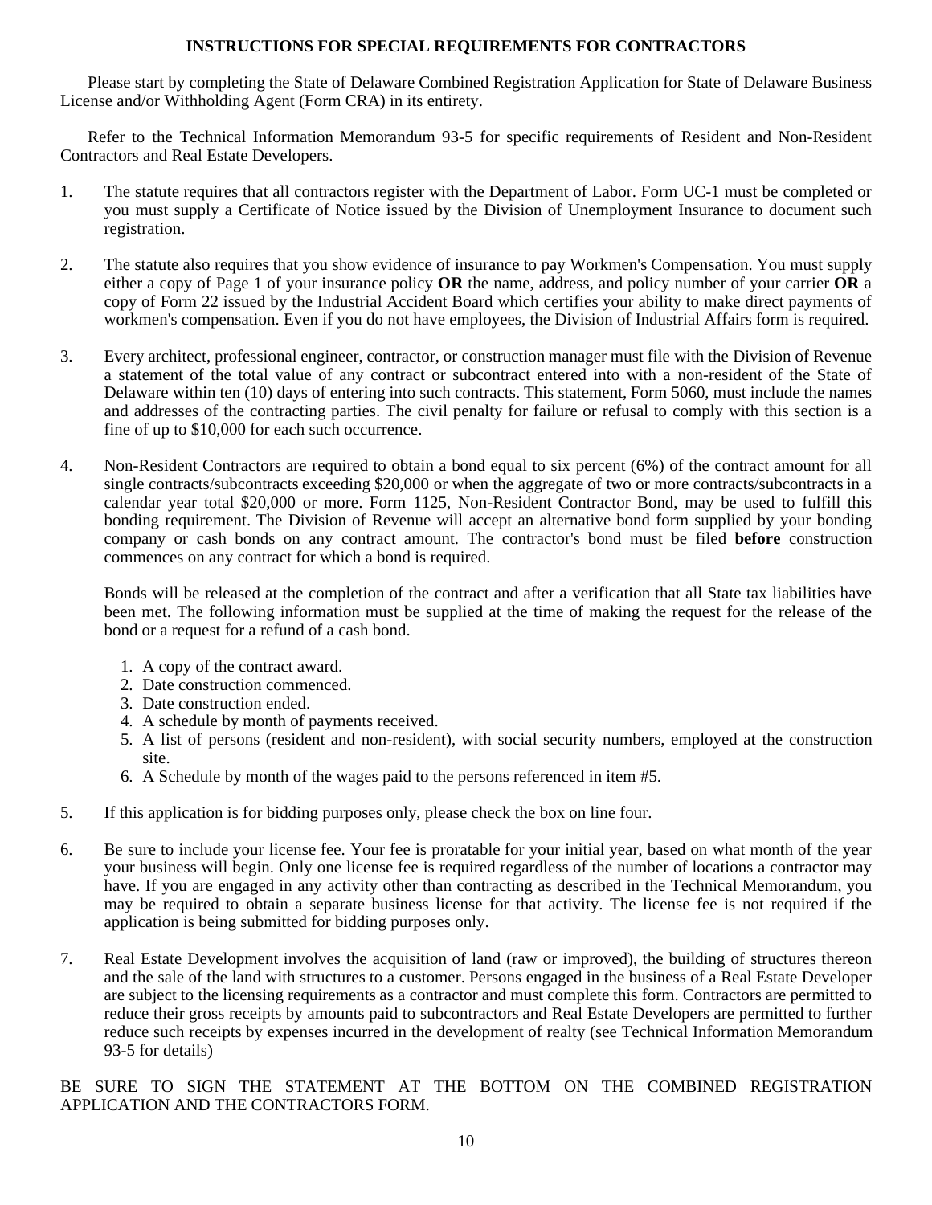# INSTRUCTIONS FOR SPECIAL REQUIREMENTS FOR CONTRACTORS

Please start by completing the State of Delaware Combined Registration Application for State of Delaware Business License and/or Withholding Agent (Form CRA) in its entirety.

Refer to the Technical Information Memorandum 93-5 for specific requirements of Resident and Non-Resident Contractors and Real Estate Developers.

1. The statute requires that all contractors register with the Department of Labor. Form UC-1 must be completed or you must supply a Certificate of Notice issued by the Division of Unemployment Insurance to document such registration.

2. The statute also requires that you show evidence of insurance to pay Workmen's Compensation. You must supply either a copy of Page 1 of your insurance policy **OR** the name, address, and policy number of your carrier **OR** a copy of Form 22 issued by the Industrial Accident Board which certifies your ability to make direct payments of workmen's compensation. Even if you do not have employees, the Division of Industrial Affairs form is required.

3. Every architect, professional engineer, contractor, or construction manager must file with the Division of Revenue a statement of the total value of any contract or subcontract entered into with a non-resident of the State of Delaware within ten (10) days of entering into such contracts. This statement, Form 5060, must include the names and addresses of the contracting parties. The civil penalty for failure or refusal to comply with this section is a fine of up to $10,000 for each such occurrence.

4. Non-Resident Contractors are required to obtain a bond equal to six percent (6%) of the contract amount for all single contracts/subcontracts exceeding $20,000 or when the aggregate of two or more contracts/subcontracts in a calendar year total $20,000 or more. Form 1125, Non-Resident Contractor Bond, may be used to fulfill this bonding requirement. The Division of Revenue will accept an alternative bond form supplied by your bonding company or cash bonds on any contract amount. The contractor's bond must be filed **before** construction commences on any contract for which a bond is required.

   Bonds will be released at the completion of the contract and after a verification that all State tax liabilities have been met. The following information must be supplied at the time of making the request for the release of the bond or a request for a refund of a cash bond.

   1. A copy of the contract award.
   2. Date construction commenced.
   3. Date construction ended.
   4. A schedule by month of payments received.
   5. A list of persons (resident and non-resident), with social security numbers, employed at the construction site.
   6. A Schedule by month of the wages paid to the persons referenced in item #5.

5. If this application is for bidding purposes only, please check the box on line four.

6. Be sure to include your license fee. Your fee is proratable for your initial year, based on what month of the year your business will begin. Only one license fee is required regardless of the number of locations a contractor may have. If you are engaged in any activity other than contracting as described in the Technical Memorandum, you may be required to obtain a separate business license for that activity. The license fee is not required if the application is being submitted for bidding purposes only.

7. Real Estate Development involves the acquisition of land (raw or improved), the building of structures thereon and the sale of the land with structures to a customer. Persons engaged in the business of a Real Estate Developer are subject to the licensing requirements as a contractor and must complete this form. Contractors are permitted to reduce their gross receipts by amounts paid to subcontractors and Real Estate Developers are permitted to further reduce such receipts by expenses incurred in the development of realty (see Technical Information Memorandum 93-5 for details)

BE SURE TO SIGN THE STATEMENT AT THE BOTTOM ON THE COMBINED REGISTRATION APPLICATION AND THE CONTRACTORS FORM.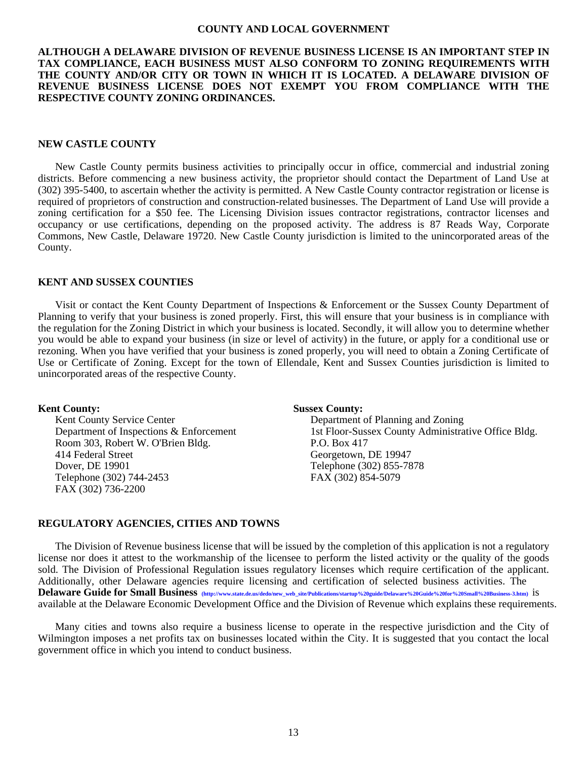## COUNTY AND LOCAL GOVERNMENT

**ALTHOUGH A DELAWARE DIVISION OF REVENUE BUSINESS LICENSE IS AN IMPORTANT STEP IN TAX COMPLIANCE, EACH BUSINESS MUST ALSO CONFORM TO ZONING REQUIREMENTS WITH THE COUNTY AND/OR CITY OR TOWN IN WHICH IT IS LOCATED. A DELAWARE DIVISION OF REVENUE BUSINESS LICENSE DOES NOT EXEMPT YOU FROM COMPLIANCE WITH THE RESPECTIVE COUNTY ZONING ORDINANCES.**

### NEW CASTLE COUNTY

New Castle County permits business activities to principally occur in office, commercial and industrial zoning districts. Before commencing a new business activity, the proprietor should contact the Department of Land Use at (302) 395-5400, to ascertain whether the activity is permitted. A New Castle County contractor registration or license is required of proprietors of construction and construction-related businesses. The Department of Land Use will provide a zoning certification for a $50 fee. The Licensing Division issues contractor registrations, contractor licenses and occupancy or use certifications, depending on the proposed activity. The address is 87 Reads Way, Corporate Commons, New Castle, Delaware 19720. New Castle County jurisdiction is limited to the unincorporated areas of the County.

### KENT AND SUSSEX COUNTIES

Visit or contact the Kent County Department of Inspections & Enforcement or the Sussex County Department of Planning to verify that your business is zoned properly. First, this will ensure that your business is in compliance with the regulation for the Zoning District in which your business is located. Secondly, it will allow you to determine whether you would be able to expand your business (in size or level of activity) in the future, or apply for a conditional use or rezoning. When you have verified that your business is zoned properly, you will need to obtain a Zoning Certificate of Use or Certificate of Zoning. Except for the town of Ellendale, Kent and Sussex Counties jurisdiction is limited to unincorporated areas of the respective County.

**Kent County:**
Kent County Service Center
Department of Inspections & Enforcement
Room 303, Robert W. O'Brien Bldg.
414 Federal Street
Dover, DE 19901
Telephone (302) 744-2453
FAX (302) 736-2200

**Sussex County:**
Department of Planning and Zoning
1st Floor-Sussex County Administrative Office Bldg.
P.O. Box 417
Georgetown, DE 19947
Telephone (302) 855-7878
FAX (302) 854-5079

### REGULATORY AGENCIES, CITIES AND TOWNS

The Division of Revenue business license that will be issued by the completion of this application is not a regulatory license nor does it attest to the workmanship of the licensee to perform the listed activity or the quality of the goods sold. The Division of Professional Regulation issues regulatory licenses which require certification of the applicant. Additionally, other Delaware agencies require licensing and certification of selected business activities. The **Delaware Guide for Small Business** (http://www.state.de.us/dedo/new_web_site/Publications/startup%20guide/Delaware%20Guide%20for%20Small%20Business-3.htm) is available at the Delaware Economic Development Office and the Division of Revenue which explains these requirements.

Many cities and towns also require a business license to operate in the respective jurisdiction and the City of Wilmington imposes a net profits tax on businesses located within the City. It is suggested that you contact the local government office in which you intend to conduct business.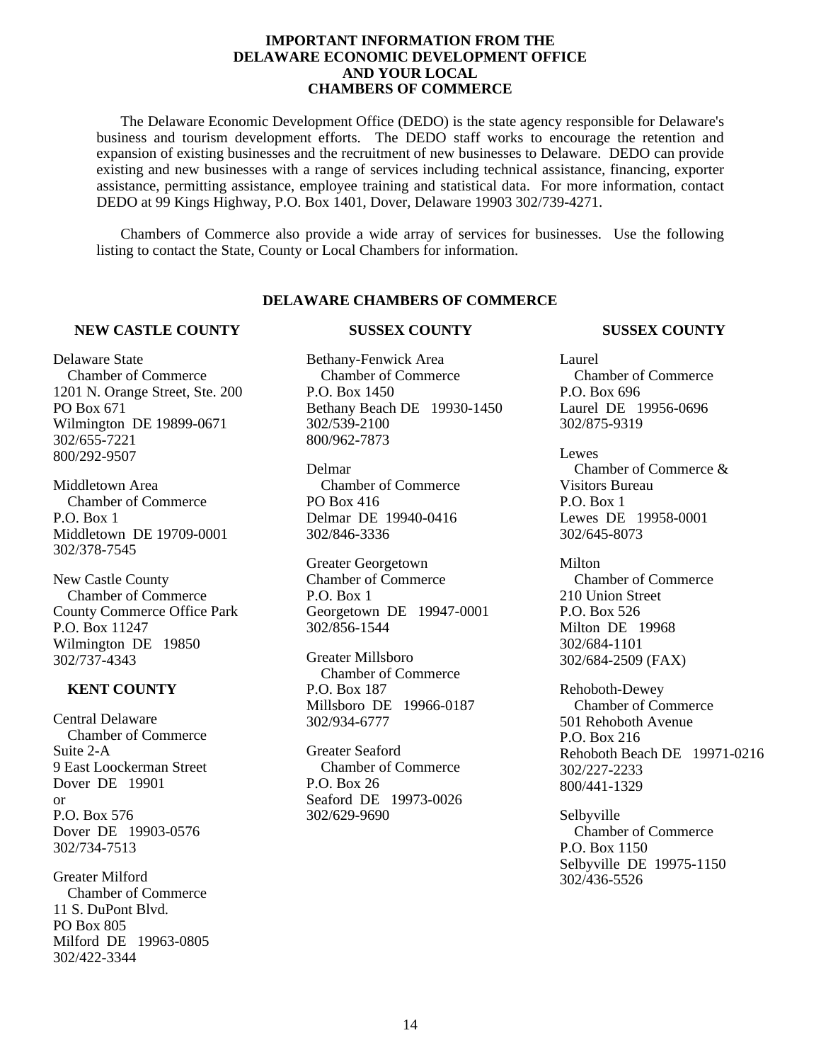**IMPORTANT INFORMATION FROM THE DELAWARE ECONOMIC DEVELOPMENT OFFICE AND YOUR LOCAL CHAMBERS OF COMMERCE**

The Delaware Economic Development Office (DEDO) is the state agency responsible for Delaware's business and tourism development efforts. The DEDO staff works to encourage the retention and expansion of existing businesses and the recruitment of new businesses to Delaware. DEDO can provide existing and new businesses with a range of services including technical assistance, financing, exporter assistance, permitting assistance, employee training and statistical data. For more information, contact DEDO at 99 Kings Highway, P.O. Box 1401, Dover, Delaware 19903 302/739-4271.

Chambers of Commerce also provide a wide array of services for businesses. Use the following listing to contact the State, County or Local Chambers for information.

**DELAWARE CHAMBERS OF COMMERCE**

**NEW CASTLE COUNTY**

Delaware State
Chamber of Commerce
1201 N. Orange Street, Ste. 200
PO Box 671
Wilmington DE 19899-0671
302/655-7221
800/292-9507

Middletown Area
Chamber of Commerce
P.O. Box 1
Middletown DE 19709-0001
302/378-7545

New Castle County
Chamber of Commerce
County Commerce Office Park
P.O. Box 11247
Wilmington DE 19850
302/737-4343

**KENT COUNTY**

Central Delaware
Chamber of Commerce
Suite 2-A
9 East Loockerman Street
Dover DE 19901
or
P.O. Box 576
Dover DE 19903-0576
302/734-7513

Greater Milford
Chamber of Commerce
11 S. DuPont Blvd.
PO Box 805
Milford DE 19963-0805
302/422-3344

**SUSSEX COUNTY**

Bethany-Fenwick Area
Chamber of Commerce
P.O. Box 1450
Bethany Beach DE 19930-1450
302/539-2100
800/962-7873

Delmar
Chamber of Commerce
PO Box 416
Delmar DE 19940-0416
302/846-3336

Greater Georgetown
Chamber of Commerce
P.O. Box 1
Georgetown DE 19947-0001
302/856-1544

Greater Millsboro
Chamber of Commerce
P.O. Box 187
Millsboro DE 19966-0187
302/934-6777

Greater Seaford
Chamber of Commerce
P.O. Box 26
Seaford DE 19973-0026
302/629-9690

**SUSSEX COUNTY**

Laurel
Chamber of Commerce
P.O. Box 696
Laurel DE 19956-0696
302/875-9319

Lewes
Chamber of Commerce &
Visitors Bureau
P.O. Box 1
Lewes DE 19958-0001
302/645-8073

Milton
Chamber of Commerce
210 Union Street
P.O. Box 526
Milton DE 19968
302/684-1101
302/684-2509 (FAX)

Rehoboth-Dewey
Chamber of Commerce
501 Rehoboth Avenue
P.O. Box 216
Rehoboth Beach DE 19971-0216
302/227-2233
800/441-1329

Selbyville
Chamber of Commerce
P.O. Box 1150
Selbyville DE 19975-1150
302/436-5526